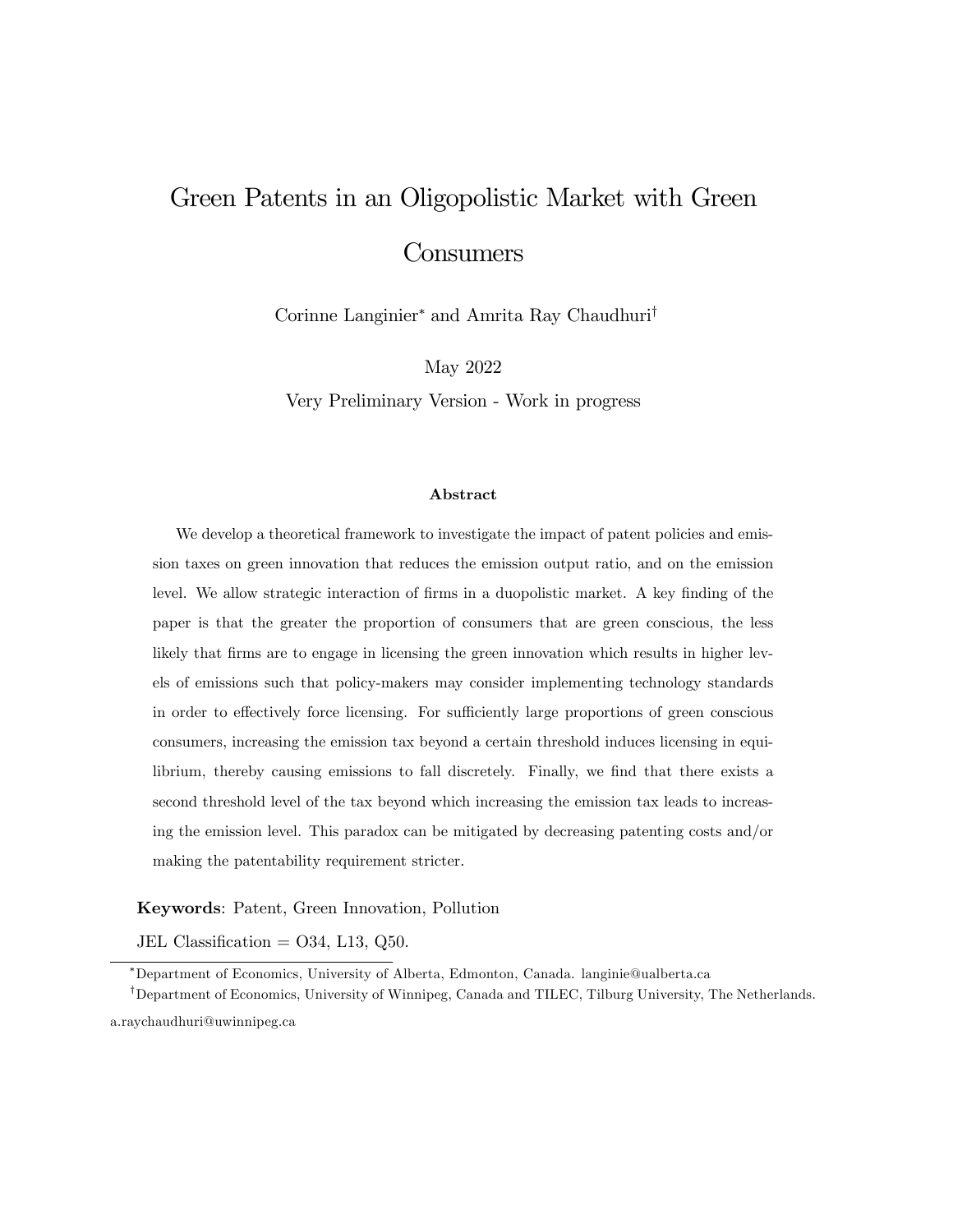# Green Patents in an Oligopolistic Market with Green Consumers

Corinne Langinier[*] and Amrita Ray Chaudhuri[†]

May 2022

Very Preliminary Version - Work in progress

### Abstract

We develop a theoretical framework to investigate the impact of patent policies and emission taxes on green innovation that reduces the emission output ratio, and on the emission level. We allow strategic interaction of firms in a duopolistic market. A key finding of the paper is that the greater the proportion of consumers that are green conscious, the less likely that firms are to engage in licensing the green innovation which results in higher levels of emissions such that policy-makers may consider implementing technology standards in order to effectively force licensing. For sufficiently large proportions of green conscious consumers, increasing the emission tax beyond a certain threshold induces licensing in equilibrium, thereby causing emissions to fall discretely. Finally, we find that there exists a second threshold level of the tax beyond which increasing the emission tax leads to increasing the emission level. This paradox can be mitigated by decreasing patenting costs and/or making the patentability requirement stricter.

**Keywords**: Patent, Green Innovation, Pollution

JEL Classification = O34, L13, Q50.

---

[*] Department of Economics, University of Alberta, Edmonton, Canada. langinie@ualberta.ca

[†] Department of Economics, University of Winnipeg, Canada and TILEC, Tilburg University, The Netherlands. a.raychaudhuri@uwinnipeg.ca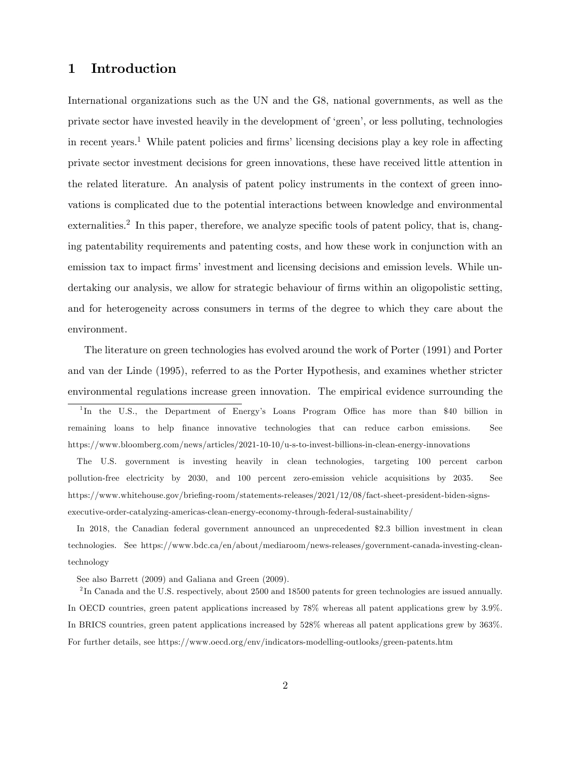# 1 Introduction

International organizations such as the UN and the G8, national governments, as well as the private sector have invested heavily in the development of 'green', or less polluting, technologies in recent years.[1] While patent policies and firms' licensing decisions play a key role in affecting private sector investment decisions for green innovations, these have received little attention in the related literature. An analysis of patent policy instruments in the context of green innovations is complicated due to the potential interactions between knowledge and environmental externalities.[2] In this paper, therefore, we analyze specific tools of patent policy, that is, changing patentability requirements and patenting costs, and how these work in conjunction with an emission tax to impact firms' investment and licensing decisions and emission levels. While undertaking our analysis, we allow for strategic behaviour of firms within an oligopolistic setting, and for heterogeneity across consumers in terms of the degree to which they care about the environment.

The literature on green technologies has evolved around the work of Porter (1991) and Porter and van der Linde (1995), referred to as the Porter Hypothesis, and examines whether stricter environmental regulations increase green innovation. The empirical evidence surrounding the

---

[1] In the U.S., the Department of Energy's Loans Program Office has more than $40 billion in remaining loans to help finance innovative technologies that can reduce carbon emissions. See https://www.bloomberg.com/news/articles/2021-10-10/u-s-to-invest-billions-in-clean-energy-innovations

The U.S. government is investing heavily in clean technologies, targeting 100 percent carbon pollution-free electricity by 2030, and 100 percent zero-emission vehicle acquisitions by 2035. See https://www.whitehouse.gov/briefing-room/statements-releases/2021/12/08/fact-sheet-president-biden-signs-executive-order-catalyzing-americas-clean-energy-economy-through-federal-sustainability/

In 2018, the Canadian federal government announced an unprecedented $2.3 billion investment in clean technologies. See https://www.bdc.ca/en/about/mediaroom/news-releases/government-canada-investing-clean-technology

See also Barrett (2009) and Galiana and Green (2009).

[2] In Canada and the U.S. respectively, about 2500 and 18500 patents for green technologies are issued annually. In OECD countries, green patent applications increased by 78% whereas all patent applications grew by 3.9%. In BRICS countries, green patent applications increased by 528% whereas all patent applications grew by 363%. For further details, see https://www.oecd.org/env/indicators-modelling-outlooks/green-patents.htm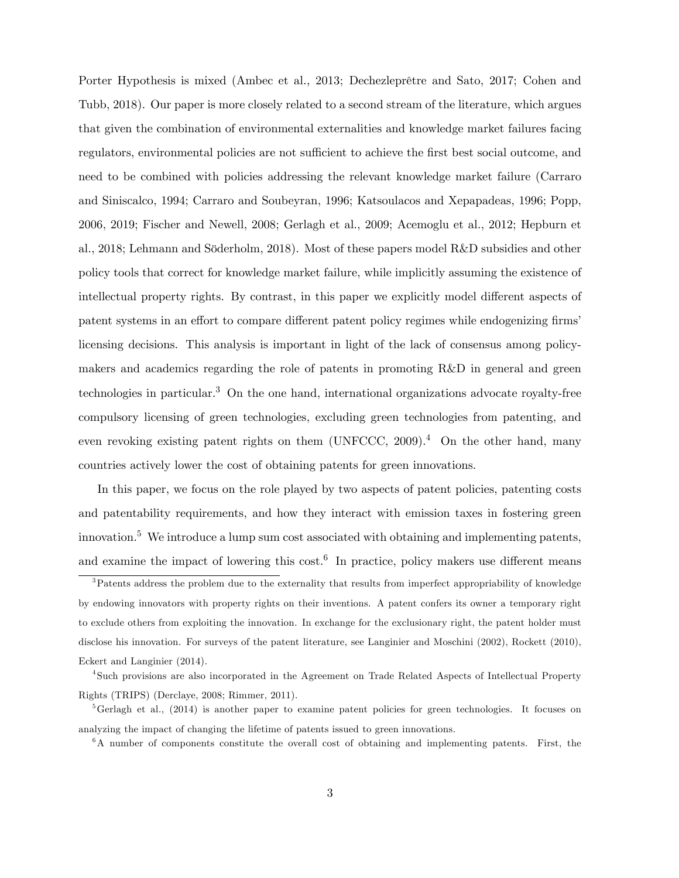Porter Hypothesis is mixed (Ambec et al., 2013; Dechezleprêtre and Sato, 2017; Cohen and Tubb, 2018). Our paper is more closely related to a second stream of the literature, which argues that given the combination of environmental externalities and knowledge market failures facing regulators, environmental policies are not sufficient to achieve the first best social outcome, and need to be combined with policies addressing the relevant knowledge market failure (Carraro and Siniscalco, 1994; Carraro and Soubeyran, 1996; Katsoulacos and Xepapadeas, 1996; Popp, 2006, 2019; Fischer and Newell, 2008; Gerlagh et al., 2009; Acemoglu et al., 2012; Hepburn et al., 2018; Lehmann and Söderholm, 2018). Most of these papers model R&D subsidies and other policy tools that correct for knowledge market failure, while implicitly assuming the existence of intellectual property rights. By contrast, in this paper we explicitly model different aspects of patent systems in an effort to compare different patent policy regimes while endogenizing firms' licensing decisions. This analysis is important in light of the lack of consensus among policy-makers and academics regarding the role of patents in promoting R&D in general and green technologies in particular.[3] On the one hand, international organizations advocate royalty-free compulsory licensing of green technologies, excluding green technologies from patenting, and even revoking existing patent rights on them (UNFCCC, 2009).[4] On the other hand, many countries actively lower the cost of obtaining patents for green innovations.

In this paper, we focus on the role played by two aspects of patent policies, patenting costs and patentability requirements, and how they interact with emission taxes in fostering green innovation.[5] We introduce a lump sum cost associated with obtaining and implementing patents, and examine the impact of lowering this cost.[6] In practice, policy makers use different means

---

[3] Patents address the problem due to the externality that results from imperfect appropriability of knowledge by endowing innovators with property rights on their inventions. A patent confers its owner a temporary right to exclude others from exploiting the innovation. In exchange for the exclusionary right, the patent holder must disclose his innovation. For surveys of the patent literature, see Langinier and Moschini (2002), Rockett (2010), Eckert and Langinier (2014).

[4] Such provisions are also incorporated in the Agreement on Trade Related Aspects of Intellectual Property Rights (TRIPS) (Derclaye, 2008; Rimmer, 2011).

[5] Gerlagh et al., (2014) is another paper to examine patent policies for green technologies. It focuses on analyzing the impact of changing the lifetime of patents issued to green innovations.

[6] A number of components constitute the overall cost of obtaining and implementing patents. First, the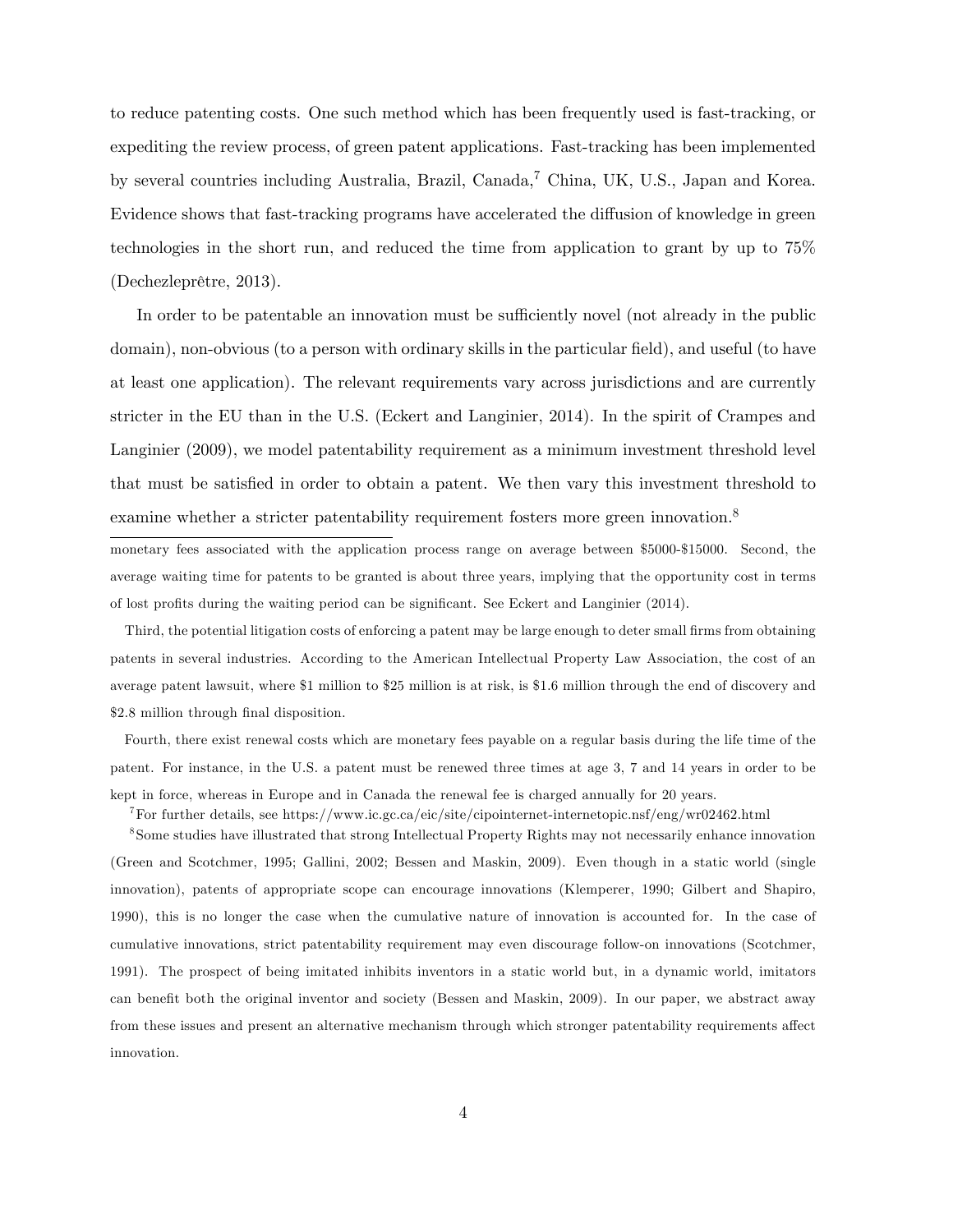to reduce patenting costs. One such method which has been frequently used is fast-tracking, or expediting the review process, of green patent applications. Fast-tracking has been implemented by several countries including Australia, Brazil, Canada,[7] China, UK, U.S., Japan and Korea. Evidence shows that fast-tracking programs have accelerated the diffusion of knowledge in green technologies in the short run, and reduced the time from application to grant by up to 75% (Dechezleprêtre, 2013).

In order to be patentable an innovation must be sufficiently novel (not already in the public domain), non-obvious (to a person with ordinary skills in the particular field), and useful (to have at least one application). The relevant requirements vary across jurisdictions and are currently stricter in the EU than in the U.S. (Eckert and Langinier, 2014). In the spirit of Crampes and Langinier (2009), we model patentability requirement as a minimum investment threshold level that must be satisfied in order to obtain a patent. We then vary this investment threshold to examine whether a stricter patentability requirement fosters more green innovation.[8]

---

monetary fees associated with the application process range on average between $5000-$15000. Second, the average waiting time for patents to be granted is about three years, implying that the opportunity cost in terms of lost profits during the waiting period can be significant. See Eckert and Langinier (2014).

Third, the potential litigation costs of enforcing a patent may be large enough to deter small firms from obtaining patents in several industries. According to the American Intellectual Property Law Association, the cost of an average patent lawsuit, where $1 million to $25 million is at risk, is $1.6 million through the end of discovery and $2.8 million through final disposition.

Fourth, there exist renewal costs which are monetary fees payable on a regular basis during the life time of the patent. For instance, in the U.S. a patent must be renewed three times at age 3, 7 and 14 years in order to be kept in force, whereas in Europe and in Canada the renewal fee is charged annually for 20 years.

[7] For further details, see https://www.ic.gc.ca/eic/site/cipointernet-internetopic.nsf/eng/wr02462.html

[8] Some studies have illustrated that strong Intellectual Property Rights may not necessarily enhance innovation (Green and Scotchmer, 1995; Gallini, 2002; Bessen and Maskin, 2009). Even though in a static world (single innovation), patents of appropriate scope can encourage innovations (Klemperer, 1990; Gilbert and Shapiro, 1990), this is no longer the case when the cumulative nature of innovation is accounted for. In the case of cumulative innovations, strict patentability requirement may even discourage follow-on innovations (Scotchmer, 1991). The prospect of being imitated inhibits inventors in a static world but, in a dynamic world, imitators can benefit both the original inventor and society (Bessen and Maskin, 2009). In our paper, we abstract away from these issues and present an alternative mechanism through which stronger patentability requirements affect innovation.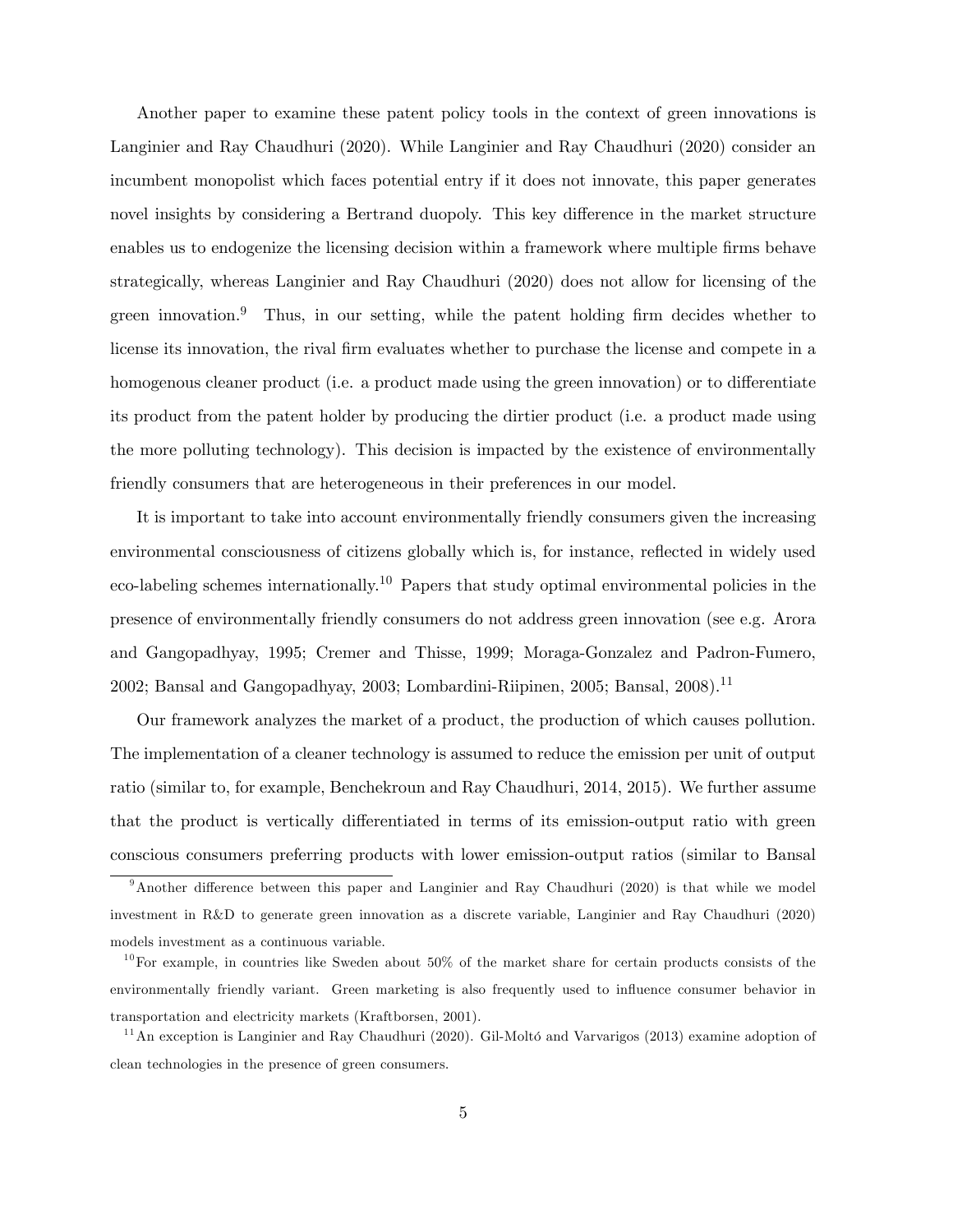Another paper to examine these patent policy tools in the context of green innovations is Langinier and Ray Chaudhuri (2020). While Langinier and Ray Chaudhuri (2020) consider an incumbent monopolist which faces potential entry if it does not innovate, this paper generates novel insights by considering a Bertrand duopoly. This key difference in the market structure enables us to endogenize the licensing decision within a framework where multiple firms behave strategically, whereas Langinier and Ray Chaudhuri (2020) does not allow for licensing of the green innovation.[9] Thus, in our setting, while the patent holding firm decides whether to license its innovation, the rival firm evaluates whether to purchase the license and compete in a homogenous cleaner product (i.e. a product made using the green innovation) or to differentiate its product from the patent holder by producing the dirtier product (i.e. a product made using the more polluting technology). This decision is impacted by the existence of environmentally friendly consumers that are heterogeneous in their preferences in our model.

It is important to take into account environmentally friendly consumers given the increasing environmental consciousness of citizens globally which is, for instance, reflected in widely used eco-labeling schemes internationally.[10] Papers that study optimal environmental policies in the presence of environmentally friendly consumers do not address green innovation (see e.g. Arora and Gangopadhyay, 1995; Cremer and Thisse, 1999; Moraga-Gonzalez and Padron-Fumero, 2002; Bansal and Gangopadhyay, 2003; Lombardini-Riipinen, 2005; Bansal, 2008).[11]

Our framework analyzes the market of a product, the production of which causes pollution. The implementation of a cleaner technology is assumed to reduce the emission per unit of output ratio (similar to, for example, Benchekroun and Ray Chaudhuri, 2014, 2015). We further assume that the product is vertically differentiated in terms of its emission-output ratio with green conscious consumers preferring products with lower emission-output ratios (similar to Bansal

[9] Another difference between this paper and Langinier and Ray Chaudhuri (2020) is that while we model investment in R&D to generate green innovation as a discrete variable, Langinier and Ray Chaudhuri (2020) models investment as a continuous variable.

[10] For example, in countries like Sweden about 50% of the market share for certain products consists of the environmentally friendly variant. Green marketing is also frequently used to influence consumer behavior in transportation and electricity markets (Kraftborsen, 2001).

[11] An exception is Langinier and Ray Chaudhuri (2020). Gil-Moltó and Varvarigos (2013) examine adoption of clean technologies in the presence of green consumers.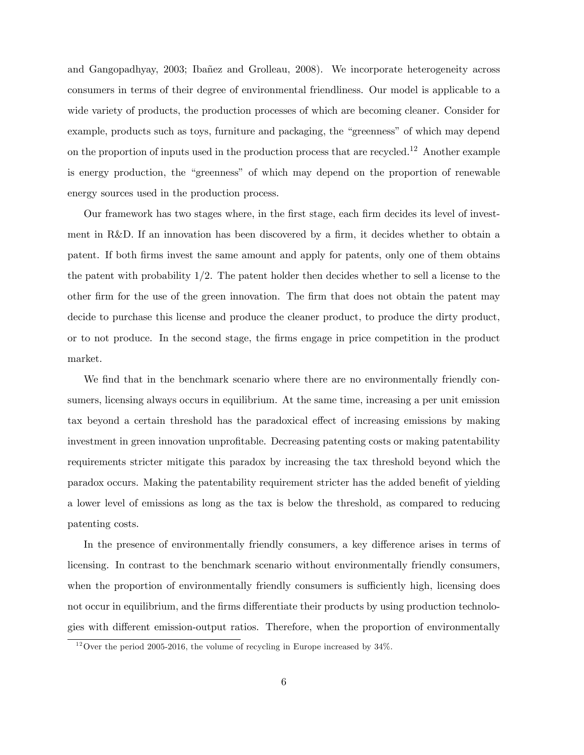and Gangopadhyay, 2003; Ibañez and Grolleau, 2008). We incorporate heterogeneity across consumers in terms of their degree of environmental friendliness. Our model is applicable to a wide variety of products, the production processes of which are becoming cleaner. Consider for example, products such as toys, furniture and packaging, the "greenness" of which may depend on the proportion of inputs used in the production process that are recycled.[12] Another example is energy production, the "greenness" of which may depend on the proportion of renewable energy sources used in the production process.

Our framework has two stages where, in the first stage, each firm decides its level of investment in R&D. If an innovation has been discovered by a firm, it decides whether to obtain a patent. If both firms invest the same amount and apply for patents, only one of them obtains the patent with probability 1/2. The patent holder then decides whether to sell a license to the other firm for the use of the green innovation. The firm that does not obtain the patent may decide to purchase this license and produce the cleaner product, to produce the dirty product, or to not produce. In the second stage, the firms engage in price competition in the product market.

We find that in the benchmark scenario where there are no environmentally friendly consumers, licensing always occurs in equilibrium. At the same time, increasing a per unit emission tax beyond a certain threshold has the paradoxical effect of increasing emissions by making investment in green innovation unprofitable. Decreasing patenting costs or making patentability requirements stricter mitigate this paradox by increasing the tax threshold beyond which the paradox occurs. Making the patentability requirement stricter has the added benefit of yielding a lower level of emissions as long as the tax is below the threshold, as compared to reducing patenting costs.

In the presence of environmentally friendly consumers, a key difference arises in terms of licensing. In contrast to the benchmark scenario without environmentally friendly consumers, when the proportion of environmentally friendly consumers is sufficiently high, licensing does not occur in equilibrium, and the firms differentiate their products by using production technologies with different emission-output ratios. Therefore, when the proportion of environmentally

[12] Over the period 2005-2016, the volume of recycling in Europe increased by 34%.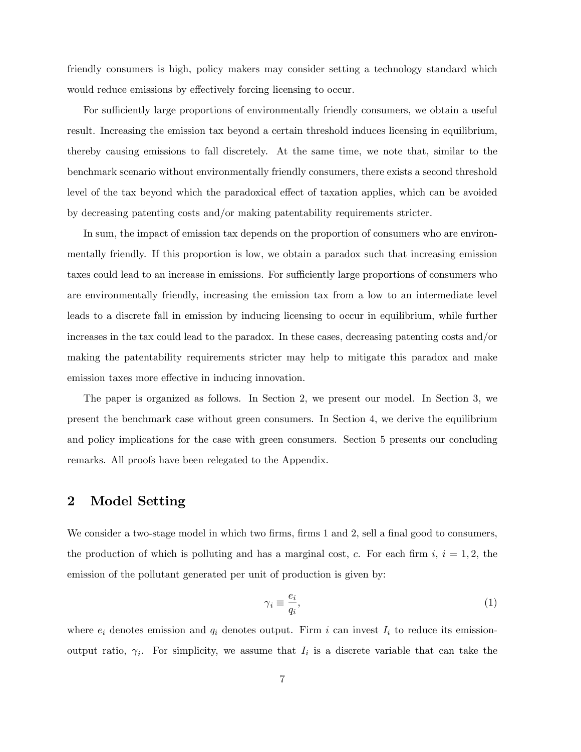friendly consumers is high, policy makers may consider setting a technology standard which would reduce emissions by effectively forcing licensing to occur.

For sufficiently large proportions of environmentally friendly consumers, we obtain a useful result. Increasing the emission tax beyond a certain threshold induces licensing in equilibrium, thereby causing emissions to fall discretely. At the same time, we note that, similar to the benchmark scenario without environmentally friendly consumers, there exists a second threshold level of the tax beyond which the paradoxical effect of taxation applies, which can be avoided by decreasing patenting costs and/or making patentability requirements stricter.

In sum, the impact of emission tax depends on the proportion of consumers who are environmentally friendly. If this proportion is low, we obtain a paradox such that increasing emission taxes could lead to an increase in emissions. For sufficiently large proportions of consumers who are environmentally friendly, increasing the emission tax from a low to an intermediate level leads to a discrete fall in emission by inducing licensing to occur in equilibrium, while further increases in the tax could lead to the paradox. In these cases, decreasing patenting costs and/or making the patentability requirements stricter may help to mitigate this paradox and make emission taxes more effective in inducing innovation.

The paper is organized as follows. In Section 2, we present our model. In Section 3, we present the benchmark case without green consumers. In Section 4, we derive the equilibrium and policy implications for the case with green consumers. Section 5 presents our concluding remarks. All proofs have been relegated to the Appendix.

## 2 Model Setting

We consider a two-stage model in which two firms, firms 1 and 2, sell a final good to consumers, the production of which is polluting and has a marginal cost, $c$. For each firm $i$, $i = 1, 2$, the emission of the pollutant generated per unit of production is given by:

$$\gamma_i \equiv \frac{e_i}{q_i}, \tag{1}$$

where $e_i$ denotes emission and $q_i$ denotes output. Firm $i$ can invest $I_i$ to reduce its emission-output ratio, $\gamma_i$. For simplicity, we assume that $I_i$ is a discrete variable that can take the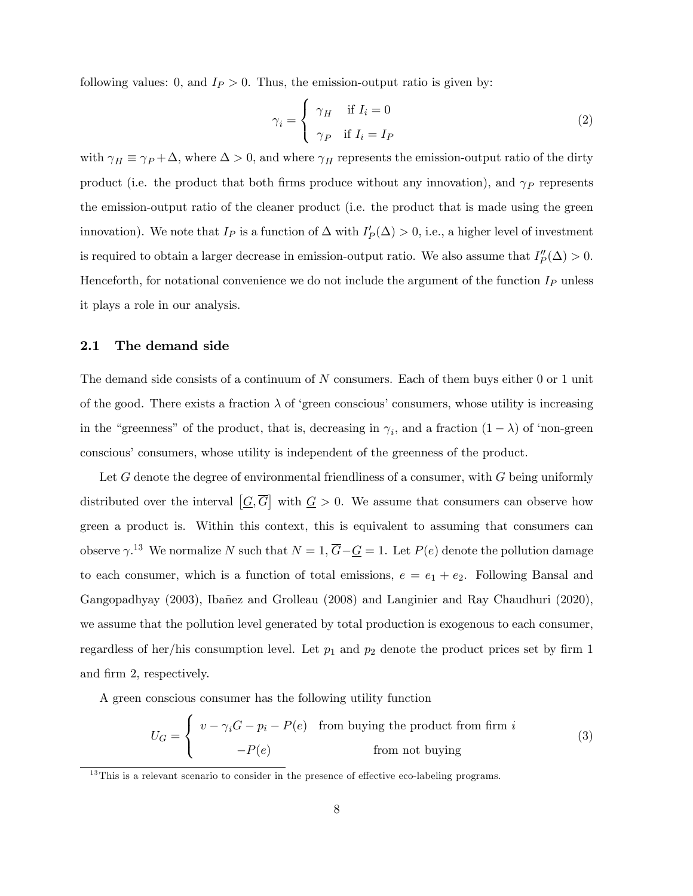following values: 0, and $I_P > 0$. Thus, the emission-output ratio is given by:

$$\gamma_i = \begin{cases} \gamma_H & \text{if } I_i = 0 \\ \gamma_P & \text{if } I_i = I_P \end{cases} \tag{2}$$

with $\gamma_H \equiv \gamma_P + \Delta$, where $\Delta > 0$, and where $\gamma_H$ represents the emission-output ratio of the dirty product (i.e. the product that both firms produce without any innovation), and $\gamma_P$ represents the emission-output ratio of the cleaner product (i.e. the product that is made using the green innovation). We note that $I_P$ is a function of $\Delta$ with $I_P'(\Delta) > 0$, i.e., a higher level of investment is required to obtain a larger decrease in emission-output ratio. We also assume that $I_P''(\Delta) > 0$. Henceforth, for notational convenience we do not include the argument of the function $I_P$ unless it plays a role in our analysis.

## 2.1 The demand side

The demand side consists of a continuum of $N$ consumers. Each of them buys either 0 or 1 unit of the good. There exists a fraction $\lambda$ of 'green conscious' consumers, whose utility is increasing in the "greenness" of the product, that is, decreasing in $\gamma_i$, and a fraction $(1 - \lambda)$ of 'non-green conscious' consumers, whose utility is independent of the greenness of the product.

Let $G$ denote the degree of environmental friendliness of a consumer, with $G$ being uniformly distributed over the interval $[\underline{G}, \overline{G}]$ with $\underline{G} > 0$. We assume that consumers can observe how green a product is. Within this context, this is equivalent to assuming that consumers can observe $\gamma$.[13] We normalize $N$ such that $N = 1$, $\overline{G} - \underline{G} = 1$. Let $P(e)$ denote the pollution damage to each consumer, which is a function of total emissions, $e = e_1 + e_2$. Following Bansal and Gangopadhyay (2003), Ibañez and Grolleau (2008) and Langinier and Ray Chaudhuri (2020), we assume that the pollution level generated by total production is exogenous to each consumer, regardless of her/his consumption level. Let $p_1$ and $p_2$ denote the product prices set by firm 1 and firm 2, respectively.

A green conscious consumer has the following utility function

$$U_G = \begin{cases} v - \gamma_i G - p_i - P(e) & \text{from buying the product from firm } i \\ -P(e) & \text{from not buying} \end{cases} \tag{3}$$

[13] This is a relevant scenario to consider in the presence of effective eco-labeling programs.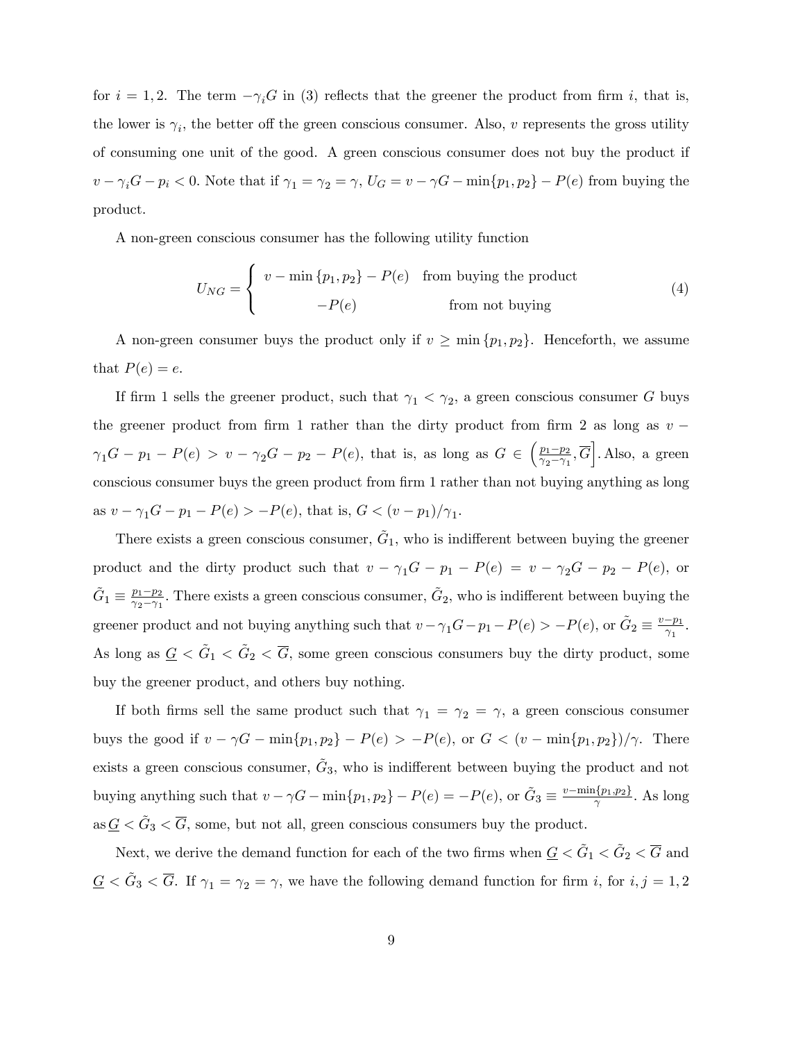for $i = 1, 2$. The term $-\gamma_i G$ in (3) reflects that the greener the product from firm $i$, that is, the lower is $\gamma_i$, the better off the green conscious consumer. Also, $v$ represents the gross utility of consuming one unit of the good. A green conscious consumer does not buy the product if $v - \gamma_i G - p_i < 0$. Note that if $\gamma_1 = \gamma_2 = \gamma$, $U_G = v - \gamma G - \min\{p_1, p_2\} - P(e)$ from buying the product.

A non-green conscious consumer has the following utility function

$$U_{NG} = \begin{cases} v - \min\{p_1, p_2\} - P(e) & \text{from buying the product} \\ -P(e) & \text{from not buying} \end{cases} \tag{4}$$

A non-green consumer buys the product only if $v \geq \min\{p_1, p_2\}$. Henceforth, we assume that $P(e) = e$.

If firm 1 sells the greener product, such that $\gamma_1 < \gamma_2$, a green conscious consumer $G$ buys the greener product from firm 1 rather than the dirty product from firm 2 as long as $v - \gamma_1 G - p_1 - P(e) > v - \gamma_2 G - p_2 - P(e)$, that is, as long as $G \in \left(\frac{p_1 - p_2}{\gamma_2 - \gamma_1}, \overline{G}\right]$. Also, a green conscious consumer buys the green product from firm 1 rather than not buying anything as long as $v - \gamma_1 G - p_1 - P(e) > -P(e)$, that is, $G < (v - p_1)/\gamma_1$.

There exists a green conscious consumer, $\tilde{G}_1$, who is indifferent between buying the greener product and the dirty product such that $v - \gamma_1 G - p_1 - P(e) = v - \gamma_2 G - p_2 - P(e)$, or $\tilde{G}_1 \equiv \frac{p_1 - p_2}{\gamma_2 - \gamma_1}$. There exists a green conscious consumer, $\tilde{G}_2$, who is indifferent between buying the greener product and not buying anything such that $v - \gamma_1 G - p_1 - P(e) > -P(e)$, or $\tilde{G}_2 \equiv \frac{v - p_1}{\gamma_1}$. As long as $\underline{G} < \tilde{G}_1 < \tilde{G}_2 < \overline{G}$, some green conscious consumers buy the dirty product, some buy the greener product, and others buy nothing.

If both firms sell the same product such that $\gamma_1 = \gamma_2 = \gamma$, a green conscious consumer buys the good if $v - \gamma G - \min\{p_1, p_2\} - P(e) > -P(e)$, or $G < (v - \min\{p_1, p_2\})/\gamma$. There exists a green conscious consumer, $\tilde{G}_3$, who is indifferent between buying the product and not buying anything such that $v - \gamma G - \min\{p_1, p_2\} - P(e) = -P(e)$, or $\tilde{G}_3 \equiv \frac{v - \min\{p_1, p_2\}}{\gamma}$. As long as $\underline{G} < \tilde{G}_3 < \overline{G}$, some, but not all, green conscious consumers buy the product.

Next, we derive the demand function for each of the two firms when $\underline{G} < \tilde{G}_1 < \tilde{G}_2 < \overline{G}$ and $\underline{G} < \tilde{G}_3 < \overline{G}$. If $\gamma_1 = \gamma_2 = \gamma$, we have the following demand function for firm $i$, for $i, j = 1, 2$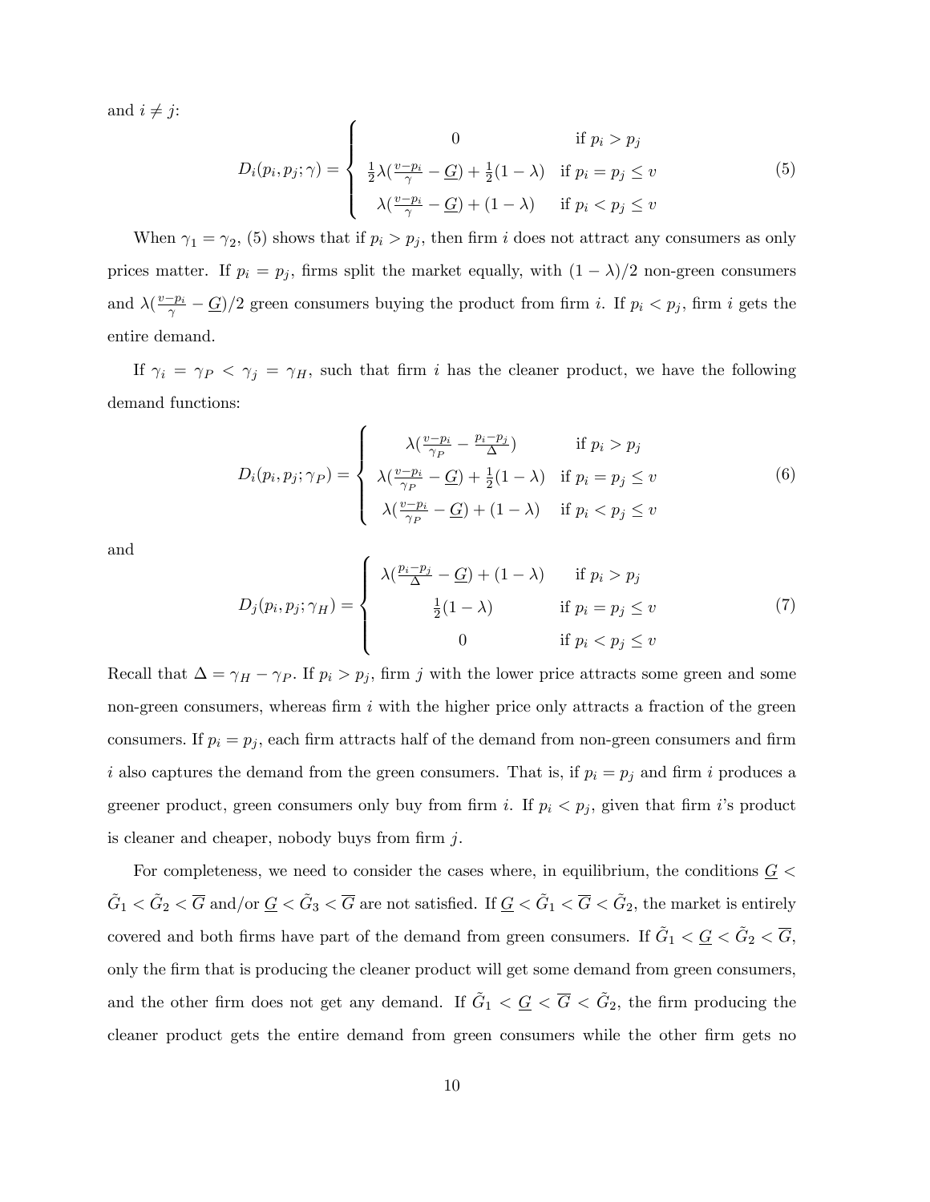and $i \neq j$:

$$D_i(p_i, p_j; \gamma) = \begin{cases} 0 & \text{if } p_i > p_j \\ \frac{1}{2}\lambda(\frac{v-p_i}{\gamma} - \underline{G}) + \frac{1}{2}(1-\lambda) & \text{if } p_i = p_j \leq v \\ \lambda(\frac{v-p_i}{\gamma} - \underline{G}) + (1-\lambda) & \text{if } p_i < p_j \leq v \end{cases} \tag{5}$$

When $\gamma_1 = \gamma_2$, (5) shows that if $p_i > p_j$, then firm $i$ does not attract any consumers as only prices matter. If $p_i = p_j$, firms split the market equally, with $(1-\lambda)/2$ non-green consumers and $\lambda(\frac{v-p_i}{\gamma} - \underline{G})/2$ green consumers buying the product from firm $i$. If $p_i < p_j$, firm $i$ gets the entire demand.

If $\gamma_i = \gamma_P < \gamma_j = \gamma_H$, such that firm $i$ has the cleaner product, we have the following demand functions:

$$D_i(p_i, p_j; \gamma_P) = \begin{cases} \lambda(\frac{v-p_i}{\gamma_P} - \frac{p_i-p_j}{\Delta}) & \text{if } p_i > p_j \\ \lambda(\frac{v-p_i}{\gamma_P} - \underline{G}) + \frac{1}{2}(1-\lambda) & \text{if } p_i = p_j \leq v \\ \lambda(\frac{v-p_i}{\gamma_P} - \underline{G}) + (1-\lambda) & \text{if } p_i < p_j \leq v \end{cases} \tag{6}$$

and

$$D_j(p_i, p_j; \gamma_H) = \begin{cases} \lambda(\frac{p_i-p_j}{\Delta} - \underline{G}) + (1-\lambda) & \text{if } p_i > p_j \\ \frac{1}{2}(1-\lambda) & \text{if } p_i = p_j \leq v \\ 0 & \text{if } p_i < p_j \leq v \end{cases} \tag{7}$$

Recall that $\Delta = \gamma_H - \gamma_P$. If $p_i > p_j$, firm $j$ with the lower price attracts some green and some non-green consumers, whereas firm $i$ with the higher price only attracts a fraction of the green consumers. If $p_i = p_j$, each firm attracts half of the demand from non-green consumers and firm $i$ also captures the demand from the green consumers. That is, if $p_i = p_j$ and firm $i$ produces a greener product, green consumers only buy from firm $i$. If $p_i < p_j$, given that firm $i$'s product is cleaner and cheaper, nobody buys from firm $j$.

For completeness, we need to consider the cases where, in equilibrium, the conditions $\underline{G} < \tilde{G}_1 < \tilde{G}_2 < \overline{G}$ and/or $\underline{G} < \tilde{G}_3 < \overline{G}$ are not satisfied. If $\underline{G} < \tilde{G}_1 < \overline{G} < \tilde{G}_2$, the market is entirely covered and both firms have part of the demand from green consumers. If $\tilde{G}_1 < \underline{G} < \tilde{G}_2 < \overline{G}$, only the firm that is producing the cleaner product will get some demand from green consumers, and the other firm does not get any demand. If $\tilde{G}_1 < \underline{G} < \overline{G} < \tilde{G}_2$, the firm producing the cleaner product gets the entire demand from green consumers while the other firm gets no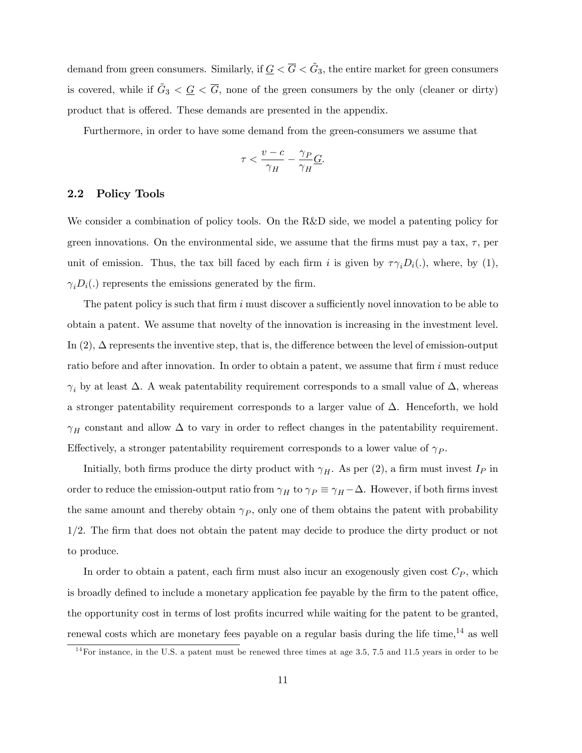demand from green consumers. Similarly, if $\underline{G} < \overline{G} < \tilde{G}_3$, the entire market for green consumers is covered, while if $\tilde{G}_3 < \underline{G} < \overline{G}$, none of the green consumers by the only (cleaner or dirty) product that is offered. These demands are presented in the appendix.

Furthermore, in order to have some demand from the green-consumers we assume that

$$\tau < \frac{v - c}{\gamma_H} - \frac{\gamma_P}{\gamma_H}\underline{G}.$$

## 2.2 Policy Tools

We consider a combination of policy tools. On the R&D side, we model a patenting policy for green innovations. On the environmental side, we assume that the firms must pay a tax, $\tau$, per unit of emission. Thus, the tax bill faced by each firm $i$ is given by $\tau\gamma_i D_i(.)$, where, by (1), $\gamma_i D_i(.)$ represents the emissions generated by the firm.

The patent policy is such that firm $i$ must discover a sufficiently novel innovation to be able to obtain a patent. We assume that novelty of the innovation is increasing in the investment level. In (2), $\Delta$ represents the inventive step, that is, the difference between the level of emission-output ratio before and after innovation. In order to obtain a patent, we assume that firm $i$ must reduce $\gamma_i$ by at least $\Delta$. A weak patentability requirement corresponds to a small value of $\Delta$, whereas a stronger patentability requirement corresponds to a larger value of $\Delta$. Henceforth, we hold $\gamma_H$ constant and allow $\Delta$ to vary in order to reflect changes in the patentability requirement. Effectively, a stronger patentability requirement corresponds to a lower value of $\gamma_P$.

Initially, both firms produce the dirty product with $\gamma_H$. As per (2), a firm must invest $I_P$ in order to reduce the emission-output ratio from $\gamma_H$ to $\gamma_P \equiv \gamma_H - \Delta$. However, if both firms invest the same amount and thereby obtain $\gamma_P$, only one of them obtains the patent with probability 1/2. The firm that does not obtain the patent may decide to produce the dirty product or not to produce.

In order to obtain a patent, each firm must also incur an exogenously given cost $C_P$, which is broadly defined to include a monetary application fee payable by the firm to the patent office, the opportunity cost in terms of lost profits incurred while waiting for the patent to be granted, renewal costs which are monetary fees payable on a regular basis during the life time,[14] as well

[14] For instance, in the U.S. a patent must be renewed three times at age 3.5, 7.5 and 11.5 years in order to be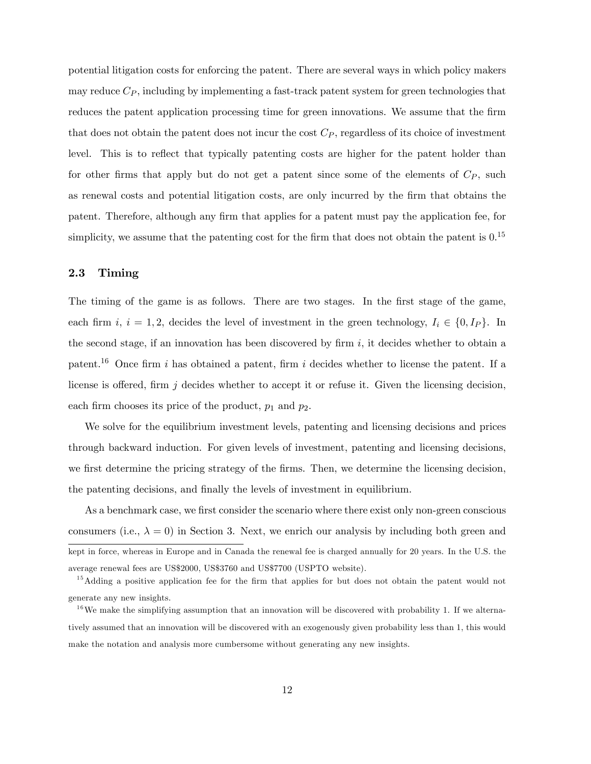potential litigation costs for enforcing the patent. There are several ways in which policy makers may reduce $C_P$, including by implementing a fast-track patent system for green technologies that reduces the patent application processing time for green innovations. We assume that the firm that does not obtain the patent does not incur the cost $C_P$, regardless of its choice of investment level. This is to reflect that typically patenting costs are higher for the patent holder than for other firms that apply but do not get a patent since some of the elements of $C_P$, such as renewal costs and potential litigation costs, are only incurred by the firm that obtains the patent. Therefore, although any firm that applies for a patent must pay the application fee, for simplicity, we assume that the patenting cost for the firm that does not obtain the patent is 0.[15]

### 2.3 Timing

The timing of the game is as follows. There are two stages. In the first stage of the game, each firm $i$, $i = 1, 2$, decides the level of investment in the green technology, $I_i \in \{0, I_P\}$. In the second stage, if an innovation has been discovered by firm $i$, it decides whether to obtain a patent.[16] Once firm $i$ has obtained a patent, firm $i$ decides whether to license the patent. If a license is offered, firm $j$ decides whether to accept it or refuse it. Given the licensing decision, each firm chooses its price of the product, $p_1$ and $p_2$.

We solve for the equilibrium investment levels, patenting and licensing decisions and prices through backward induction. For given levels of investment, patenting and licensing decisions, we first determine the pricing strategy of the firms. Then, we determine the licensing decision, the patenting decisions, and finally the levels of investment in equilibrium.

As a benchmark case, we first consider the scenario where there exist only non-green conscious consumers (i.e., $\lambda = 0$) in Section 3. Next, we enrich our analysis by including both green and

kept in force, whereas in Europe and in Canada the renewal fee is charged annually for 20 years. In the U.S. the average renewal fees are US$2000, US$3760 and US$7700 (USPTO website).

[15] Adding a positive application fee for the firm that applies for but does not obtain the patent would not generate any new insights.

[16] We make the simplifying assumption that an innovation will be discovered with probability 1. If we alternatively assumed that an innovation will be discovered with an exogenously given probability less than 1, this would make the notation and analysis more cumbersome without generating any new insights.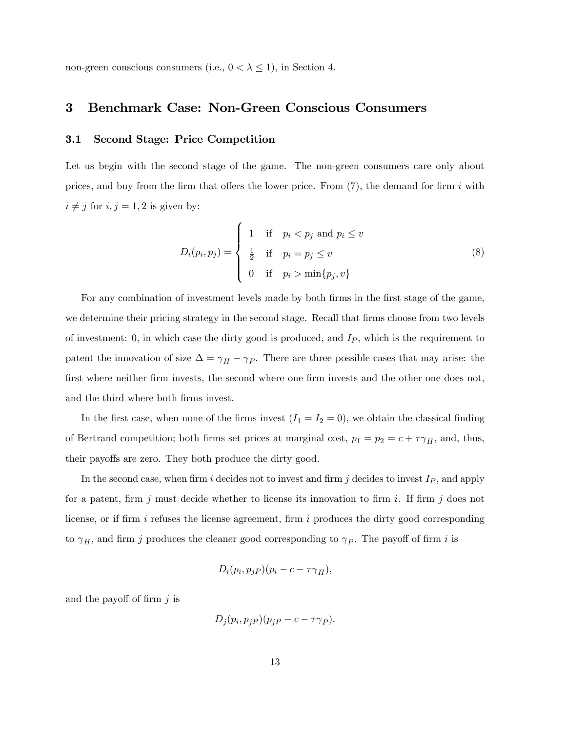non-green conscious consumers (i.e., $0 < \lambda \leq 1$), in Section 4.

## 3 Benchmark Case: Non-Green Conscious Consumers

### 3.1 Second Stage: Price Competition

Let us begin with the second stage of the game. The non-green consumers care only about prices, and buy from the firm that offers the lower price. From (7), the demand for firm $i$ with $i \neq j$ for $i, j = 1, 2$ is given by:

$$D_i(p_i, p_j) = \begin{cases} 1 & \text{if} \quad p_i < p_j \text{ and } p_i \leq v \\ \frac{1}{2} & \text{if} \quad p_i = p_j \leq v \\ 0 & \text{if} \quad p_i > \min\{p_j, v\} \end{cases} \tag{8}$$

For any combination of investment levels made by both firms in the first stage of the game, we determine their pricing strategy in the second stage. Recall that firms choose from two levels of investment: 0, in which case the dirty good is produced, and $I_P$, which is the requirement to patent the innovation of size $\Delta = \gamma_H - \gamma_P$. There are three possible cases that may arise: the first where neither firm invests, the second where one firm invests and the other one does not, and the third where both firms invest.

In the first case, when none of the firms invest ($I_1 = I_2 = 0$), we obtain the classical finding of Bertrand competition; both firms set prices at marginal cost, $p_1 = p_2 = c + \tau\gamma_H$, and, thus, their payoffs are zero. They both produce the dirty good.

In the second case, when firm $i$ decides not to invest and firm $j$ decides to invest $I_P$, and apply for a patent, firm $j$ must decide whether to license its innovation to firm $i$. If firm $j$ does not license, or if firm $i$ refuses the license agreement, firm $i$ produces the dirty good corresponding to $\gamma_H$, and firm $j$ produces the cleaner good corresponding to $\gamma_P$. The payoff of firm $i$ is

$$D_i(p_i, p_{jP})(p_i - c - \tau\gamma_H),$$

and the payoff of firm $j$ is

$$D_j(p_i, p_{jP})(p_{jP} - c - \tau\gamma_P).$$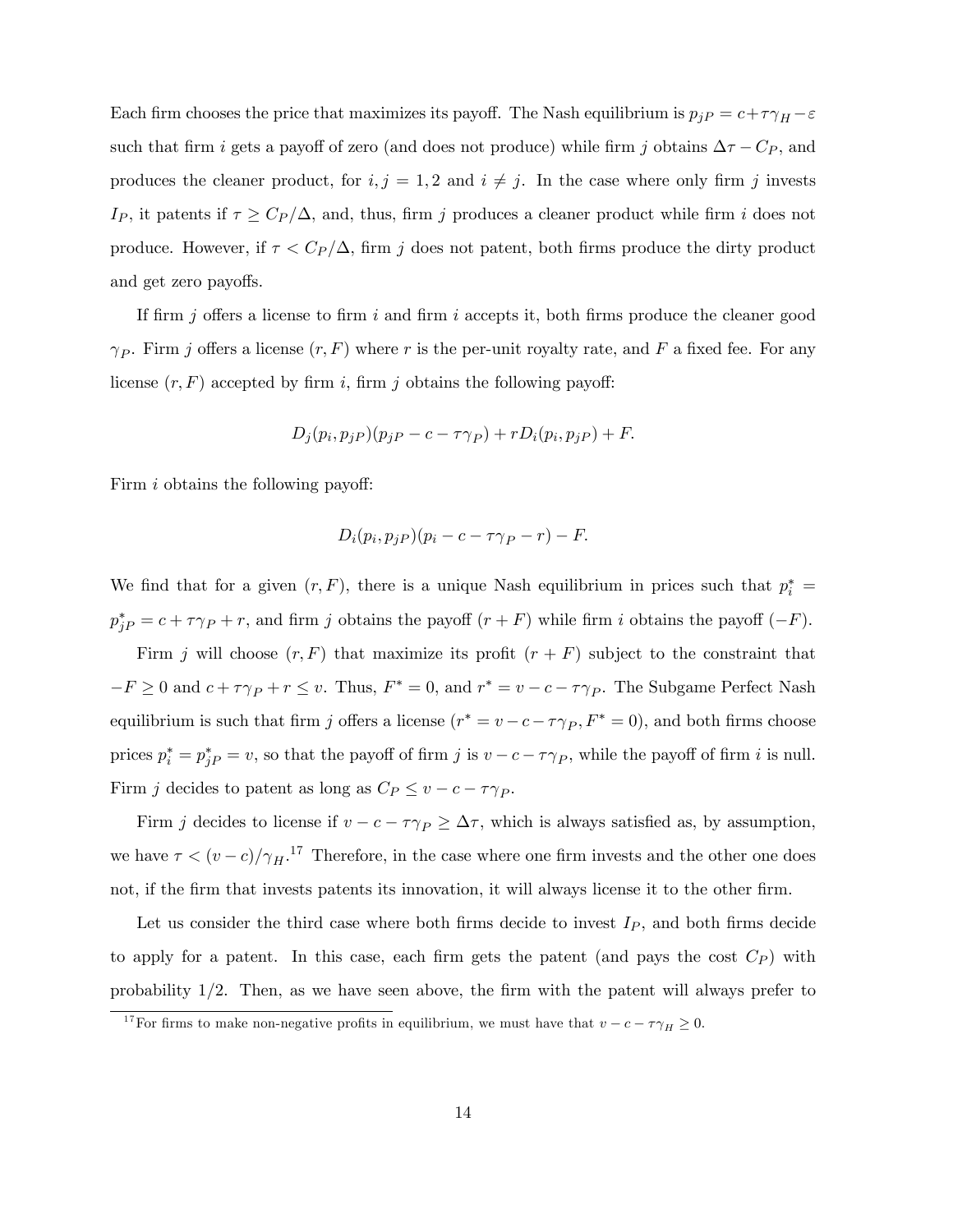Each firm chooses the price that maximizes its payoff. The Nash equilibrium is $p_{jP} = c+\tau\gamma_H - \varepsilon$ such that firm $i$ gets a payoff of zero (and does not produce) while firm $j$ obtains $\Delta\tau - C_P$, and produces the cleaner product, for $i, j = 1, 2$ and $i \neq j$. In the case where only firm $j$ invests $I_P$, it patents if $\tau \geq C_P/\Delta$, and, thus, firm $j$ produces a cleaner product while firm $i$ does not produce. However, if $\tau < C_P/\Delta$, firm $j$ does not patent, both firms produce the dirty product and get zero payoffs.

If firm $j$ offers a license to firm $i$ and firm $i$ accepts it, both firms produce the cleaner good $\gamma_P$. Firm $j$ offers a license $(r, F)$ where $r$ is the per-unit royalty rate, and $F$ a fixed fee. For any license $(r, F)$ accepted by firm $i$, firm $j$ obtains the following payoff:

$$D_j(p_i, p_{jP})(p_{jP} - c - \tau\gamma_P) + rD_i(p_i, p_{jP}) + F.$$

Firm $i$ obtains the following payoff:

$$D_i(p_i, p_{jP})(p_i - c - \tau\gamma_P - r) - F.$$

We find that for a given $(r, F)$, there is a unique Nash equilibrium in prices such that $p_i^* = p_{jP}^* = c + \tau\gamma_P + r$, and firm $j$ obtains the payoff $(r + F)$ while firm $i$ obtains the payoff $(-F)$.

Firm $j$ will choose $(r, F)$ that maximize its profit $(r + F)$ subject to the constraint that $-F \geq 0$ and $c + \tau\gamma_P + r \leq v$. Thus, $F^* = 0$, and $r^* = v - c - \tau\gamma_P$. The Subgame Perfect Nash equilibrium is such that firm $j$ offers a license ($r^* = v - c - \tau\gamma_P, F^* = 0$), and both firms choose prices $p_i^* = p_{jP}^* = v$, so that the payoff of firm $j$ is $v - c - \tau\gamma_P$, while the payoff of firm $i$ is null. Firm $j$ decides to patent as long as $C_P \leq v - c - \tau\gamma_P$.

Firm $j$ decides to license if $v - c - \tau\gamma_P \geq \Delta\tau$, which is always satisfied as, by assumption, we have $\tau < (v - c)/\gamma_H$.[17] Therefore, in the case where one firm invests and the other one does not, if the firm that invests patents its innovation, it will always license it to the other firm.

Let us consider the third case where both firms decide to invest $I_P$, and both firms decide to apply for a patent. In this case, each firm gets the patent (and pays the cost $C_P$) with probability 1/2. Then, as we have seen above, the firm with the patent will always prefer to

[17] For firms to make non-negative profits in equilibrium, we must have that $v - c - \tau\gamma_H \geq 0$.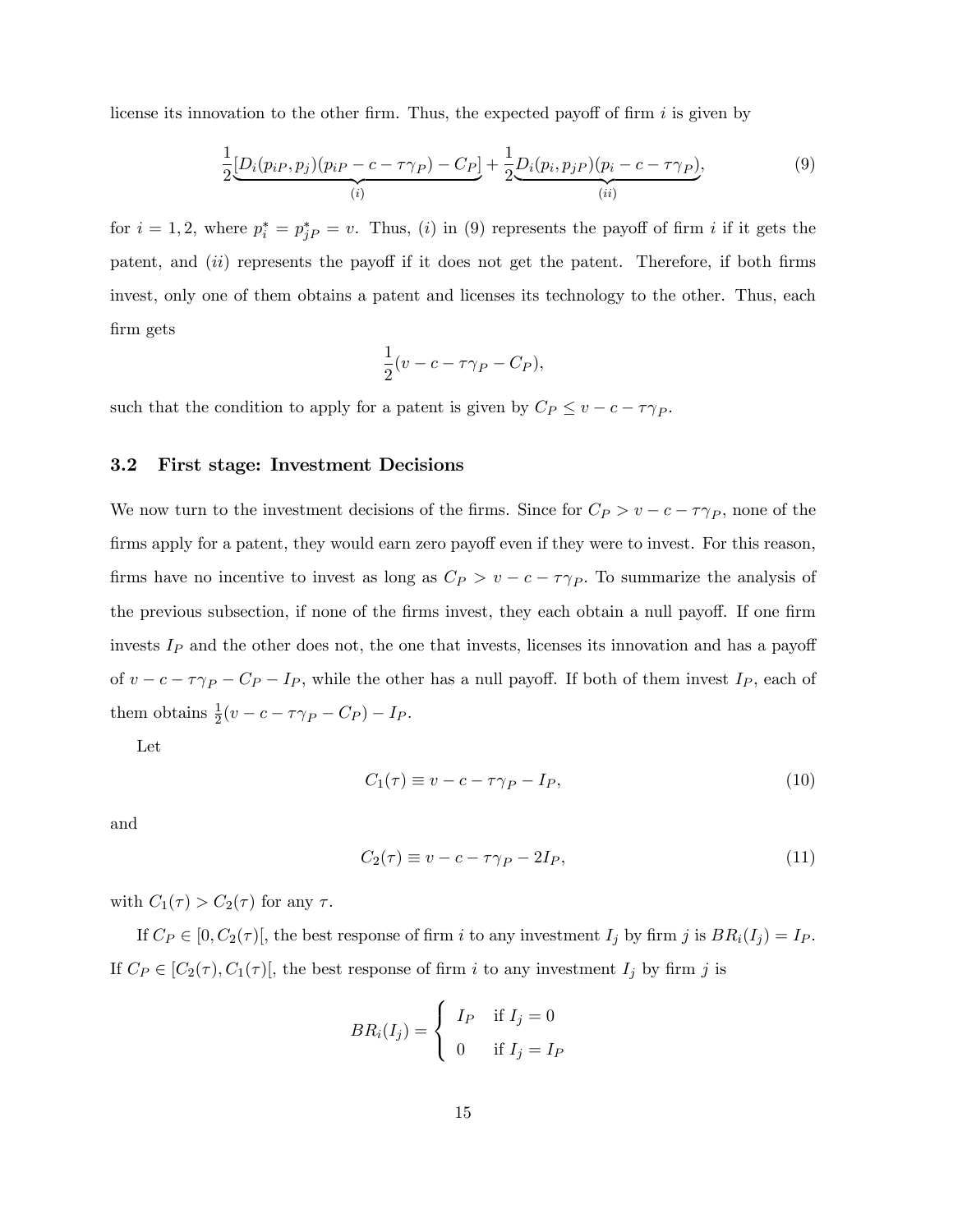license its innovation to the other firm. Thus, the expected payoff of firm $i$ is given by

$$\frac{1}{2}\underbrace{[D_i(p_{iP}, p_j)(p_{iP} - c - \tau\gamma_P) - C_P]}_{(i)} + \frac{1}{2}\underbrace{D_i(p_i, p_{jP})(p_i - c - \tau\gamma_P)}_{(ii)}, \tag{9}$$

for $i = 1, 2$, where $p_i^* = p_{jP}^* = v$. Thus, $(i)$ in (9) represents the payoff of firm $i$ if it gets the patent, and $(ii)$ represents the payoff if it does not get the patent. Therefore, if both firms invest, only one of them obtains a patent and licenses its technology to the other. Thus, each firm gets

$$\frac{1}{2}(v - c - \tau\gamma_P - C_P),$$

such that the condition to apply for a patent is given by $C_P \leq v - c - \tau\gamma_P$.

### 3.2 First stage: Investment Decisions

We now turn to the investment decisions of the firms. Since for $C_P > v - c - \tau\gamma_P$, none of the firms apply for a patent, they would earn zero payoff even if they were to invest. For this reason, firms have no incentive to invest as long as $C_P > v - c - \tau\gamma_P$. To summarize the analysis of the previous subsection, if none of the firms invest, they each obtain a null payoff. If one firm invests $I_P$ and the other does not, the one that invests, licenses its innovation and has a payoff of $v - c - \tau\gamma_P - C_P - I_P$, while the other has a null payoff. If both of them invest $I_P$, each of them obtains $\frac{1}{2}(v - c - \tau\gamma_P - C_P) - I_P$.

Let

$$C_1(\tau) \equiv v - c - \tau\gamma_P - I_P, \tag{10}$$

and

$$C_2(\tau) \equiv v - c - \tau\gamma_P - 2I_P, \tag{11}$$

with $C_1(\tau) > C_2(\tau)$ for any $\tau$.

If $C_P \in [0, C_2(\tau)[$, the best response of firm $i$ to any investment $I_j$ by firm $j$ is $BR_i(I_j) = I_P$. If $C_P \in [C_2(\tau), C_1(\tau)[$, the best response of firm $i$ to any investment $I_j$ by firm $j$ is

$$BR_i(I_j) = \begin{cases} I_P & \text{if } I_j = 0 \\ 0 & \text{if } I_j = I_P \end{cases}$$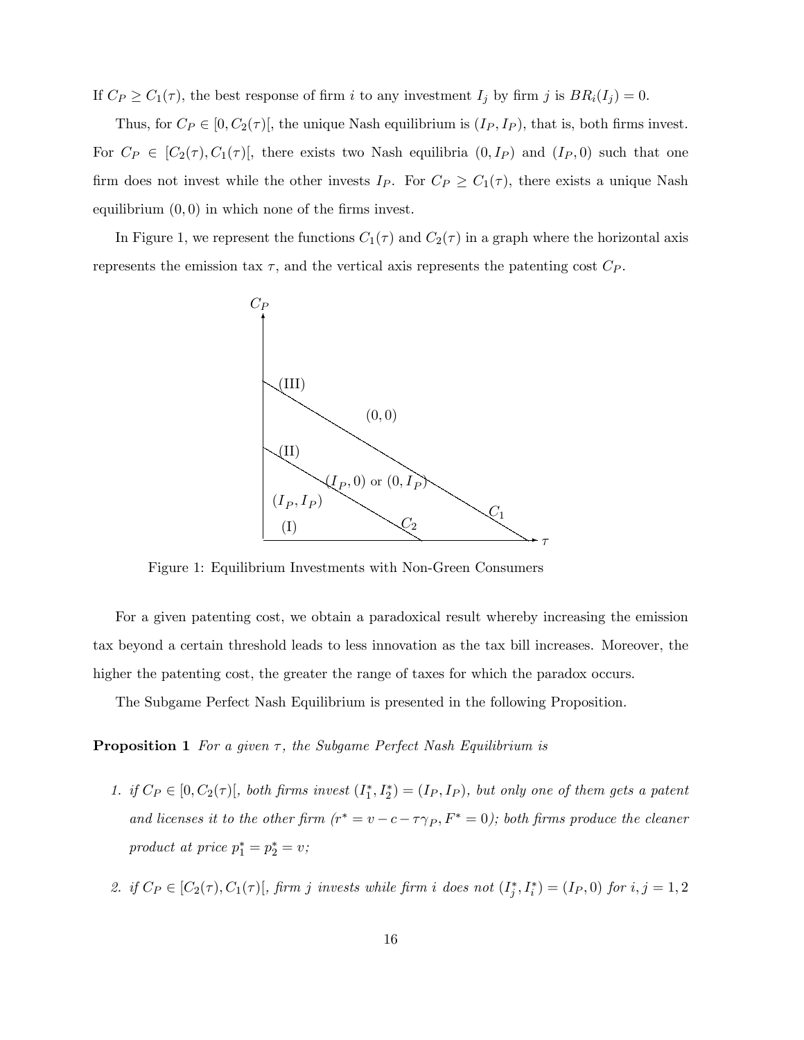If $C_P \geq C_1(\tau)$, the best response of firm $i$ to any investment $I_j$ by firm $j$ is $BR_i(I_j) = 0$.

Thus, for $C_P \in [0, C_2(\tau)[$, the unique Nash equilibrium is $(I_P, I_P)$, that is, both firms invest. For $C_P \in [C_2(\tau), C_1(\tau)[$, there exists two Nash equilibria $(0, I_P)$ and $(I_P, 0)$ such that one firm does not invest while the other invests $I_P$. For $C_P \geq C_1(\tau)$, there exists a unique Nash equilibrium $(0, 0)$ in which none of the firms invest.

In Figure 1, we represent the functions $C_1(\tau)$ and $C_2(\tau)$ in a graph where the horizontal axis represents the emission tax $\tau$, and the vertical axis represents the patenting cost $C_P$.

Figure 1: Equilibrium Investments with Non-Green Consumers

For a given patenting cost, we obtain a paradoxical result whereby increasing the emission tax beyond a certain threshold leads to less innovation as the tax bill increases. Moreover, the higher the patenting cost, the greater the range of taxes for which the paradox occurs.

The Subgame Perfect Nash Equilibrium is presented in the following Proposition.

**Proposition 1** *For a given $\tau$, the Subgame Perfect Nash Equilibrium is*

1. *if $C_P \in [0, C_2(\tau)[$, both firms invest $(I_1^*, I_2^*) = (I_P, I_P)$, but only one of them gets a patent and licenses it to the other firm ($r^* = v - c - \tau\gamma_P$, $F^* = 0$); both firms produce the cleaner product at price $p_1^* = p_2^* = v$;*

2. *if $C_P \in [C_2(\tau), C_1(\tau)[$, firm $j$ invests while firm $i$ does not $(I_j^*, I_i^*) = (I_P, 0)$ for $i, j = 1, 2$*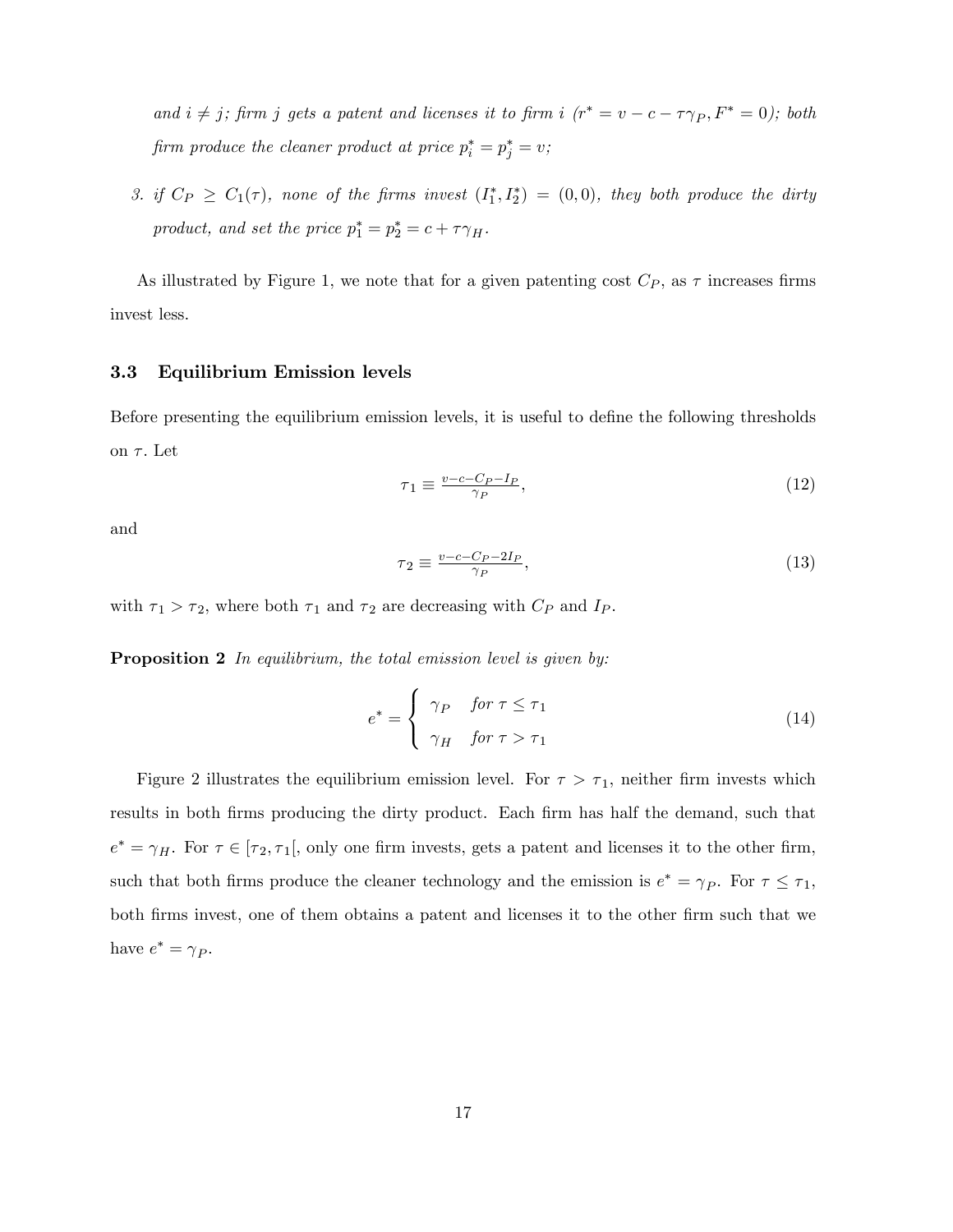*and $i \neq j$; firm $j$ gets a patent and licenses it to firm $i$ ($r^* = v - c - \tau\gamma_P, F^* = 0$); both firm produce the cleaner product at price $p_i^* = p_j^* = v$;*

3. *if $C_P \geq C_1(\tau)$, none of the firms invest $(I_1^*, I_2^*) = (0, 0)$, they both produce the dirty product, and set the price $p_1^* = p_2^* = c + \tau\gamma_H$.*

As illustrated by Figure 1, we note that for a given patenting cost $C_P$, as $\tau$ increases firms invest less.

### 3.3 Equilibrium Emission levels

Before presenting the equilibrium emission levels, it is useful to define the following thresholds on $\tau$. Let

$$\tau_1 \equiv \frac{v - c - C_P - I_P}{\gamma_P}, \tag{12}$$

and

$$\tau_2 \equiv \frac{v - c - C_P - 2I_P}{\gamma_P}, \tag{13}$$

with $\tau_1 > \tau_2$, where both $\tau_1$ and $\tau_2$ are decreasing with $C_P$ and $I_P$.

**Proposition 2** *In equilibrium, the total emission level is given by:*

$$e^* = \begin{cases} \gamma_P & \text{for } \tau \leq \tau_1 \\ \gamma_H & \text{for } \tau > \tau_1 \end{cases} \tag{14}$$

Figure 2 illustrates the equilibrium emission level. For $\tau > \tau_1$, neither firm invests which results in both firms producing the dirty product. Each firm has half the demand, such that $e^* = \gamma_H$. For $\tau \in [\tau_2, \tau_1[$, only one firm invests, gets a patent and licenses it to the other firm, such that both firms produce the cleaner technology and the emission is $e^* = \gamma_P$. For $\tau \leq \tau_1$, both firms invest, one of them obtains a patent and licenses it to the other firm such that we have $e^* = \gamma_P$.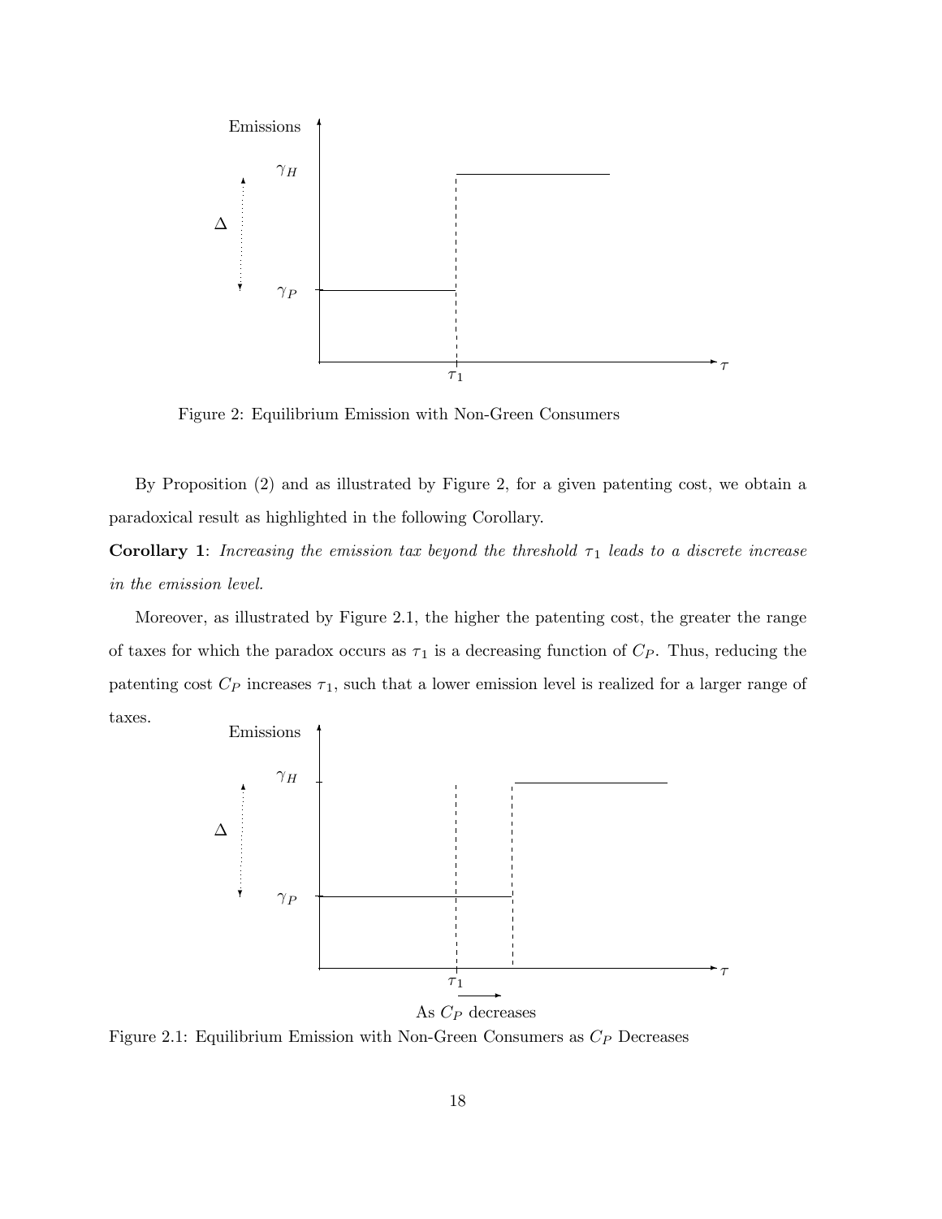Figure 2: Equilibrium Emission with Non-Green Consumers

By Proposition (2) and as illustrated by Figure 2, for a given patenting cost, we obtain a paradoxical result as highlighted in the following Corollary.

**Corollary 1**: *Increasing the emission tax beyond the threshold $\tau_1$ leads to a discrete increase in the emission level.*

Moreover, as illustrated by Figure 2.1, the higher the patenting cost, the greater the range of taxes for which the paradox occurs as $\tau_1$ is a decreasing function of $C_P$. Thus, reducing the patenting cost $C_P$ increases $\tau_1$, such that a lower emission level is realized for a larger range of taxes.

Figure 2.1: Equilibrium Emission with Non-Green Consumers as $C_P$ Decreases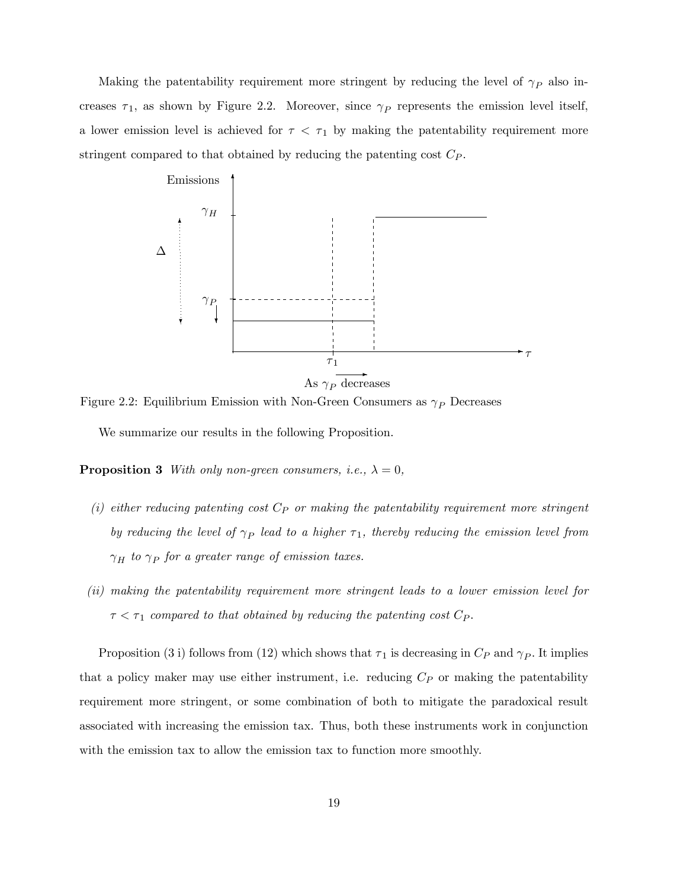Making the patentability requirement more stringent by reducing the level of $\gamma_P$ also increases $\tau_1$, as shown by Figure 2.2. Moreover, since $\gamma_P$ represents the emission level itself, a lower emission level is achieved for $\tau < \tau_1$ by making the patentability requirement more stringent compared to that obtained by reducing the patenting cost $C_P$.

Figure 2.2: Equilibrium Emission with Non-Green Consumers as $\gamma_P$ Decreases

We summarize our results in the following Proposition.

**Proposition 3** *With only non-green consumers, i.e., $\lambda = 0$,*

- *(i) either reducing patenting cost $C_P$ or making the patentability requirement more stringent by reducing the level of $\gamma_P$ lead to a higher $\tau_1$, thereby reducing the emission level from $\gamma_H$ to $\gamma_P$ for a greater range of emission taxes.*
- *(ii) making the patentability requirement more stringent leads to a lower emission level for $\tau < \tau_1$ compared to that obtained by reducing the patenting cost $C_P$.*

Proposition (3 i) follows from (12) which shows that $\tau_1$ is decreasing in $C_P$ and $\gamma_P$. It implies that a policy maker may use either instrument, i.e. reducing $C_P$ or making the patentability requirement more stringent, or some combination of both to mitigate the paradoxical result associated with increasing the emission tax. Thus, both these instruments work in conjunction with the emission tax to allow the emission tax to function more smoothly.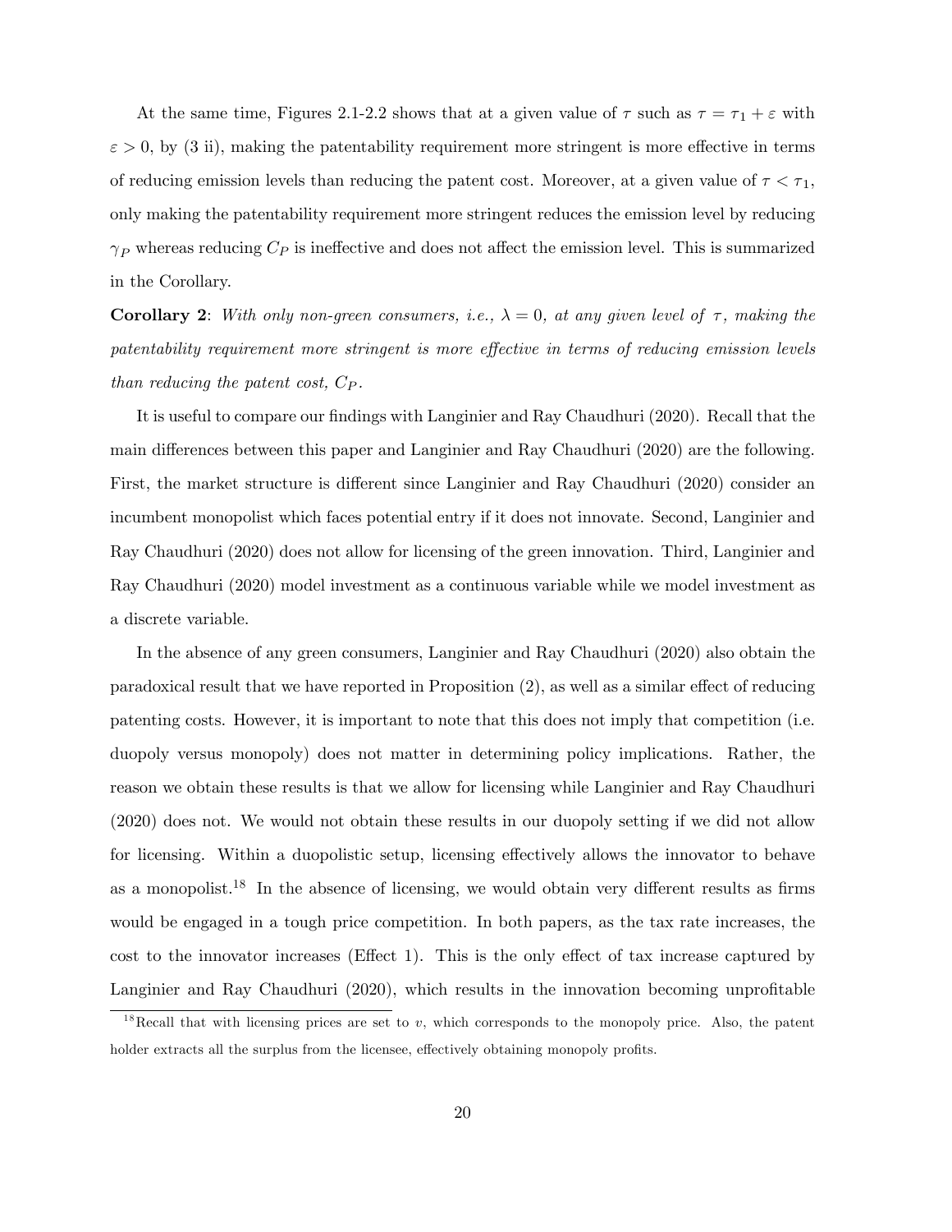At the same time, Figures 2.1-2.2 shows that at a given value of $\tau$ such as $\tau = \tau_1 + \varepsilon$ with $\varepsilon > 0$, by (3 ii), making the patentability requirement more stringent is more effective in terms of reducing emission levels than reducing the patent cost. Moreover, at a given value of $\tau < \tau_1$, only making the patentability requirement more stringent reduces the emission level by reducing $\gamma_P$ whereas reducing $C_P$ is ineffective and does not affect the emission level. This is summarized in the Corollary.

**Corollary 2**: *With only non-green consumers, i.e., $\lambda = 0$, at any given level of $\tau$, making the patentability requirement more stringent is more effective in terms of reducing emission levels than reducing the patent cost, $C_P$.*

It is useful to compare our findings with Langinier and Ray Chaudhuri (2020). Recall that the main differences between this paper and Langinier and Ray Chaudhuri (2020) are the following. First, the market structure is different since Langinier and Ray Chaudhuri (2020) consider an incumbent monopolist which faces potential entry if it does not innovate. Second, Langinier and Ray Chaudhuri (2020) does not allow for licensing of the green innovation. Third, Langinier and Ray Chaudhuri (2020) model investment as a continuous variable while we model investment as a discrete variable.

In the absence of any green consumers, Langinier and Ray Chaudhuri (2020) also obtain the paradoxical result that we have reported in Proposition (2), as well as a similar effect of reducing patenting costs. However, it is important to note that this does not imply that competition (i.e. duopoly versus monopoly) does not matter in determining policy implications. Rather, the reason we obtain these results is that we allow for licensing while Langinier and Ray Chaudhuri (2020) does not. We would not obtain these results in our duopoly setting if we did not allow for licensing. Within a duopolistic setup, licensing effectively allows the innovator to behave as a monopolist.[18] In the absence of licensing, we would obtain very different results as firms would be engaged in a tough price competition. In both papers, as the tax rate increases, the cost to the innovator increases (Effect 1). This is the only effect of tax increase captured by Langinier and Ray Chaudhuri (2020), which results in the innovation becoming unprofitable

[18] Recall that with licensing prices are set to $v$, which corresponds to the monopoly price. Also, the patent holder extracts all the surplus from the licensee, effectively obtaining monopoly profits.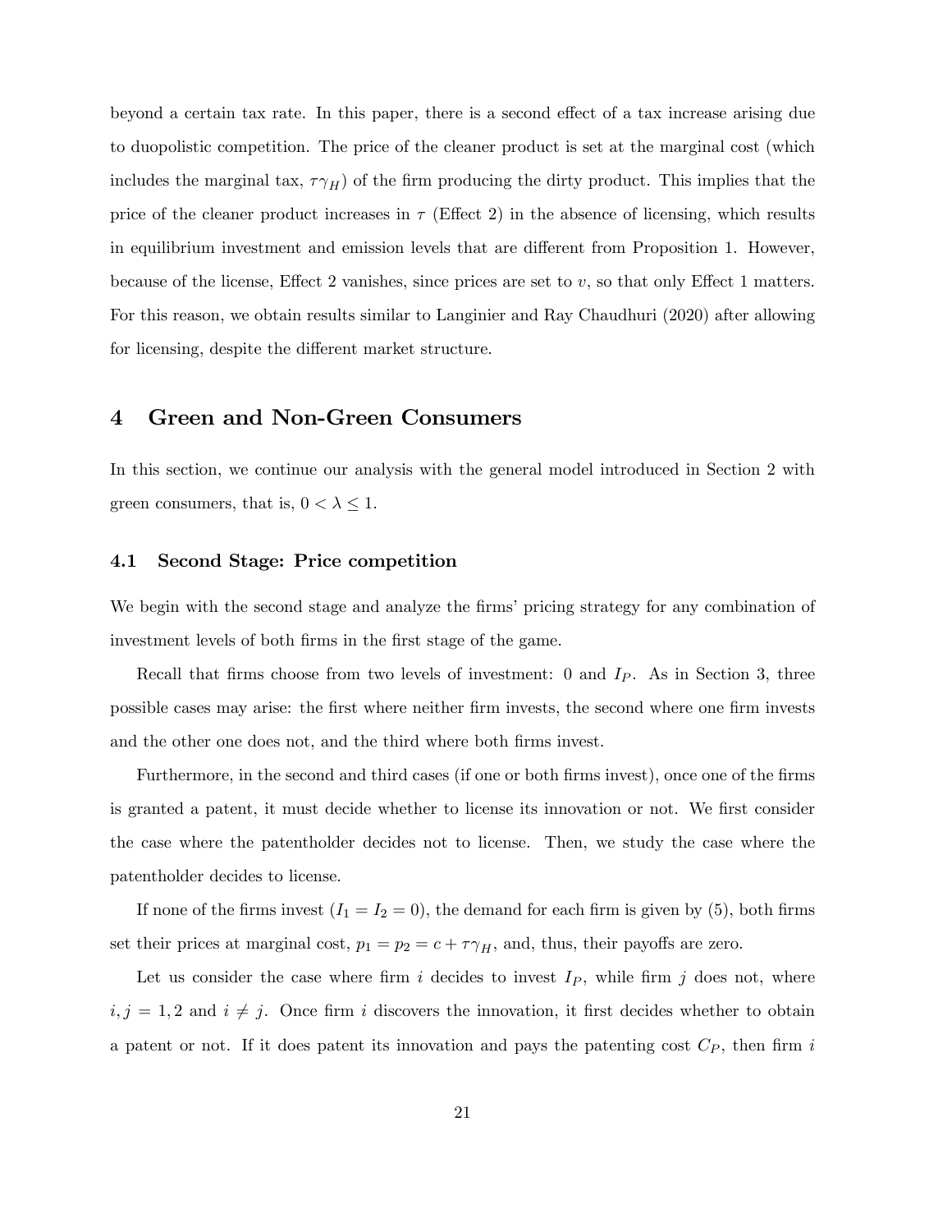beyond a certain tax rate. In this paper, there is a second effect of a tax increase arising due to duopolistic competition. The price of the cleaner product is set at the marginal cost (which includes the marginal tax, $\tau\gamma_H$) of the firm producing the dirty product. This implies that the price of the cleaner product increases in $\tau$ (Effect 2) in the absence of licensing, which results in equilibrium investment and emission levels that are different from Proposition 1. However, because of the license, Effect 2 vanishes, since prices are set to $v$, so that only Effect 1 matters. For this reason, we obtain results similar to Langinier and Ray Chaudhuri (2020) after allowing for licensing, despite the different market structure.

# 4 Green and Non-Green Consumers

In this section, we continue our analysis with the general model introduced in Section 2 with green consumers, that is, $0 < \lambda \leq 1$.

## 4.1 Second Stage: Price competition

We begin with the second stage and analyze the firms' pricing strategy for any combination of investment levels of both firms in the first stage of the game.

Recall that firms choose from two levels of investment: 0 and $I_P$. As in Section 3, three possible cases may arise: the first where neither firm invests, the second where one firm invests and the other one does not, and the third where both firms invest.

Furthermore, in the second and third cases (if one or both firms invest), once one of the firms is granted a patent, it must decide whether to license its innovation or not. We first consider the case where the patentholder decides not to license. Then, we study the case where the patentholder decides to license.

If none of the firms invest ($I_1 = I_2 = 0$), the demand for each firm is given by (5), both firms set their prices at marginal cost, $p_1 = p_2 = c + \tau\gamma_H$, and, thus, their payoffs are zero.

Let us consider the case where firm $i$ decides to invest $I_P$, while firm $j$ does not, where $i, j = 1, 2$ and $i \neq j$. Once firm $i$ discovers the innovation, it first decides whether to obtain a patent or not. If it does patent its innovation and pays the patenting cost $C_P$, then firm $i$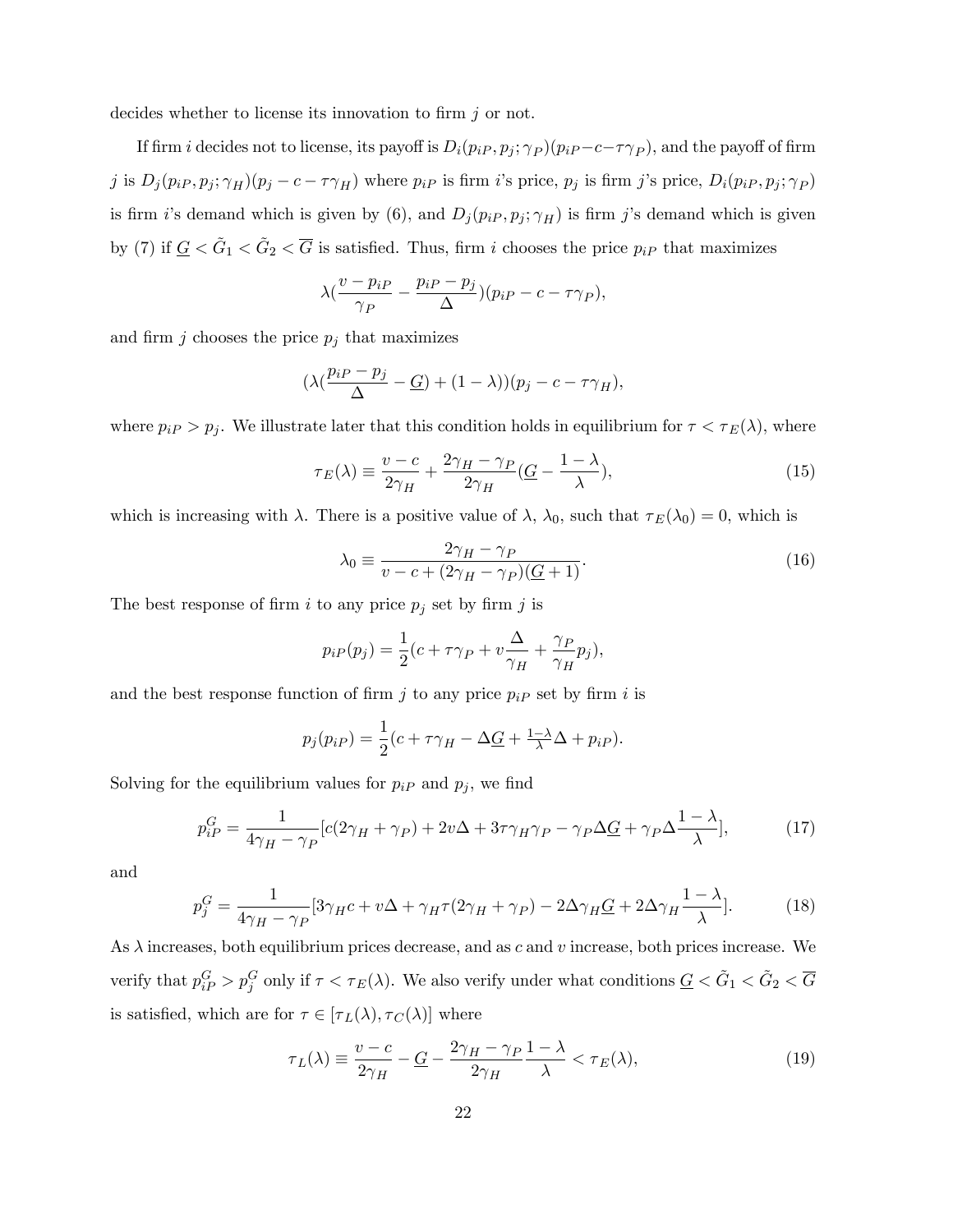decides whether to license its innovation to firm $j$ or not.

If firm $i$ decides not to license, its payoff is $D_i(p_{iP}, p_j; \gamma_P)(p_{iP} - c - \tau\gamma_P)$, and the payoff of firm $j$ is $D_j(p_{iP}, p_j; \gamma_H)(p_j - c - \tau\gamma_H)$ where $p_{iP}$ is firm $i$'s price, $p_j$ is firm $j$'s price, $D_i(p_{iP}, p_j; \gamma_P)$ is firm $i$'s demand which is given by (6), and $D_j(p_{iP}, p_j; \gamma_H)$ is firm $j$'s demand which is given by (7) if $\underline{G} < \tilde{G}_1 < \tilde{G}_2 < \overline{G}$ is satisfied. Thus, firm $i$ chooses the price $p_{iP}$ that maximizes

$$\lambda(\frac{v - p_{iP}}{\gamma_P} - \frac{p_{iP} - p_j}{\Delta})(p_{iP} - c - \tau\gamma_P),$$

and firm $j$ chooses the price $p_j$ that maximizes

$$(\lambda(\frac{p_{iP} - p_j}{\Delta} - \underline{G}) + (1 - \lambda))(p_j - c - \tau\gamma_H),$$

where $p_{iP} > p_j$. We illustrate later that this condition holds in equilibrium for $\tau < \tau_E(\lambda)$, where

$$\tau_E(\lambda) \equiv \frac{v - c}{2\gamma_H} + \frac{2\gamma_H - \gamma_P}{2\gamma_H}(\underline{G} - \frac{1 - \lambda}{\lambda}), \tag{15}$$

which is increasing with $\lambda$. There is a positive value of $\lambda$, $\lambda_0$, such that $\tau_E(\lambda_0) = 0$, which is

$$\lambda_0 \equiv \frac{2\gamma_H - \gamma_P}{v - c + (2\gamma_H - \gamma_P)(\underline{G} + 1)}. \tag{16}$$

The best response of firm $i$ to any price $p_j$ set by firm $j$ is

$$p_{iP}(p_j) = \frac{1}{2}(c + \tau\gamma_P + v\frac{\Delta}{\gamma_H} + \frac{\gamma_P}{\gamma_H}p_j),$$

and the best response function of firm $j$ to any price $p_{iP}$ set by firm $i$ is

$$p_j(p_{iP}) = \frac{1}{2}(c + \tau\gamma_H - \Delta\underline{G} + \tfrac{1-\lambda}{\lambda}\Delta + p_{iP}).$$

Solving for the equilibrium values for $p_{iP}$ and $p_j$, we find

$$p_{iP}^G = \frac{1}{4\gamma_H - \gamma_P}[c(2\gamma_H + \gamma_P) + 2v\Delta + 3\tau\gamma_H\gamma_P - \gamma_P\Delta\underline{G} + \gamma_P\Delta\frac{1 - \lambda}{\lambda}], \tag{17}$$

and

$$p_j^G = \frac{1}{4\gamma_H - \gamma_P}[3\gamma_H c + v\Delta + \gamma_H\tau(2\gamma_H + \gamma_P) - 2\Delta\gamma_H\underline{G} + 2\Delta\gamma_H\frac{1 - \lambda}{\lambda}]. \tag{18}$$

As $\lambda$ increases, both equilibrium prices decrease, and as $c$ and $v$ increase, both prices increase. We verify that $p_{iP}^G > p_j^G$ only if $\tau < \tau_E(\lambda)$. We also verify under what conditions $\underline{G} < \tilde{G}_1 < \tilde{G}_2 < \overline{G}$ is satisfied, which are for $\tau \in [\tau_L(\lambda), \tau_C(\lambda)]$ where

$$\tau_L(\lambda) \equiv \frac{v - c}{2\gamma_H} - \underline{G} - \frac{2\gamma_H - \gamma_P}{2\gamma_H}\frac{1 - \lambda}{\lambda} < \tau_E(\lambda), \tag{19}$$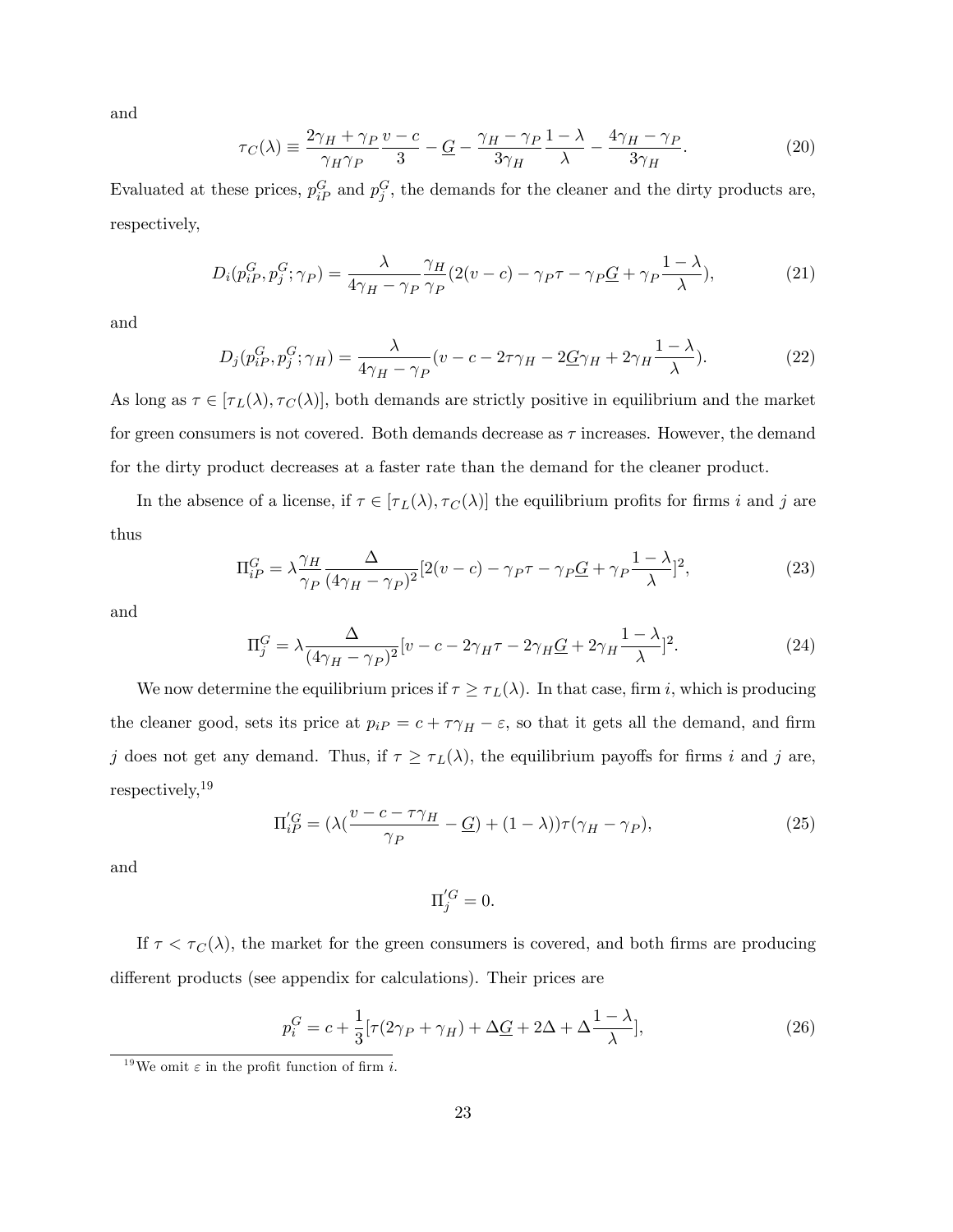and

$$\tau_C(\lambda) \equiv \frac{2\gamma_H + \gamma_P}{\gamma_H \gamma_P} \frac{v-c}{3} - \underline{G} - \frac{\gamma_H - \gamma_P}{3\gamma_H} \frac{1-\lambda}{\lambda} - \frac{4\gamma_H - \gamma_P}{3\gamma_H}. \tag{20}$$

Evaluated at these prices, $p_{iP}^G$ and $p_j^G$, the demands for the cleaner and the dirty products are, respectively,

$$D_i(p_{iP}^G, p_j^G; \gamma_P) = \frac{\lambda}{4\gamma_H - \gamma_P} \frac{\gamma_H}{\gamma_P} (2(v-c) - \gamma_P \tau - \gamma_P \underline{G} + \gamma_P \frac{1-\lambda}{\lambda}), \tag{21}$$

and

$$D_j(p_{iP}^G, p_j^G; \gamma_H) = \frac{\lambda}{4\gamma_H - \gamma_P} (v - c - 2\tau\gamma_H - 2\underline{G}\gamma_H + 2\gamma_H \frac{1-\lambda}{\lambda}). \tag{22}$$

As long as $\tau \in [\tau_L(\lambda), \tau_C(\lambda)]$, both demands are strictly positive in equilibrium and the market for green consumers is not covered. Both demands decrease as $\tau$ increases. However, the demand for the dirty product decreases at a faster rate than the demand for the cleaner product.

In the absence of a license, if $\tau \in [\tau_L(\lambda), \tau_C(\lambda)]$ the equilibrium profits for firms $i$ and $j$ are thus

$$\Pi_{iP}^G = \lambda \frac{\gamma_H}{\gamma_P} \frac{\Delta}{(4\gamma_H - \gamma_P)^2} [2(v-c) - \gamma_P \tau - \gamma_P \underline{G} + \gamma_P \frac{1-\lambda}{\lambda}]^2, \tag{23}$$

and

$$\Pi_j^G = \lambda \frac{\Delta}{(4\gamma_H - \gamma_P)^2} [v - c - 2\gamma_H \tau - 2\gamma_H \underline{G} + 2\gamma_H \frac{1-\lambda}{\lambda}]^2. \tag{24}$$

We now determine the equilibrium prices if $\tau \geq \tau_L(\lambda)$. In that case, firm $i$, which is producing the cleaner good, sets its price at $p_{iP} = c + \tau\gamma_H - \varepsilon$, so that it gets all the demand, and firm $j$ does not get any demand. Thus, if $\tau \geq \tau_L(\lambda)$, the equilibrium payoffs for firms $i$ and $j$ are, respectively,[19]

$$\Pi_{iP}^{\prime G} = (\lambda(\frac{v - c - \tau\gamma_H}{\gamma_P} - \underline{G}) + (1-\lambda))\tau(\gamma_H - \gamma_P), \tag{25}$$

and

$$\Pi_j^{\prime G} = 0.$$

If $\tau < \tau_C(\lambda)$, the market for the green consumers is covered, and both firms are producing different products (see appendix for calculations). Their prices are

$$p_i^G = c + \frac{1}{3}[\tau(2\gamma_P + \gamma_H) + \Delta\underline{G} + 2\Delta + \Delta\frac{1-\lambda}{\lambda}], \tag{26}$$

[19] We omit $\varepsilon$ in the profit function of firm $i$.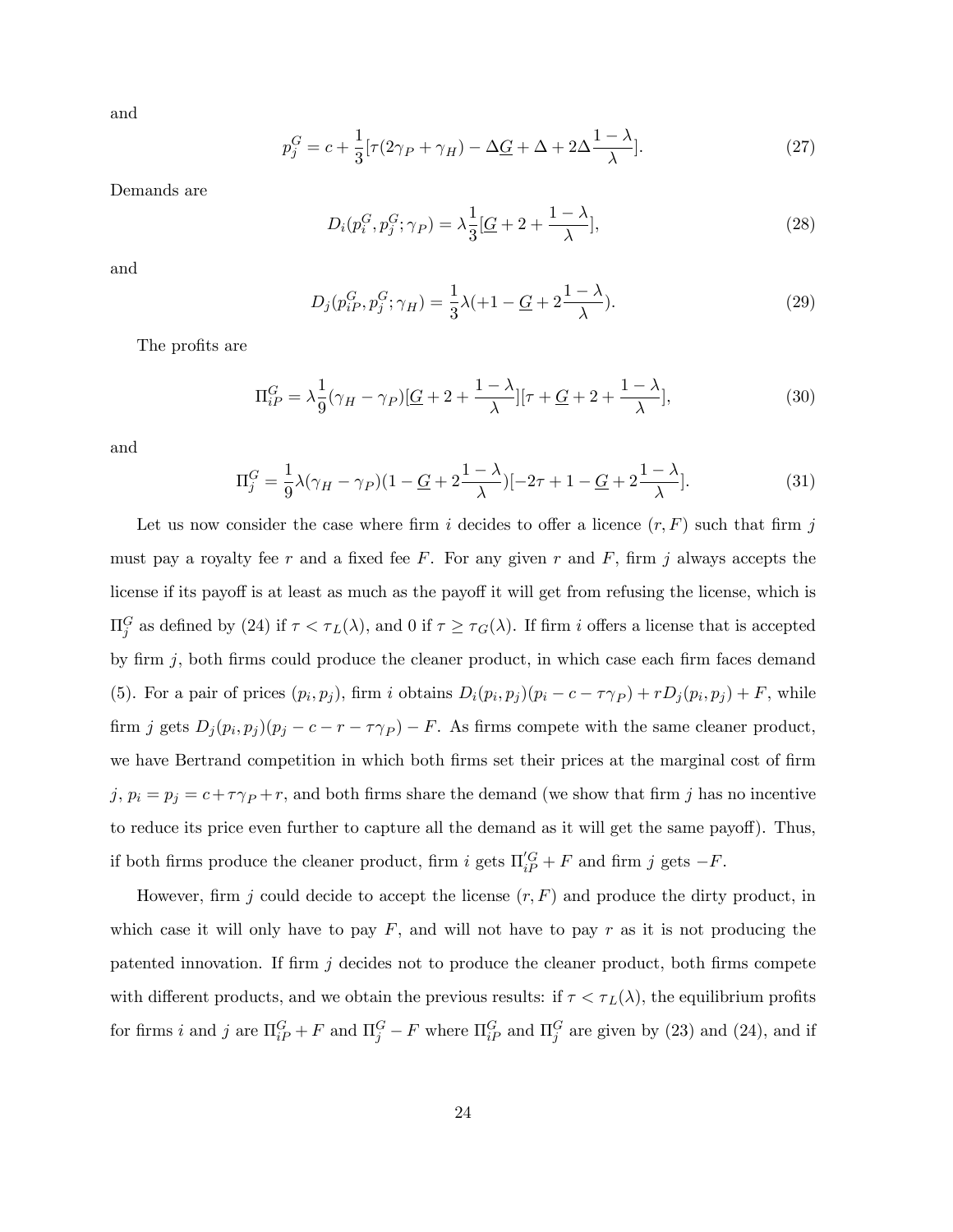and

$$p_j^G = c + \frac{1}{3}[\tau(2\gamma_P + \gamma_H) - \Delta\underline{G} + \Delta + 2\Delta\frac{1-\lambda}{\lambda}]. \tag{27}$$

Demands are

$$D_i(p_i^G, p_j^G; \gamma_P) = \lambda\frac{1}{3}[\underline{G} + 2 + \frac{1-\lambda}{\lambda}], \tag{28}$$

and

$$D_j(p_{iP}^G, p_j^G; \gamma_H) = \frac{1}{3}\lambda(+1 - \underline{G} + 2\frac{1-\lambda}{\lambda}). \tag{29}$$

The profits are

$$\Pi_{iP}^G = \lambda\frac{1}{9}(\gamma_H - \gamma_P)[\underline{G} + 2 + \frac{1-\lambda}{\lambda}][\tau + \underline{G} + 2 + \frac{1-\lambda}{\lambda}], \tag{30}$$

and

$$\Pi_j^G = \frac{1}{9}\lambda(\gamma_H - \gamma_P)(1 - \underline{G} + 2\frac{1-\lambda}{\lambda})[-2\tau + 1 - \underline{G} + 2\frac{1-\lambda}{\lambda}]. \tag{31}$$

Let us now consider the case where firm $i$ decides to offer a licence $(r, F)$ such that firm $j$ must pay a royalty fee $r$ and a fixed fee $F$. For any given $r$ and $F$, firm $j$ always accepts the license if its payoff is at least as much as the payoff it will get from refusing the license, which is $\Pi_j^G$ as defined by (24) if $\tau < \tau_L(\lambda)$, and 0 if $\tau \geq \tau_G(\lambda)$. If firm $i$ offers a license that is accepted by firm $j$, both firms could produce the cleaner product, in which case each firm faces demand (5). For a pair of prices $(p_i, p_j)$, firm $i$ obtains $D_i(p_i, p_j)(p_i - c - \tau\gamma_P) + rD_j(p_i, p_j) + F$, while firm $j$ gets $D_j(p_i, p_j)(p_j - c - r - \tau\gamma_P) - F$. As firms compete with the same cleaner product, we have Bertrand competition in which both firms set their prices at the marginal cost of firm $j$, $p_i = p_j = c + \tau\gamma_P + r$, and both firms share the demand (we show that firm $j$ has no incentive to reduce its price even further to capture all the demand as it will get the same payoff). Thus, if both firms produce the cleaner product, firm $i$ gets $\Pi_{iP}^{\prime G} + F$ and firm $j$ gets $-F$.

However, firm $j$ could decide to accept the license $(r, F)$ and produce the dirty product, in which case it will only have to pay $F$, and will not have to pay $r$ as it is not producing the patented innovation. If firm $j$ decides not to produce the cleaner product, both firms compete with different products, and we obtain the previous results: if $\tau < \tau_L(\lambda)$, the equilibrium profits for firms $i$ and $j$ are $\Pi_{iP}^G + F$ and $\Pi_j^G - F$ where $\Pi_{iP}^G$ and $\Pi_j^G$ are given by (23) and (24), and if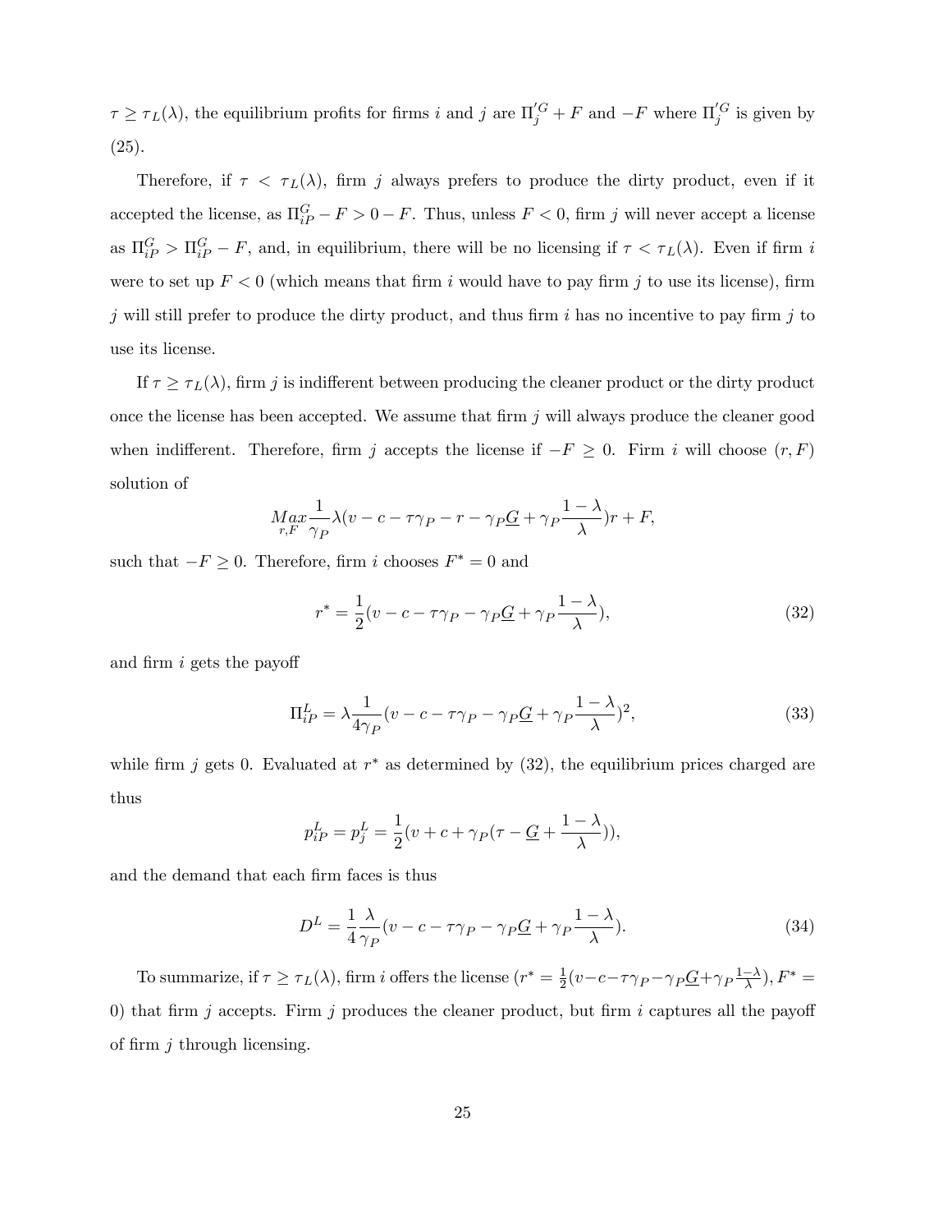$\tau \geq \tau_L(\lambda)$, the equilibrium profits for firms $i$ and $j$ are $\Pi_j^{'G} + F$ and $-F$ where $\Pi_j^{'G}$ is given by (25).

Therefore, if $\tau < \tau_L(\lambda)$, firm $j$ always prefers to produce the dirty product, even if it accepted the license, as $\Pi_{iP}^G - F > 0 - F$. Thus, unless $F < 0$, firm $j$ will never accept a license as $\Pi_{iP}^G > \Pi_{iP}^G - F$, and, in equilibrium, there will be no licensing if $\tau < \tau_L(\lambda)$. Even if firm $i$ were to set up $F < 0$ (which means that firm $i$ would have to pay firm $j$ to use its license), firm $j$ will still prefer to produce the dirty product, and thus firm $i$ has no incentive to pay firm $j$ to use its license.

If $\tau \geq \tau_L(\lambda)$, firm $j$ is indifferent between producing the cleaner product or the dirty product once the license has been accepted. We assume that firm $j$ will always produce the cleaner good when indifferent. Therefore, firm $j$ accepts the license if $-F \geq 0$. Firm $i$ will choose $(r, F)$ solution of

$$\underset{r,F}{Max} \frac{1}{\gamma_P} \lambda (v - c - \tau\gamma_P - r - \gamma_P \underline{G} + \gamma_P \frac{1-\lambda}{\lambda}) r + F,$$

such that $-F \geq 0$. Therefore, firm $i$ chooses $F^* = 0$ and

$$r^* = \frac{1}{2}(v - c - \tau\gamma_P - \gamma_P \underline{G} + \gamma_P \frac{1-\lambda}{\lambda}), \tag{32}$$

and firm $i$ gets the payoff

$$\Pi_{iP}^L = \lambda \frac{1}{4\gamma_P}(v - c - \tau\gamma_P - \gamma_P \underline{G} + \gamma_P \frac{1-\lambda}{\lambda})^2, \tag{33}$$

while firm $j$ gets 0. Evaluated at $r^*$ as determined by (32), the equilibrium prices charged are thus

$$p_{iP}^L = p_j^L = \frac{1}{2}(v + c + \gamma_P(\tau - \underline{G} + \frac{1-\lambda}{\lambda})),$$

and the demand that each firm faces is thus

$$D^L = \frac{1}{4}\frac{\lambda}{\gamma_P}(v - c - \tau\gamma_P - \gamma_P \underline{G} + \gamma_P \frac{1-\lambda}{\lambda}). \tag{34}$$

To summarize, if $\tau \geq \tau_L(\lambda)$, firm $i$ offers the license ($r^* = \frac{1}{2}(v - c - \tau\gamma_P - \gamma_P \underline{G} + \gamma_P \frac{1-\lambda}{\lambda}), F^* = 0$) that firm $j$ accepts. Firm $j$ produces the cleaner product, but firm $i$ captures all the payoff of firm $j$ through licensing.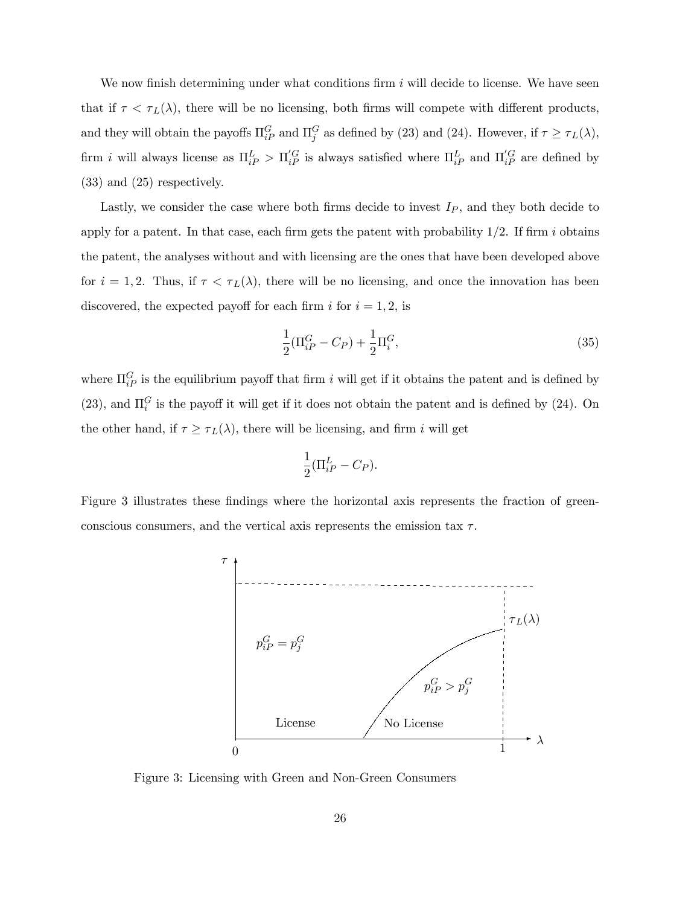We now finish determining under what conditions firm $i$ will decide to license. We have seen that if $\tau < \tau_L(\lambda)$, there will be no licensing, both firms will compete with different products, and they will obtain the payoffs $\Pi_{iP}^G$ and $\Pi_j^G$ as defined by (23) and (24). However, if $\tau \geq \tau_L(\lambda)$, firm $i$ will always license as $\Pi_{iP}^L > \Pi_{iP}^{\prime G}$ is always satisfied where $\Pi_{iP}^L$ and $\Pi_{iP}^{\prime G}$ are defined by (33) and (25) respectively.

Lastly, we consider the case where both firms decide to invest $I_P$, and they both decide to apply for a patent. In that case, each firm gets the patent with probability 1/2. If firm $i$ obtains the patent, the analyses without and with licensing are the ones that have been developed above for $i = 1, 2$. Thus, if $\tau < \tau_L(\lambda)$, there will be no licensing, and once the innovation has been discovered, the expected payoff for each firm $i$ for $i = 1, 2$, is

$$\frac{1}{2}(\Pi_{iP}^G - C_P) + \frac{1}{2}\Pi_i^G, \tag{35}$$

where $\Pi_{iP}^G$ is the equilibrium payoff that firm $i$ will get if it obtains the patent and is defined by (23), and $\Pi_i^G$ is the payoff it will get if it does not obtain the patent and is defined by (24). On the other hand, if $\tau \geq \tau_L(\lambda)$, there will be licensing, and firm $i$ will get

$$\frac{1}{2}(\Pi_{iP}^L - C_P).$$

Figure 3 illustrates these findings where the horizontal axis represents the fraction of green-conscious consumers, and the vertical axis represents the emission tax $\tau$.

Figure 3: Licensing with Green and Non-Green Consumers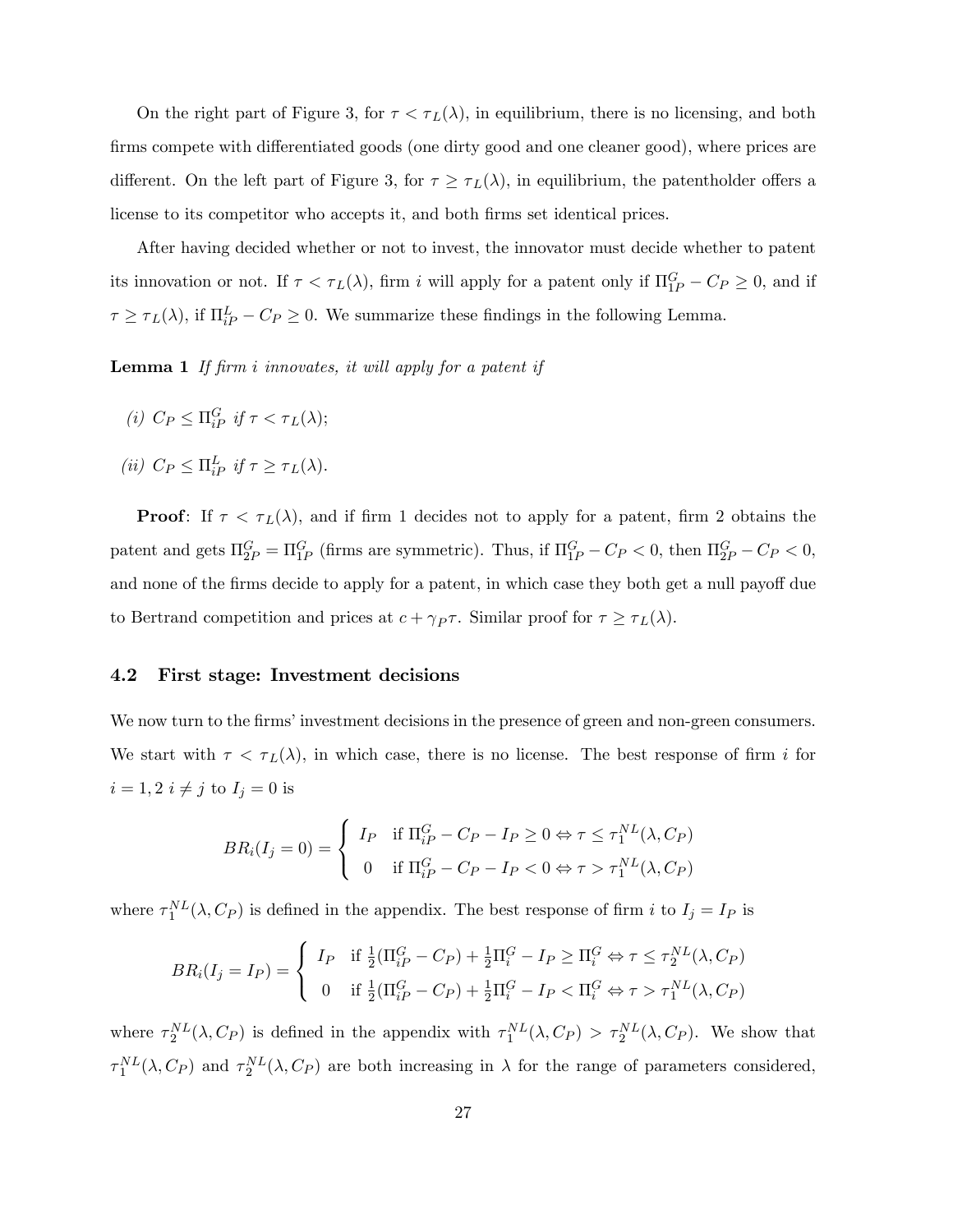On the right part of Figure 3, for $\tau < \tau_L(\lambda)$, in equilibrium, there is no licensing, and both firms compete with differentiated goods (one dirty good and one cleaner good), where prices are different. On the left part of Figure 3, for $\tau \geq \tau_L(\lambda)$, in equilibrium, the patentholder offers a license to its competitor who accepts it, and both firms set identical prices.

After having decided whether or not to invest, the innovator must decide whether to patent its innovation or not. If $\tau < \tau_L(\lambda)$, firm $i$ will apply for a patent only if $\Pi^G_{1P} - C_P \geq 0$, and if $\tau \geq \tau_L(\lambda)$, if $\Pi^L_{iP} - C_P \geq 0$. We summarize these findings in the following Lemma.

**Lemma 1** *If firm $i$ innovates, it will apply for a patent if*

*(i)* $C_P \leq \Pi^G_{iP}$ *if* $\tau < \tau_L(\lambda)$;

*(ii)* $C_P \leq \Pi^L_{iP}$ *if* $\tau \geq \tau_L(\lambda)$.

**Proof**: If $\tau < \tau_L(\lambda)$, and if firm 1 decides not to apply for a patent, firm 2 obtains the patent and gets $\Pi^G_{2P} = \Pi^G_{1P}$ (firms are symmetric). Thus, if $\Pi^G_{1P} - C_P < 0$, then $\Pi^G_{2P} - C_P < 0$, and none of the firms decide to apply for a patent, in which case they both get a null payoff due to Bertrand competition and prices at $c + \gamma_P \tau$. Similar proof for $\tau \geq \tau_L(\lambda)$.

### 4.2 First stage: Investment decisions

We now turn to the firms' investment decisions in the presence of green and non-green consumers. We start with $\tau < \tau_L(\lambda)$, in which case, there is no license. The best response of firm $i$ for $i = 1, 2$ $i \neq j$ to $I_j = 0$ is

$$BR_i(I_j = 0) = \begin{cases} I_P & \text{if } \Pi^G_{iP} - C_P - I_P \geq 0 \Leftrightarrow \tau \leq \tau_1^{NL}(\lambda, C_P) \\ 0 & \text{if } \Pi^G_{iP} - C_P - I_P < 0 \Leftrightarrow \tau > \tau_1^{NL}(\lambda, C_P) \end{cases}$$

where $\tau_1^{NL}(\lambda, C_P)$ is defined in the appendix. The best response of firm $i$ to $I_j = I_P$ is

$$BR_i(I_j = I_P) = \begin{cases} I_P & \text{if } \frac{1}{2}(\Pi^G_{iP} - C_P) + \frac{1}{2}\Pi^G_i - I_P \geq \Pi^G_i \Leftrightarrow \tau \leq \tau_2^{NL}(\lambda, C_P) \\ 0 & \text{if } \frac{1}{2}(\Pi^G_{iP} - C_P) + \frac{1}{2}\Pi^G_i - I_P < \Pi^G_i \Leftrightarrow \tau > \tau_1^{NL}(\lambda, C_P) \end{cases}$$

where $\tau_2^{NL}(\lambda, C_P)$ is defined in the appendix with $\tau_1^{NL}(\lambda, C_P) > \tau_2^{NL}(\lambda, C_P)$. We show that $\tau_1^{NL}(\lambda, C_P)$ and $\tau_2^{NL}(\lambda, C_P)$ are both increasing in $\lambda$ for the range of parameters considered,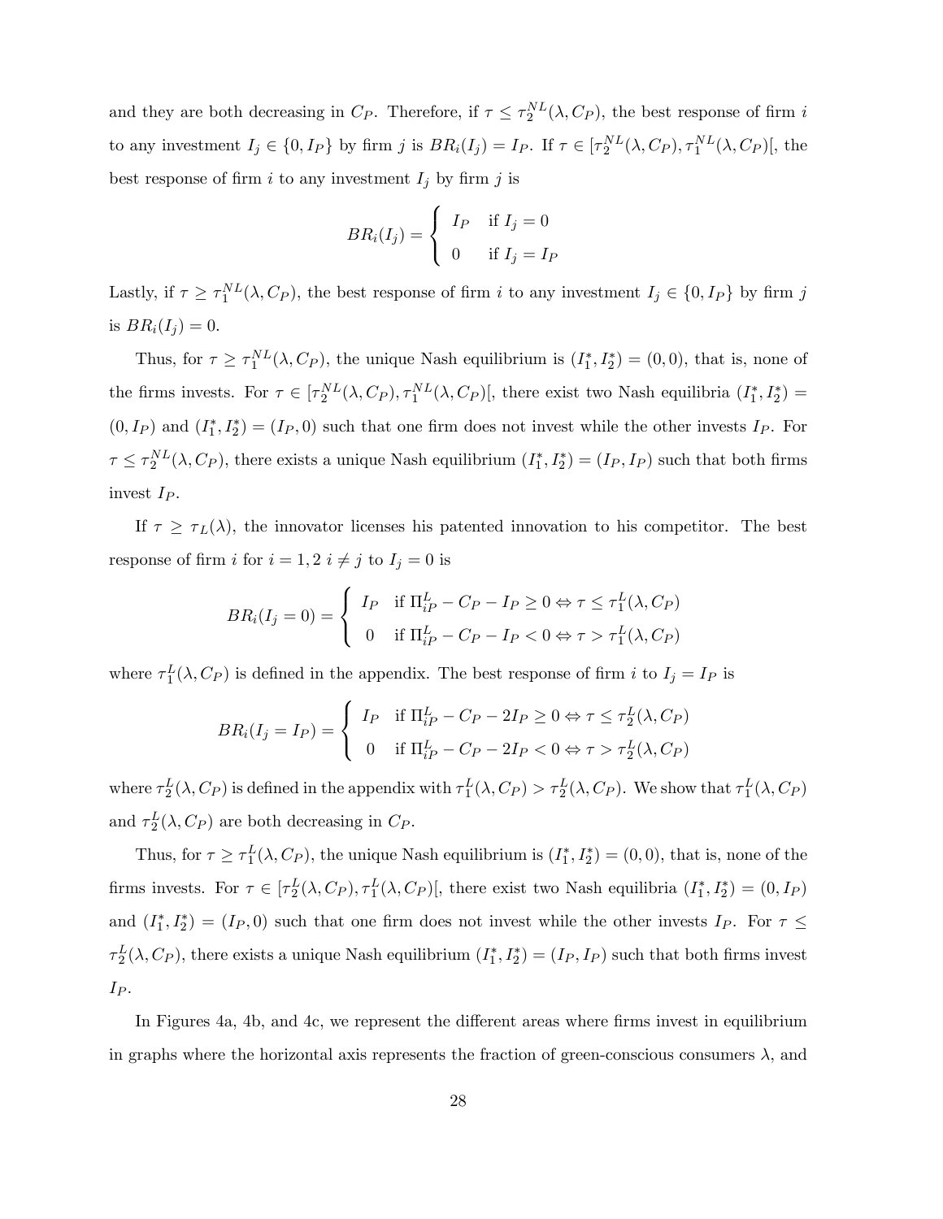and they are both decreasing in $C_P$. Therefore, if $\tau \leq \tau_2^{NL}(\lambda, C_P)$, the best response of firm $i$ to any investment $I_j \in \{0, I_P\}$ by firm $j$ is $BR_i(I_j) = I_P$. If $\tau \in [\tau_2^{NL}(\lambda, C_P), \tau_1^{NL}(\lambda, C_P)[$, the best response of firm $i$ to any investment $I_j$ by firm $j$ is

$$BR_i(I_j) = \begin{cases} I_P & \text{if } I_j = 0 \\ 0 & \text{if } I_j = I_P \end{cases}$$

Lastly, if $\tau \geq \tau_1^{NL}(\lambda, C_P)$, the best response of firm $i$ to any investment $I_j \in \{0, I_P\}$ by firm $j$ is $BR_i(I_j) = 0$.

Thus, for $\tau \geq \tau_1^{NL}(\lambda, C_P)$, the unique Nash equilibrium is $(I_1^*, I_2^*) = (0, 0)$, that is, none of the firms invests. For $\tau \in [\tau_2^{NL}(\lambda, C_P), \tau_1^{NL}(\lambda, C_P)[$, there exist two Nash equilibria $(I_1^*, I_2^*) = (0, I_P)$ and $(I_1^*, I_2^*) = (I_P, 0)$ such that one firm does not invest while the other invests $I_P$. For $\tau \leq \tau_2^{NL}(\lambda, C_P)$, there exists a unique Nash equilibrium $(I_1^*, I_2^*) = (I_P, I_P)$ such that both firms invest $I_P$.

If $\tau \geq \tau_L(\lambda)$, the innovator licenses his patented innovation to his competitor. The best response of firm $i$ for $i = 1, 2$ $i \neq j$ to $I_j = 0$ is

$$BR_i(I_j = 0) = \begin{cases} I_P & \text{if } \Pi_{iP}^L - C_P - I_P \geq 0 \Leftrightarrow \tau \leq \tau_1^L(\lambda, C_P) \\ 0 & \text{if } \Pi_{iP}^L - C_P - I_P < 0 \Leftrightarrow \tau > \tau_1^L(\lambda, C_P) \end{cases}$$

where $\tau_1^L(\lambda, C_P)$ is defined in the appendix. The best response of firm $i$ to $I_j = I_P$ is

$$BR_i(I_j = I_P) = \begin{cases} I_P & \text{if } \Pi_{iP}^L - C_P - 2I_P \geq 0 \Leftrightarrow \tau \leq \tau_2^L(\lambda, C_P) \\ 0 & \text{if } \Pi_{iP}^L - C_P - 2I_P < 0 \Leftrightarrow \tau > \tau_2^L(\lambda, C_P) \end{cases}$$

where $\tau_2^L(\lambda, C_P)$ is defined in the appendix with $\tau_1^L(\lambda, C_P) > \tau_2^L(\lambda, C_P)$. We show that $\tau_1^L(\lambda, C_P)$ and $\tau_2^L(\lambda, C_P)$ are both decreasing in $C_P$.

Thus, for $\tau \geq \tau_1^L(\lambda, C_P)$, the unique Nash equilibrium is $(I_1^*, I_2^*) = (0, 0)$, that is, none of the firms invests. For $\tau \in [\tau_2^L(\lambda, C_P), \tau_1^L(\lambda, C_P)[$, there exist two Nash equilibria $(I_1^*, I_2^*) = (0, I_P)$ and $(I_1^*, I_2^*) = (I_P, 0)$ such that one firm does not invest while the other invests $I_P$. For $\tau \leq \tau_2^L(\lambda, C_P)$, there exists a unique Nash equilibrium $(I_1^*, I_2^*) = (I_P, I_P)$ such that both firms invest $I_P$.

In Figures 4a, 4b, and 4c, we represent the different areas where firms invest in equilibrium in graphs where the horizontal axis represents the fraction of green-conscious consumers $\lambda$, and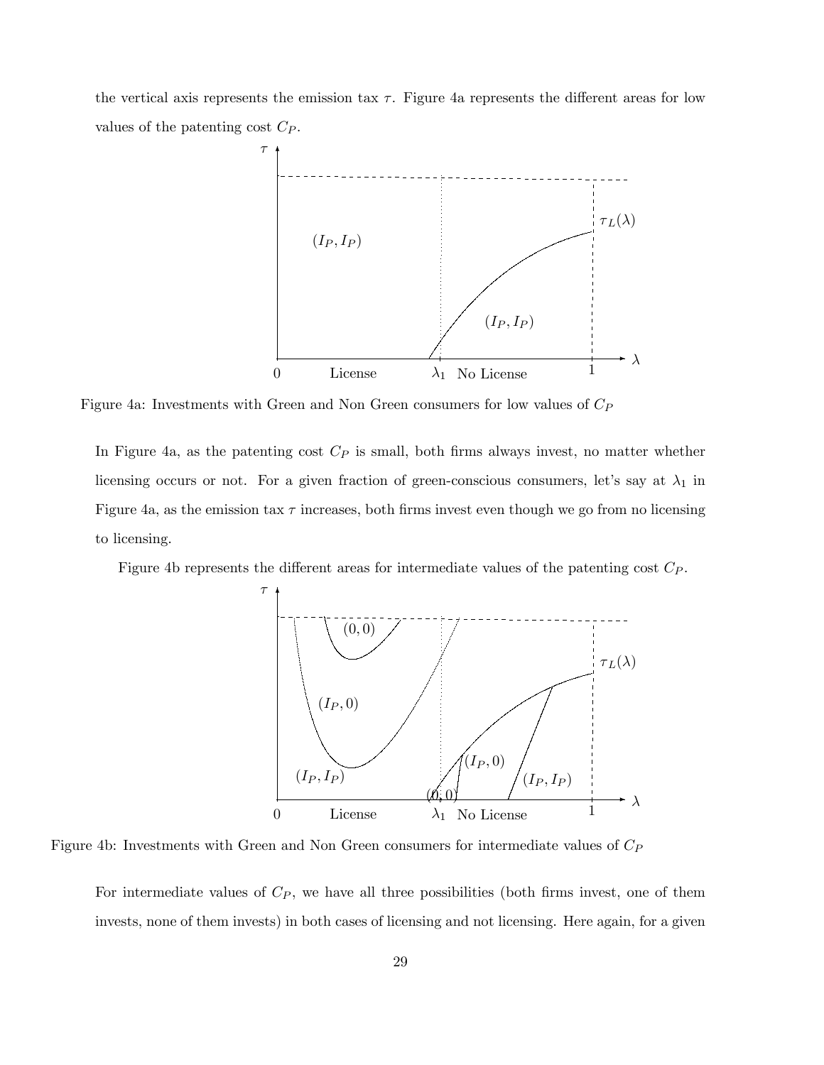the vertical axis represents the emission tax $\tau$. Figure 4a represents the different areas for low values of the patenting cost $C_P$.

Figure 4a: Investments with Green and Non Green consumers for low values of $C_P$

In Figure 4a, as the patenting cost $C_P$ is small, both firms always invest, no matter whether licensing occurs or not. For a given fraction of green-conscious consumers, let's say at $\lambda_1$ in Figure 4a, as the emission tax $\tau$ increases, both firms invest even though we go from no licensing to licensing.

Figure 4b represents the different areas for intermediate values of the patenting cost $C_P$.

Figure 4b: Investments with Green and Non Green consumers for intermediate values of $C_P$

For intermediate values of $C_P$, we have all three possibilities (both firms invest, one of them invests, none of them invests) in both cases of licensing and not licensing. Here again, for a given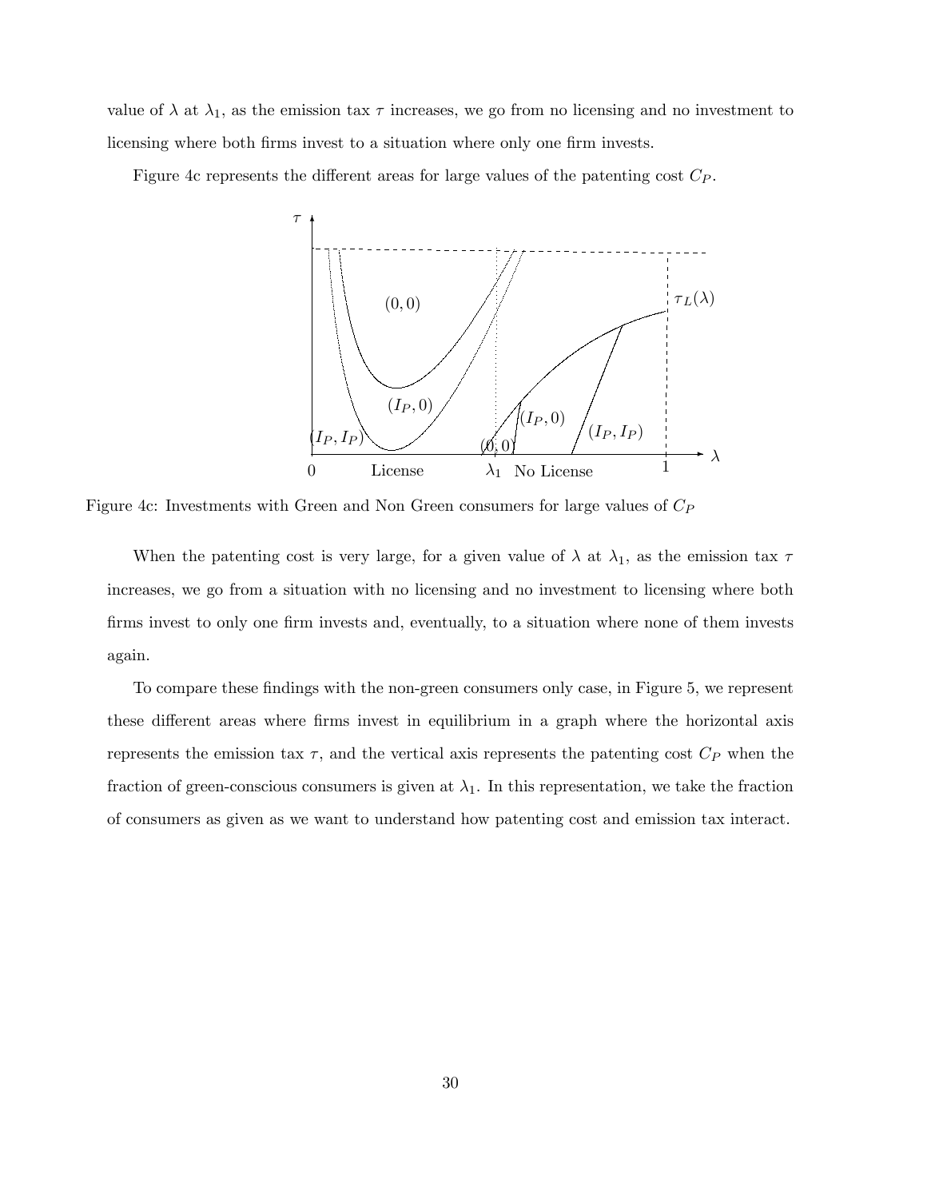value of $\lambda$ at $\lambda_1$, as the emission tax $\tau$ increases, we go from no licensing and no investment to licensing where both firms invest to a situation where only one firm invests.

Figure 4c represents the different areas for large values of the patenting cost $C_P$.

Figure 4c: Investments with Green and Non Green consumers for large values of $C_P$

When the patenting cost is very large, for a given value of $\lambda$ at $\lambda_1$, as the emission tax $\tau$ increases, we go from a situation with no licensing and no investment to licensing where both firms invest to only one firm invests and, eventually, to a situation where none of them invests again.

To compare these findings with the non-green consumers only case, in Figure 5, we represent these different areas where firms invest in equilibrium in a graph where the horizontal axis represents the emission tax $\tau$, and the vertical axis represents the patenting cost $C_P$ when the fraction of green-conscious consumers is given at $\lambda_1$. In this representation, we take the fraction of consumers as given as we want to understand how patenting cost and emission tax interact.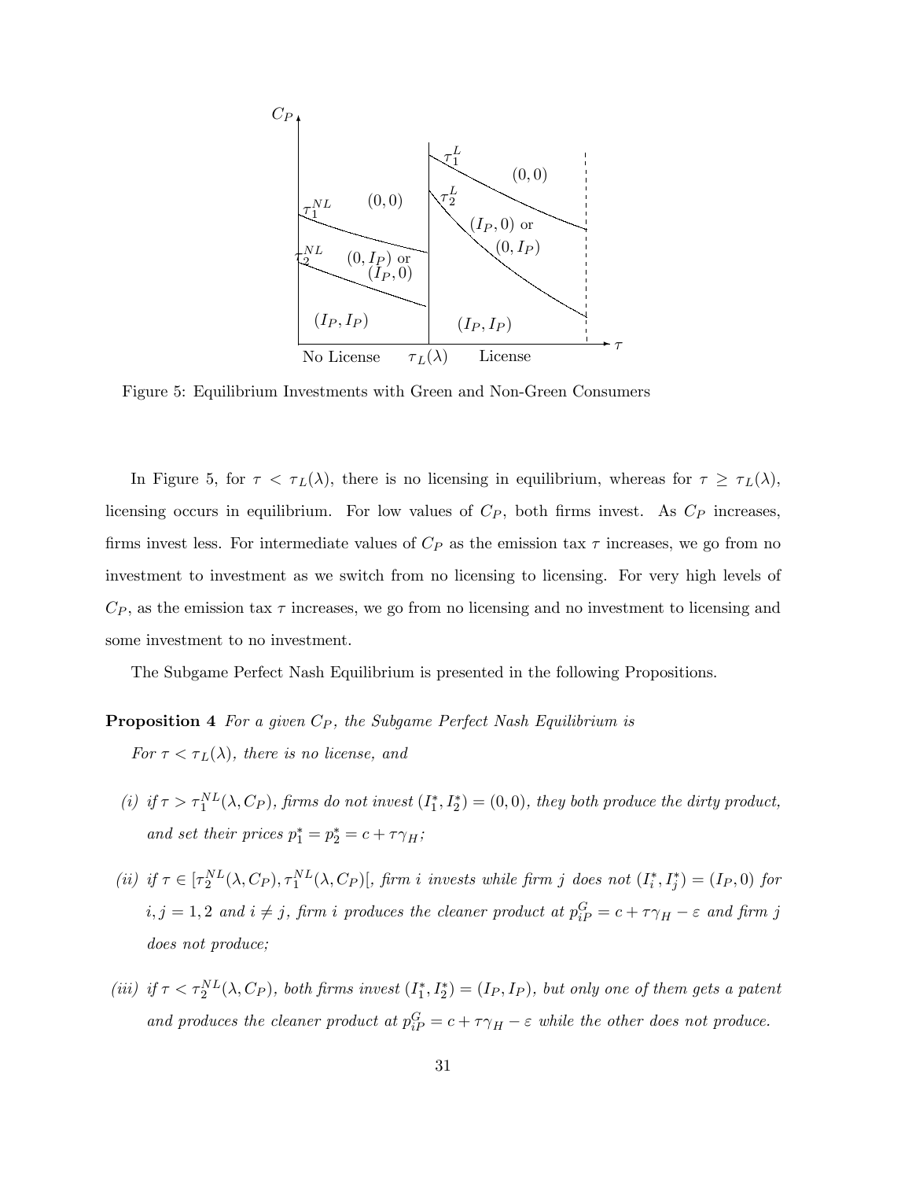Figure 5: Equilibrium Investments with Green and Non-Green Consumers

In Figure 5, for $\tau < \tau_L(\lambda)$, there is no licensing in equilibrium, whereas for $\tau \geq \tau_L(\lambda)$, licensing occurs in equilibrium. For low values of $C_P$, both firms invest. As $C_P$ increases, firms invest less. For intermediate values of $C_P$ as the emission tax $\tau$ increases, we go from no investment to investment as we switch from no licensing to licensing. For very high levels of $C_P$, as the emission tax $\tau$ increases, we go from no licensing and no investment to licensing and some investment to no investment.

The Subgame Perfect Nash Equilibrium is presented in the following Propositions.

**Proposition 4** *For a given $C_P$, the Subgame Perfect Nash Equilibrium is*

*For $\tau < \tau_L(\lambda)$, there is no license, and*

*(i) if $\tau > \tau_1^{NL}(\lambda, C_P)$, firms do not invest $(I_1^*, I_2^*) = (0, 0)$, they both produce the dirty product, and set their prices $p_1^* = p_2^* = c + \tau\gamma_H$;*

*(ii) if $\tau \in [\tau_2^{NL}(\lambda, C_P), \tau_1^{NL}(\lambda, C_P)[$, firm $i$ invests while firm $j$ does not $(I_i^*, I_j^*) = (I_P, 0)$ for $i, j = 1, 2$ and $i \neq j$, firm $i$ produces the cleaner product at $p_{iP}^G = c + \tau\gamma_H - \varepsilon$ and firm $j$ does not produce;*

*(iii) if $\tau < \tau_2^{NL}(\lambda, C_P)$, both firms invest $(I_1^*, I_2^*) = (I_P, I_P)$, but only one of them gets a patent and produces the cleaner product at $p_{iP}^G = c + \tau\gamma_H - \varepsilon$ while the other does not produce.*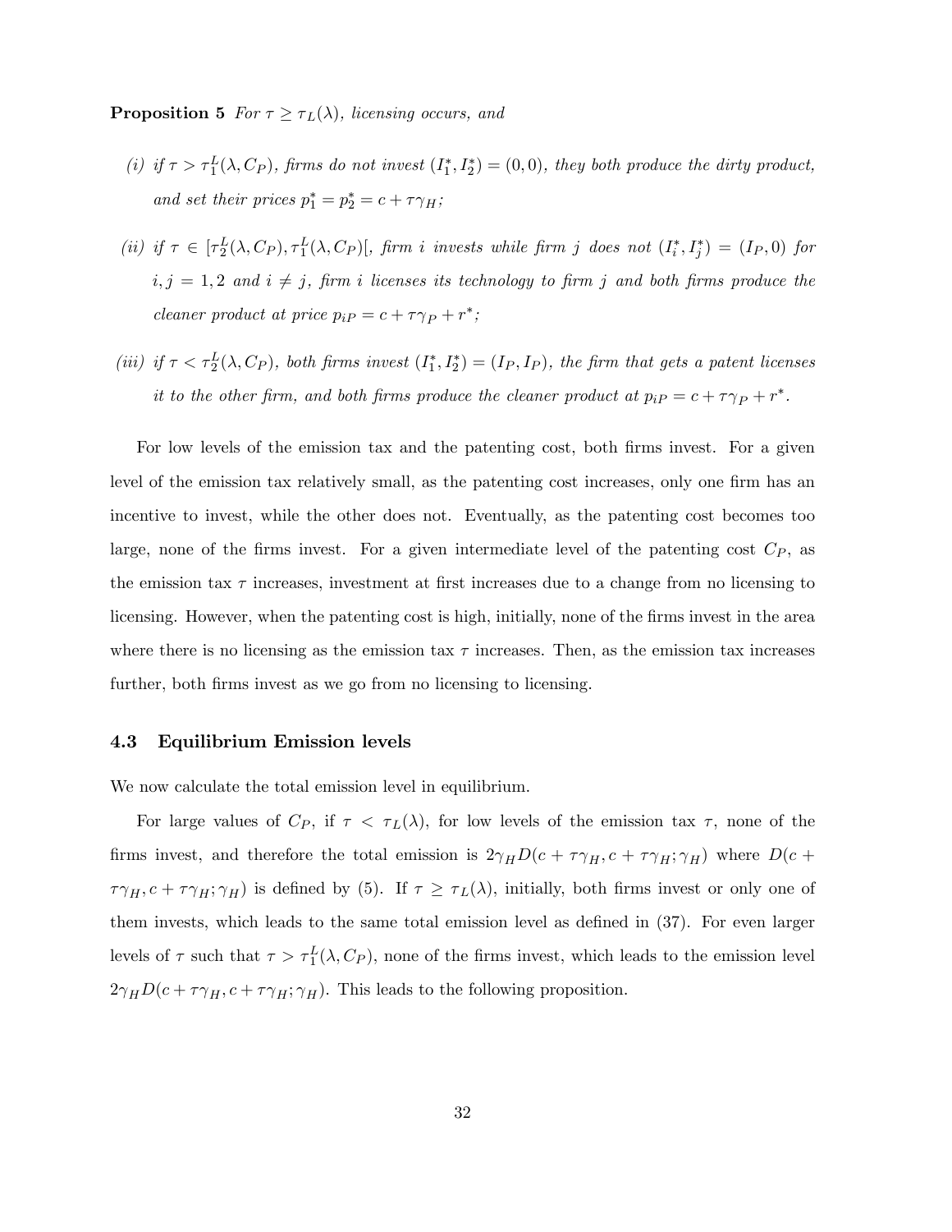**Proposition 5** *For $\tau \geq \tau_L(\lambda)$, licensing occurs, and*

*(i) if $\tau > \tau_1^L(\lambda, C_P)$, firms do not invest $(I_1^*, I_2^*) = (0, 0)$, they both produce the dirty product, and set their prices $p_1^* = p_2^* = c + \tau\gamma_H$;*

*(ii) if $\tau \in [\tau_2^L(\lambda, C_P), \tau_1^L(\lambda, C_P)[$, firm $i$ invests while firm $j$ does not $(I_i^*, I_j^*) = (I_P, 0)$ for $i, j = 1, 2$ and $i \neq j$, firm $i$ licenses its technology to firm $j$ and both firms produce the cleaner product at price $p_{iP} = c + \tau\gamma_P + r^*$;*

*(iii) if $\tau < \tau_2^L(\lambda, C_P)$, both firms invest $(I_1^*, I_2^*) = (I_P, I_P)$, the firm that gets a patent licenses it to the other firm, and both firms produce the cleaner product at $p_{iP} = c + \tau\gamma_P + r^*$.*

For low levels of the emission tax and the patenting cost, both firms invest. For a given level of the emission tax relatively small, as the patenting cost increases, only one firm has an incentive to invest, while the other does not. Eventually, as the patenting cost becomes too large, none of the firms invest. For a given intermediate level of the patenting cost $C_P$, as the emission tax $\tau$ increases, investment at first increases due to a change from no licensing to licensing. However, when the patenting cost is high, initially, none of the firms invest in the area where there is no licensing as the emission tax $\tau$ increases. Then, as the emission tax increases further, both firms invest as we go from no licensing to licensing.

### 4.3 Equilibrium Emission levels

We now calculate the total emission level in equilibrium.

For large values of $C_P$, if $\tau < \tau_L(\lambda)$, for low levels of the emission tax $\tau$, none of the firms invest, and therefore the total emission is $2\gamma_H D(c + \tau\gamma_H, c + \tau\gamma_H; \gamma_H)$ where $D(c + \tau\gamma_H, c + \tau\gamma_H; \gamma_H)$ is defined by (5). If $\tau \geq \tau_L(\lambda)$, initially, both firms invest or only one of them invests, which leads to the same total emission level as defined in (37). For even larger levels of $\tau$ such that $\tau > \tau_1^L(\lambda, C_P)$, none of the firms invest, which leads to the emission level $2\gamma_H D(c + \tau\gamma_H, c + \tau\gamma_H; \gamma_H)$. This leads to the following proposition.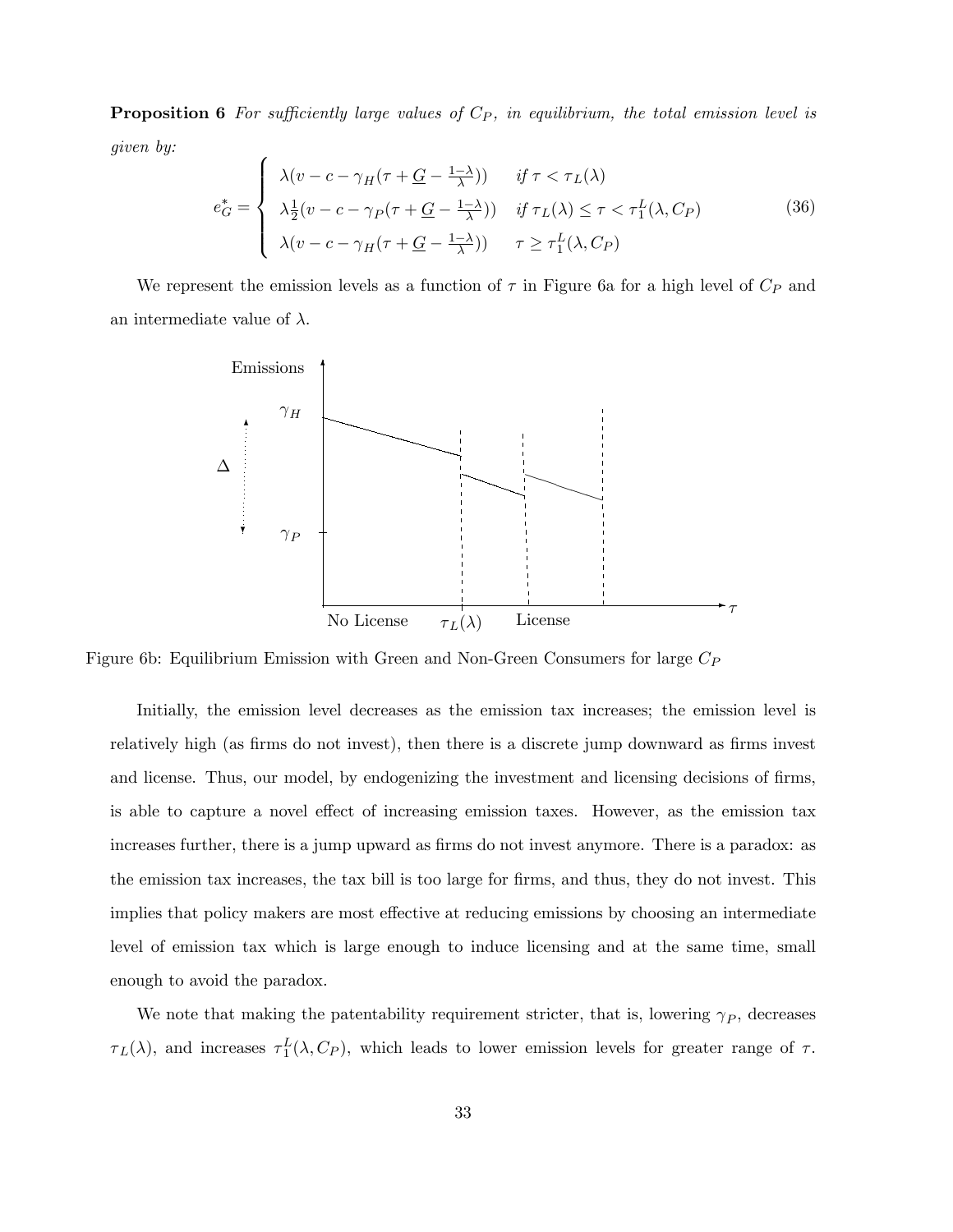**Proposition 6** *For sufficiently large values of $C_P$, in equilibrium, the total emission level is given by:*

$$
e_G^* = \begin{cases} \lambda(v - c - \gamma_H(\tau + \underline{G} - \frac{1-\lambda}{\lambda})) & \text{if } \tau < \tau_L(\lambda) \\ \lambda\frac{1}{2}(v - c - \gamma_P(\tau + \underline{G} - \frac{1-\lambda}{\lambda})) & \text{if } \tau_L(\lambda) \leq \tau < \tau_1^L(\lambda, C_P) \\ \lambda(v - c - \gamma_H(\tau + \underline{G} - \frac{1-\lambda}{\lambda})) & \tau \geq \tau_1^L(\lambda, C_P) \end{cases} \tag{36}
$$

We represent the emission levels as a function of $\tau$ in Figure 6a for a high level of $C_P$ and an intermediate value of $\lambda$.

Figure 6b: Equilibrium Emission with Green and Non-Green Consumers for large $C_P$

Initially, the emission level decreases as the emission tax increases; the emission level is relatively high (as firms do not invest), then there is a discrete jump downward as firms invest and license. Thus, our model, by endogenizing the investment and licensing decisions of firms, is able to capture a novel effect of increasing emission taxes. However, as the emission tax increases further, there is a jump upward as firms do not invest anymore. There is a paradox: as the emission tax increases, the tax bill is too large for firms, and thus, they do not invest. This implies that policy makers are most effective at reducing emissions by choosing an intermediate level of emission tax which is large enough to induce licensing and at the same time, small enough to avoid the paradox.

We note that making the patentability requirement stricter, that is, lowering $\gamma_P$, decreases $\tau_L(\lambda)$, and increases $\tau_1^L(\lambda, C_P)$, which leads to lower emission levels for greater range of $\tau$.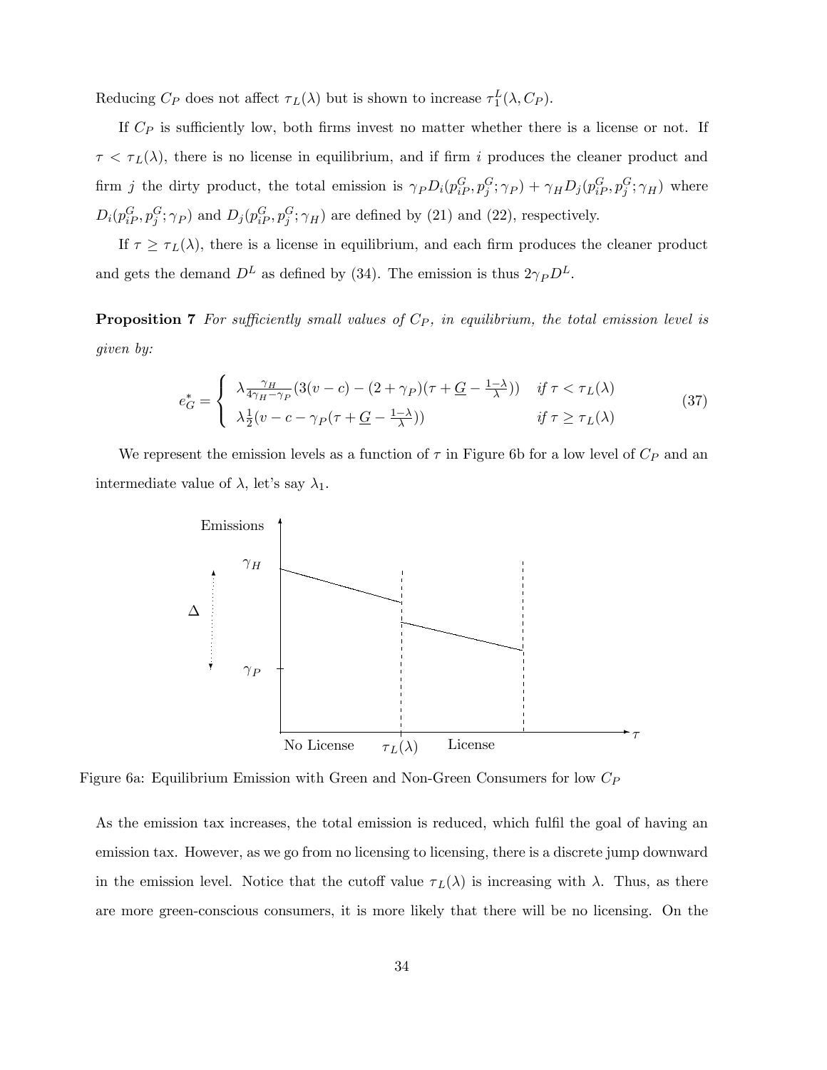Reducing $C_P$ does not affect $\tau_L(\lambda)$ but is shown to increase $\tau_1^L(\lambda, C_P)$.

If $C_P$ is sufficiently low, both firms invest no matter whether there is a license or not. If $\tau < \tau_L(\lambda)$, there is no license in equilibrium, and if firm $i$ produces the cleaner product and firm $j$ the dirty product, the total emission is $\gamma_P D_i(p_{iP}^G, p_j^G; \gamma_P) + \gamma_H D_j(p_{iP}^G, p_j^G; \gamma_H)$ where $D_i(p_{iP}^G, p_j^G; \gamma_P)$ and $D_j(p_{iP}^G, p_j^G; \gamma_H)$ are defined by (21) and (22), respectively.

If $\tau \geq \tau_L(\lambda)$, there is a license in equilibrium, and each firm produces the cleaner product and gets the demand $D^L$ as defined by (34). The emission is thus $2\gamma_P D^L$.

**Proposition 7** *For sufficiently small values of $C_P$, in equilibrium, the total emission level is given by:*

$$e_G^* = \begin{cases} \lambda \frac{\gamma_H}{4\gamma_H - \gamma_P}(3(v-c) - (2+\gamma_P)(\tau + \underline{G} - \frac{1-\lambda}{\lambda})) & \text{if } \tau < \tau_L(\lambda) \\ \lambda \frac{1}{2}(v - c - \gamma_P(\tau + \underline{G} - \frac{1-\lambda}{\lambda})) & \text{if } \tau \geq \tau_L(\lambda) \end{cases} \tag{37}$$

We represent the emission levels as a function of $\tau$ in Figure 6b for a low level of $C_P$ and an intermediate value of $\lambda$, let's say $\lambda_1$.

Figure 6a: Equilibrium Emission with Green and Non-Green Consumers for low $C_P$

As the emission tax increases, the total emission is reduced, which fulfil the goal of having an emission tax. However, as we go from no licensing to licensing, there is a discrete jump downward in the emission level. Notice that the cutoff value $\tau_L(\lambda)$ is increasing with $\lambda$. Thus, as there are more green-conscious consumers, it is more likely that there will be no licensing. On the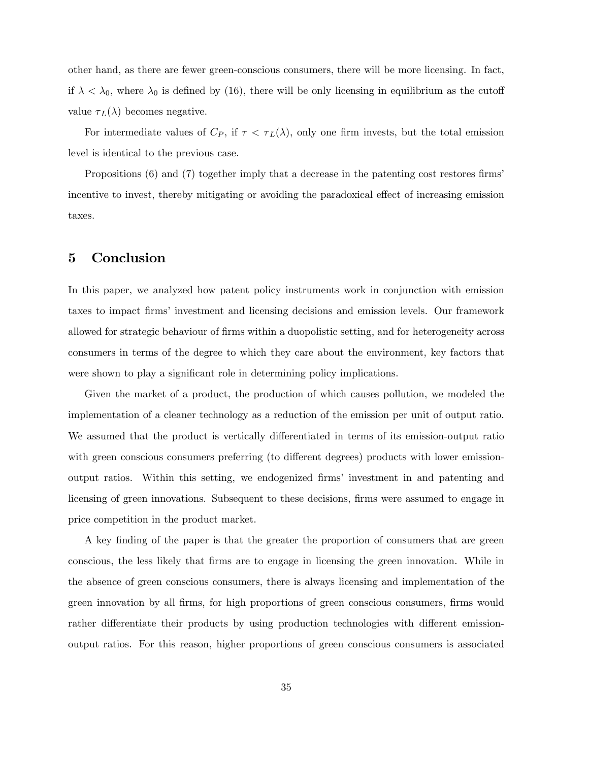other hand, as there are fewer green-conscious consumers, there will be more licensing. In fact, if $\lambda < \lambda_0$, where $\lambda_0$ is defined by (16), there will be only licensing in equilibrium as the cutoff value $\tau_L(\lambda)$ becomes negative.

For intermediate values of $C_P$, if $\tau < \tau_L(\lambda)$, only one firm invests, but the total emission level is identical to the previous case.

Propositions (6) and (7) together imply that a decrease in the patenting cost restores firms' incentive to invest, thereby mitigating or avoiding the paradoxical effect of increasing emission taxes.

# 5 Conclusion

In this paper, we analyzed how patent policy instruments work in conjunction with emission taxes to impact firms' investment and licensing decisions and emission levels. Our framework allowed for strategic behaviour of firms within a duopolistic setting, and for heterogeneity across consumers in terms of the degree to which they care about the environment, key factors that were shown to play a significant role in determining policy implications.

Given the market of a product, the production of which causes pollution, we modeled the implementation of a cleaner technology as a reduction of the emission per unit of output ratio. We assumed that the product is vertically differentiated in terms of its emission-output ratio with green conscious consumers preferring (to different degrees) products with lower emission-output ratios. Within this setting, we endogenized firms' investment in and patenting and licensing of green innovations. Subsequent to these decisions, firms were assumed to engage in price competition in the product market.

A key finding of the paper is that the greater the proportion of consumers that are green conscious, the less likely that firms are to engage in licensing the green innovation. While in the absence of green conscious consumers, there is always licensing and implementation of the green innovation by all firms, for high proportions of green conscious consumers, firms would rather differentiate their products by using production technologies with different emission-output ratios. For this reason, higher proportions of green conscious consumers is associated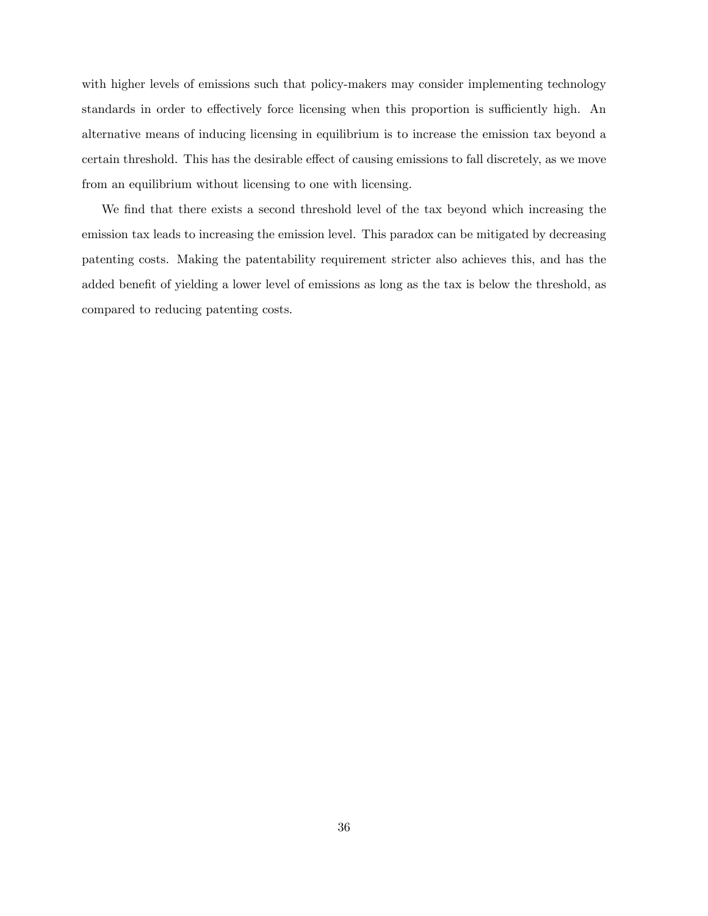with higher levels of emissions such that policy-makers may consider implementing technology standards in order to effectively force licensing when this proportion is sufficiently high. An alternative means of inducing licensing in equilibrium is to increase the emission tax beyond a certain threshold. This has the desirable effect of causing emissions to fall discretely, as we move from an equilibrium without licensing to one with licensing.

We find that there exists a second threshold level of the tax beyond which increasing the emission tax leads to increasing the emission level. This paradox can be mitigated by decreasing patenting costs. Making the patentability requirement stricter also achieves this, and has the added benefit of yielding a lower level of emissions as long as the tax is below the threshold, as compared to reducing patenting costs.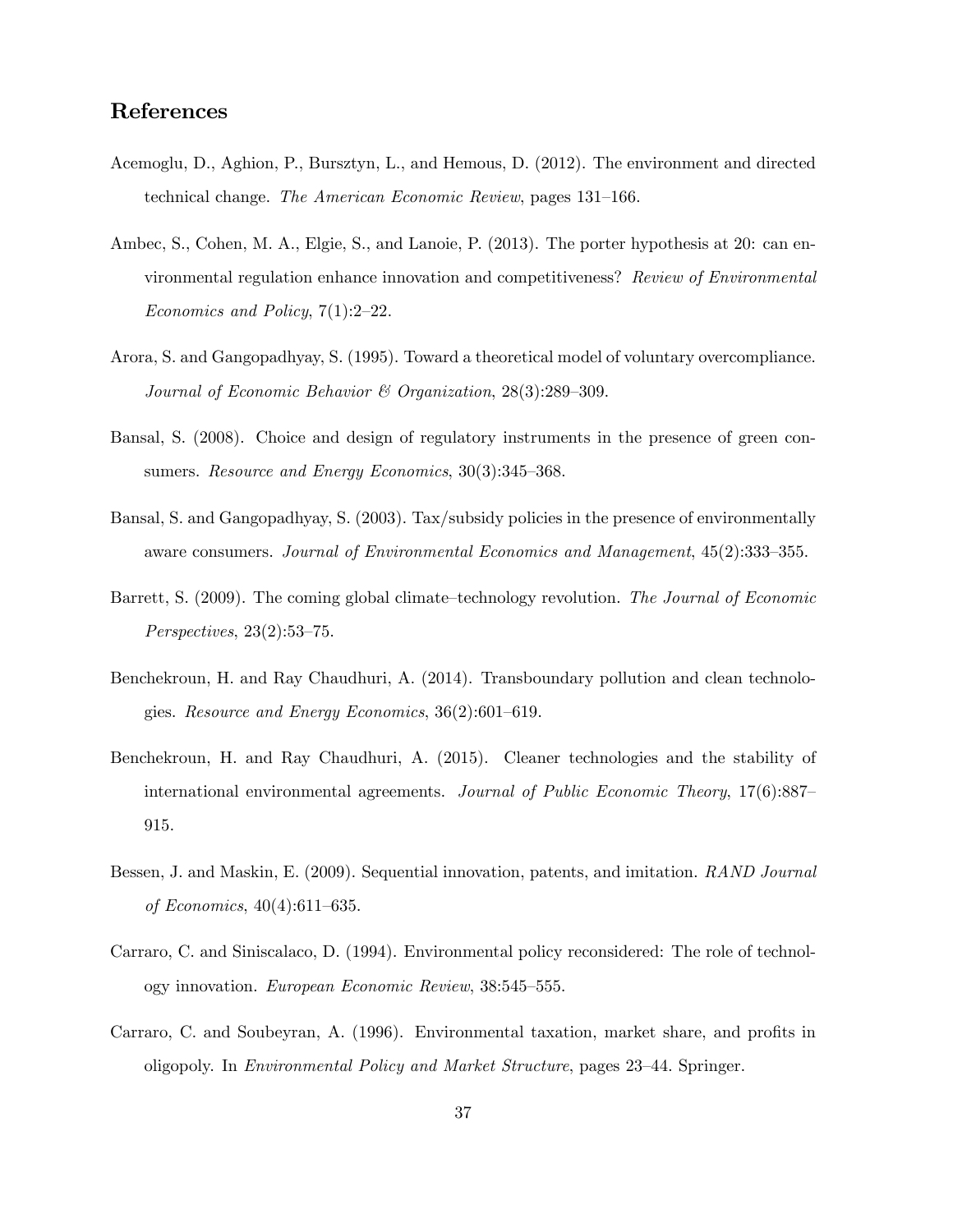## References

Acemoglu, D., Aghion, P., Bursztyn, L., and Hemous, D. (2012). The environment and directed technical change. *The American Economic Review*, pages 131–166.

Ambec, S., Cohen, M. A., Elgie, S., and Lanoie, P. (2013). The porter hypothesis at 20: can environmental regulation enhance innovation and competitiveness? *Review of Environmental Economics and Policy*, 7(1):2–22.

Arora, S. and Gangopadhyay, S. (1995). Toward a theoretical model of voluntary overcompliance. *Journal of Economic Behavior & Organization*, 28(3):289–309.

Bansal, S. (2008). Choice and design of regulatory instruments in the presence of green consumers. *Resource and Energy Economics*, 30(3):345–368.

Bansal, S. and Gangopadhyay, S. (2003). Tax/subsidy policies in the presence of environmentally aware consumers. *Journal of Environmental Economics and Management*, 45(2):333–355.

Barrett, S. (2009). The coming global climate–technology revolution. *The Journal of Economic Perspectives*, 23(2):53–75.

Benchekroun, H. and Ray Chaudhuri, A. (2014). Transboundary pollution and clean technologies. *Resource and Energy Economics*, 36(2):601–619.

Benchekroun, H. and Ray Chaudhuri, A. (2015). Cleaner technologies and the stability of international environmental agreements. *Journal of Public Economic Theory*, 17(6):887–915.

Bessen, J. and Maskin, E. (2009). Sequential innovation, patents, and imitation. *RAND Journal of Economics*, 40(4):611–635.

Carraro, C. and Siniscalaco, D. (1994). Environmental policy reconsidered: The role of technology innovation. *European Economic Review*, 38:545–555.

Carraro, C. and Soubeyran, A. (1996). Environmental taxation, market share, and profits in oligopoly. In *Environmental Policy and Market Structure*, pages 23–44. Springer.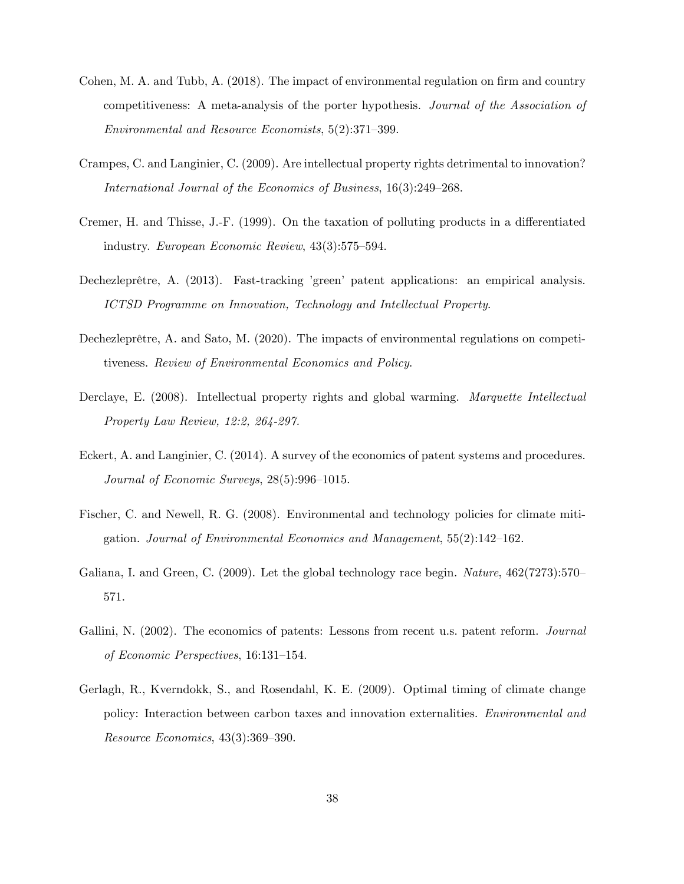Cohen, M. A. and Tubb, A. (2018). The impact of environmental regulation on firm and country competitiveness: A meta-analysis of the porter hypothesis. *Journal of the Association of Environmental and Resource Economists*, 5(2):371–399.

Crampes, C. and Langinier, C. (2009). Are intellectual property rights detrimental to innovation? *International Journal of the Economics of Business*, 16(3):249–268.

Cremer, H. and Thisse, J.-F. (1999). On the taxation of polluting products in a differentiated industry. *European Economic Review*, 43(3):575–594.

Dechezleprêtre, A. (2013). Fast-tracking 'green' patent applications: an empirical analysis. *ICTSD Programme on Innovation, Technology and Intellectual Property*.

Dechezleprêtre, A. and Sato, M. (2020). The impacts of environmental regulations on competitiveness. *Review of Environmental Economics and Policy*.

Derclaye, E. (2008). Intellectual property rights and global warming. *Marquette Intellectual Property Law Review, 12:2, 264-297.*

Eckert, A. and Langinier, C. (2014). A survey of the economics of patent systems and procedures. *Journal of Economic Surveys*, 28(5):996–1015.

Fischer, C. and Newell, R. G. (2008). Environmental and technology policies for climate mitigation. *Journal of Environmental Economics and Management*, 55(2):142–162.

Galiana, I. and Green, C. (2009). Let the global technology race begin. *Nature*, 462(7273):570–571.

Gallini, N. (2002). The economics of patents: Lessons from recent u.s. patent reform. *Journal of Economic Perspectives*, 16:131–154.

Gerlagh, R., Kverndokk, S., and Rosendahl, K. E. (2009). Optimal timing of climate change policy: Interaction between carbon taxes and innovation externalities. *Environmental and Resource Economics*, 43(3):369–390.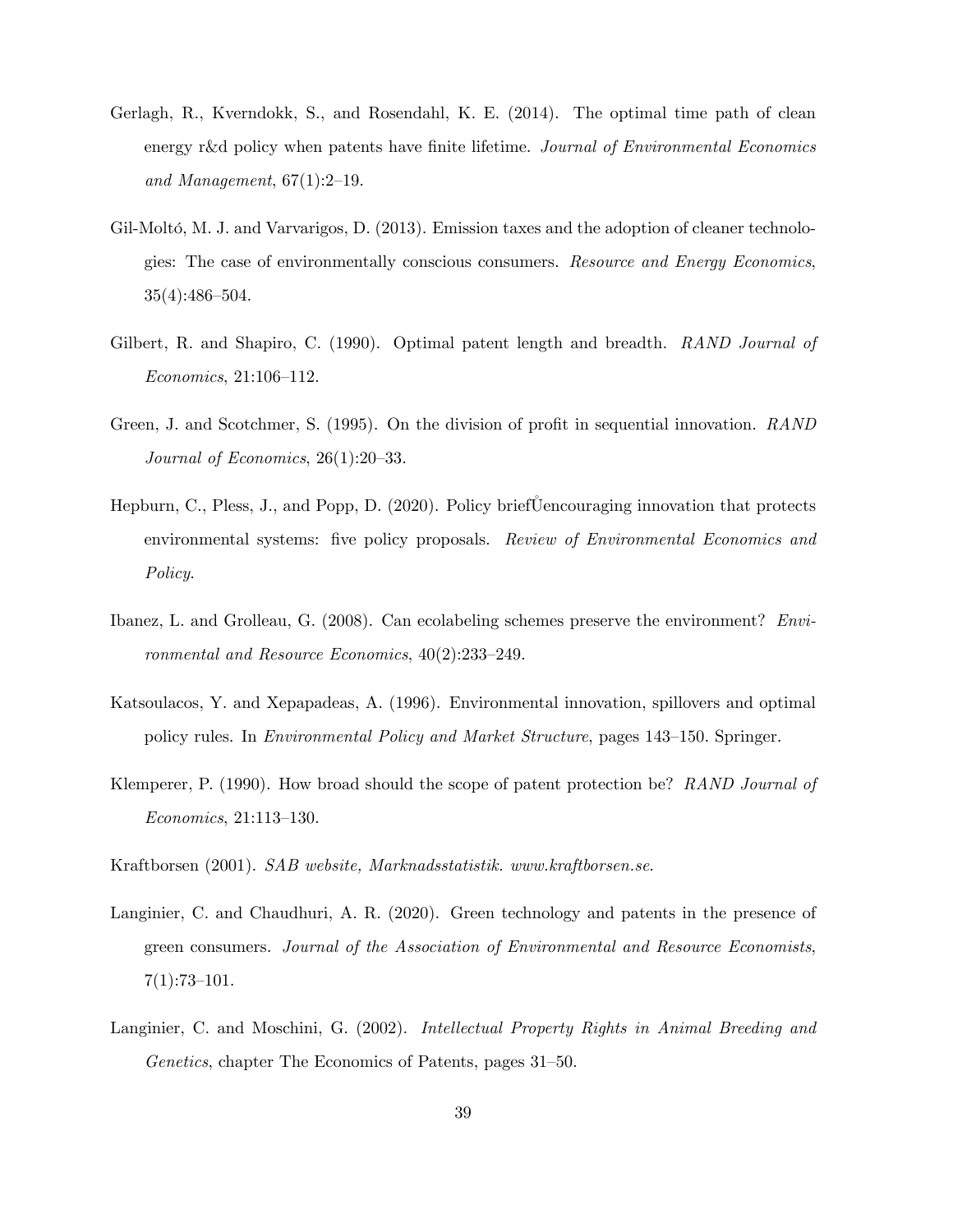Gerlagh, R., Kverndokk, S., and Rosendahl, K. E. (2014). The optimal time path of clean energy r&d policy when patents have finite lifetime. *Journal of Environmental Economics and Management*, 67(1):2–19.

Gil-Moltó, M. J. and Varvarigos, D. (2013). Emission taxes and the adoption of cleaner technologies: The case of environmentally conscious consumers. *Resource and Energy Economics*, 35(4):486–504.

Gilbert, R. and Shapiro, C. (1990). Optimal patent length and breadth. *RAND Journal of Economics*, 21:106–112.

Green, J. and Scotchmer, S. (1995). On the division of profit in sequential innovation. *RAND Journal of Economics*, 26(1):20–33.

Hepburn, C., Pless, J., and Popp, D. (2020). Policy briefŮencouraging innovation that protects environmental systems: five policy proposals. *Review of Environmental Economics and Policy*.

Ibanez, L. and Grolleau, G. (2008). Can ecolabeling schemes preserve the environment? *Environmental and Resource Economics*, 40(2):233–249.

Katsoulacos, Y. and Xepapadeas, A. (1996). Environmental innovation, spillovers and optimal policy rules. In *Environmental Policy and Market Structure*, pages 143–150. Springer.

Klemperer, P. (1990). How broad should the scope of patent protection be? *RAND Journal of Economics*, 21:113–130.

Kraftborsen (2001). *SAB website, Marknadsstatistik. www.kraftborsen.se*.

Langinier, C. and Chaudhuri, A. R. (2020). Green technology and patents in the presence of green consumers. *Journal of the Association of Environmental and Resource Economists*, 7(1):73–101.

Langinier, C. and Moschini, G. (2002). *Intellectual Property Rights in Animal Breeding and Genetics*, chapter The Economics of Patents, pages 31–50.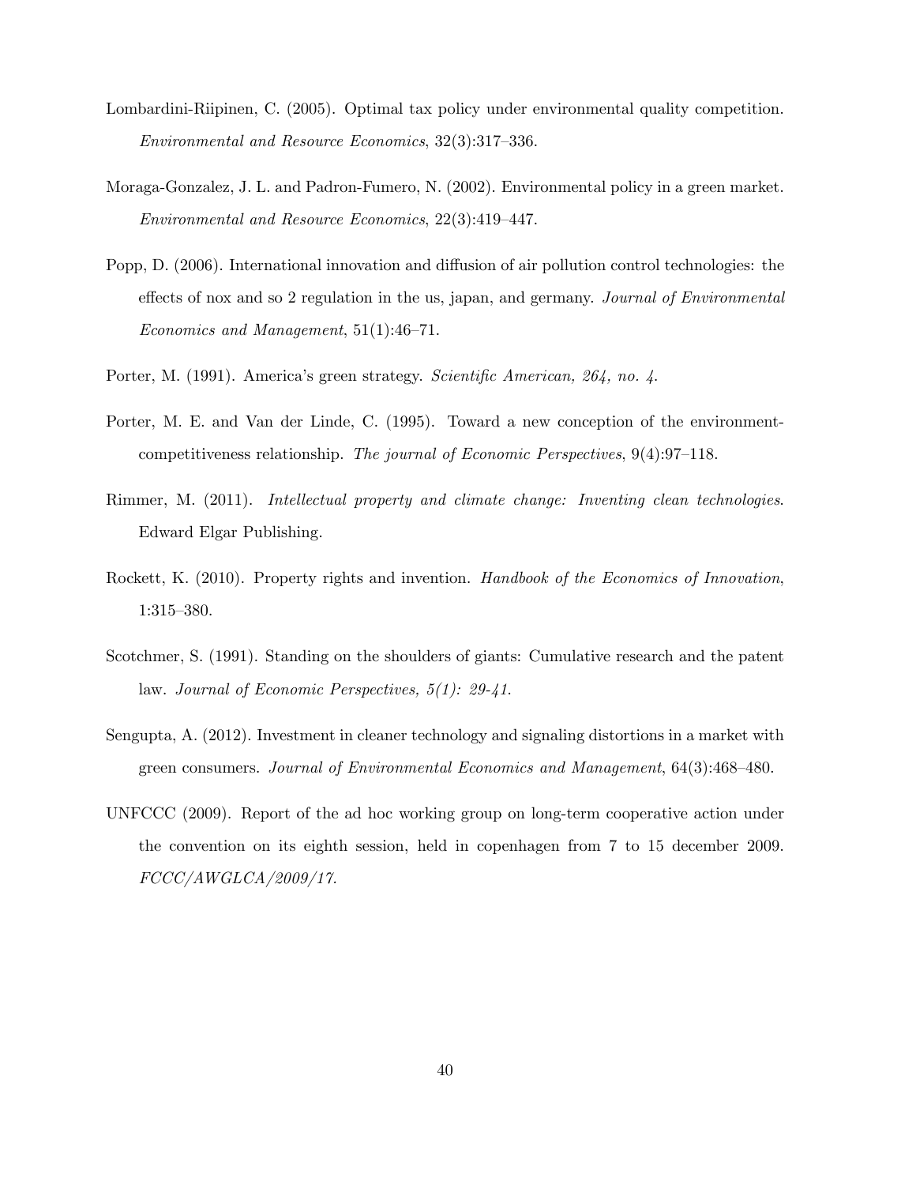Lombardini-Riipinen, C. (2005). Optimal tax policy under environmental quality competition. *Environmental and Resource Economics*, 32(3):317–336.

Moraga-Gonzalez, J. L. and Padron-Fumero, N. (2002). Environmental policy in a green market. *Environmental and Resource Economics*, 22(3):419–447.

Popp, D. (2006). International innovation and diffusion of air pollution control technologies: the effects of nox and so 2 regulation in the us, japan, and germany. *Journal of Environmental Economics and Management*, 51(1):46–71.

Porter, M. (1991). America's green strategy. *Scientific American, 264, no. 4*.

Porter, M. E. and Van der Linde, C. (1995). Toward a new conception of the environment-competitiveness relationship. *The journal of Economic Perspectives*, 9(4):97–118.

Rimmer, M. (2011). *Intellectual property and climate change: Inventing clean technologies*. Edward Elgar Publishing.

Rockett, K. (2010). Property rights and invention. *Handbook of the Economics of Innovation*, 1:315–380.

Scotchmer, S. (1991). Standing on the shoulders of giants: Cumulative research and the patent law. *Journal of Economic Perspectives, 5(1): 29-41*.

Sengupta, A. (2012). Investment in cleaner technology and signaling distortions in a market with green consumers. *Journal of Environmental Economics and Management*, 64(3):468–480.

UNFCCC (2009). Report of the ad hoc working group on long-term cooperative action under the convention on its eighth session, held in copenhagen from 7 to 15 december 2009. *FCCC/AWGLCA/2009/17*.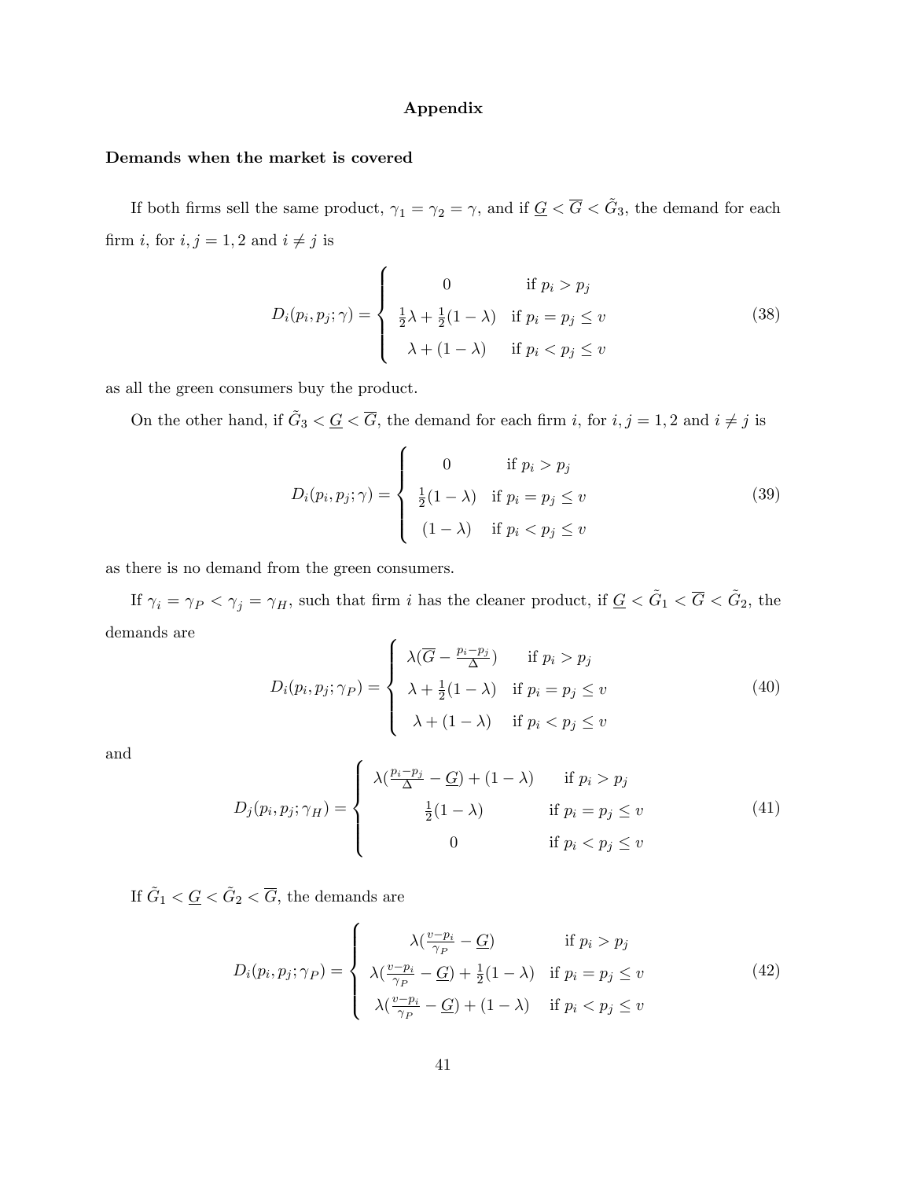# Appendix

## Demands when the market is covered

If both firms sell the same product, $\gamma_1 = \gamma_2 = \gamma$, and if $\underline{G} < \overline{G} < \tilde{G}_3$, the demand for each firm $i$, for $i, j = 1, 2$ and $i \neq j$ is

$$D_i(p_i, p_j; \gamma) = \begin{cases} 0 & \text{if } p_i > p_j \\ \frac{1}{2}\lambda + \frac{1}{2}(1-\lambda) & \text{if } p_i = p_j \leq v \\ \lambda + (1-\lambda) & \text{if } p_i < p_j \leq v \end{cases} \tag{38}$$

as all the green consumers buy the product.

On the other hand, if $\tilde{G}_3 < \underline{G} < \overline{G}$, the demand for each firm $i$, for $i, j = 1, 2$ and $i \neq j$ is

$$D_i(p_i, p_j; \gamma) = \begin{cases} 0 & \text{if } p_i > p_j \\ \frac{1}{2}(1-\lambda) & \text{if } p_i = p_j \leq v \\ (1-\lambda) & \text{if } p_i < p_j \leq v \end{cases} \tag{39}$$

as there is no demand from the green consumers.

If $\gamma_i = \gamma_P < \gamma_j = \gamma_H$, such that firm $i$ has the cleaner product, if $\underline{G} < \tilde{G}_1 < \overline{G} < \tilde{G}_2$, the demands are

$$D_i(p_i, p_j; \gamma_P) = \begin{cases} \lambda(\overline{G} - \frac{p_i - p_j}{\Delta}) & \text{if } p_i > p_j \\ \lambda + \frac{1}{2}(1-\lambda) & \text{if } p_i = p_j \leq v \\ \lambda + (1-\lambda) & \text{if } p_i < p_j \leq v \end{cases} \tag{40}$$

and

$$D_j(p_i, p_j; \gamma_H) = \begin{cases} \lambda(\frac{p_i - p_j}{\Delta} - \underline{G}) + (1-\lambda) & \text{if } p_i > p_j \\ \frac{1}{2}(1-\lambda) & \text{if } p_i = p_j \leq v \\ 0 & \text{if } p_i < p_j \leq v \end{cases} \tag{41}$$

If $\tilde{G}_1 < \underline{G} < \tilde{G}_2 < \overline{G}$, the demands are

$$D_i(p_i, p_j; \gamma_P) = \begin{cases} \lambda(\frac{v - p_i}{\gamma_P} - \underline{G}) & \text{if } p_i > p_j \\ \lambda(\frac{v - p_i}{\gamma_P} - \underline{G}) + \frac{1}{2}(1-\lambda) & \text{if } p_i = p_j \leq v \\ \lambda(\frac{v - p_i}{\gamma_P} - \underline{G}) + (1-\lambda) & \text{if } p_i < p_j \leq v \end{cases} \tag{42}$$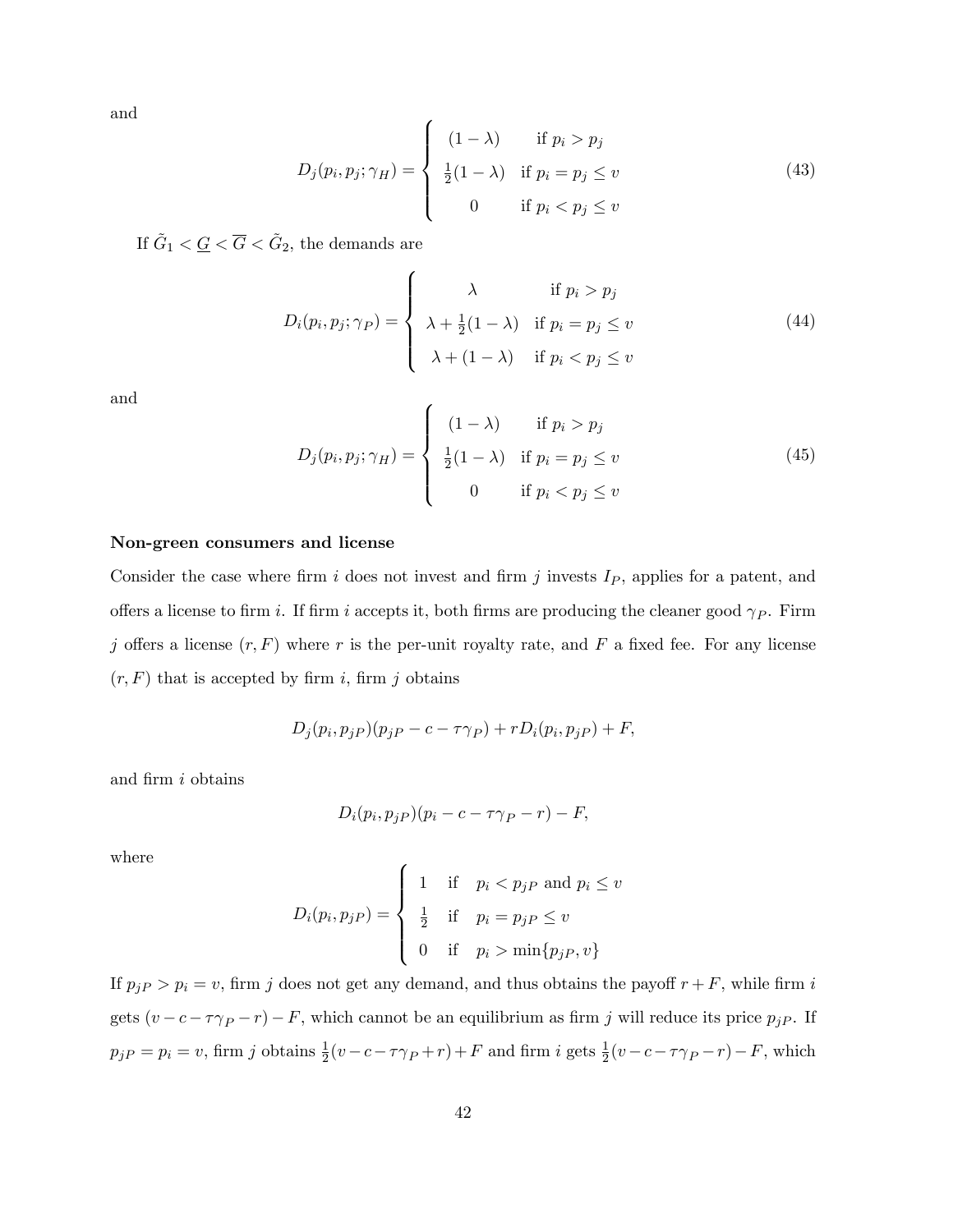and

$$
D_j(p_i, p_j; \gamma_H) = \begin{cases} (1-\lambda) & \text{if } p_i > p_j \\ \frac{1}{2}(1-\lambda) & \text{if } p_i = p_j \leq v \\ 0 & \text{if } p_i < p_j \leq v \end{cases} \tag{43}
$$

If $\tilde{G}_1 < \underline{G} < \overline{G} < \tilde{G}_2$, the demands are

$$
D_i(p_i, p_j; \gamma_P) = \begin{cases} \lambda & \text{if } p_i > p_j \\ \lambda + \frac{1}{2}(1-\lambda) & \text{if } p_i = p_j \leq v \\ \lambda + (1-\lambda) & \text{if } p_i < p_j \leq v \end{cases} \tag{44}
$$

and

$$
D_j(p_i, p_j; \gamma_H) = \begin{cases} (1-\lambda) & \text{if } p_i > p_j \\ \frac{1}{2}(1-\lambda) & \text{if } p_i = p_j \leq v \\ 0 & \text{if } p_i < p_j \leq v \end{cases} \tag{45}
$$

**Non-green consumers and license**

Consider the case where firm $i$ does not invest and firm $j$ invests $I_P$, applies for a patent, and offers a license to firm $i$. If firm $i$ accepts it, both firms are producing the cleaner good $\gamma_P$. Firm $j$ offers a license $(r, F)$ where $r$ is the per-unit royalty rate, and $F$ a fixed fee. For any license $(r, F)$ that is accepted by firm $i$, firm $j$ obtains

$$
D_j(p_i, p_{jP})(p_{jP} - c - \tau\gamma_P) + rD_i(p_i, p_{jP}) + F,
$$

and firm $i$ obtains

$$
D_i(p_i, p_{jP})(p_i - c - \tau\gamma_P - r) - F,
$$

where

$$
D_i(p_i, p_{jP}) = \begin{cases} 1 & \text{if } \quad p_i < p_{jP} \text{ and } p_i \leq v \\ \frac{1}{2} & \text{if } \quad p_i = p_{jP} \leq v \\ 0 & \text{if } \quad p_i > \min\{p_{jP}, v\} \end{cases}
$$

If $p_{jP} > p_i = v$, firm $j$ does not get any demand, and thus obtains the payoff $r + F$, while firm $i$ gets $(v - c - \tau\gamma_P - r) - F$, which cannot be an equilibrium as firm $j$ will reduce its price $p_{jP}$. If $p_{jP} = p_i = v$, firm $j$ obtains $\frac{1}{2}(v - c - \tau\gamma_P + r) + F$ and firm $i$ gets $\frac{1}{2}(v - c - \tau\gamma_P - r) - F$, which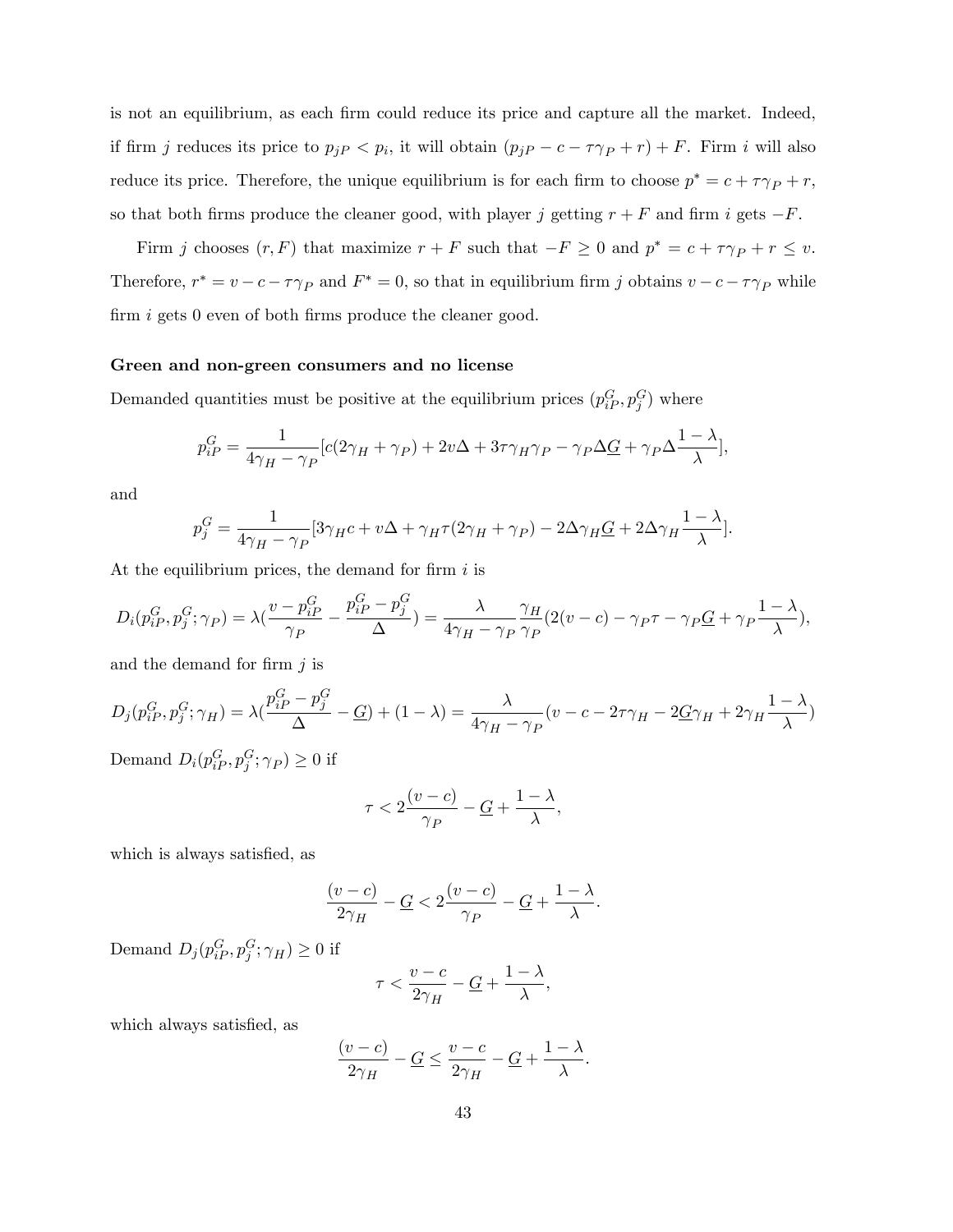is not an equilibrium, as each firm could reduce its price and capture all the market. Indeed, if firm $j$ reduces its price to $p_{jP} < p_i$, it will obtain $(p_{jP} - c - \tau\gamma_P + r) + F$. Firm $i$ will also reduce its price. Therefore, the unique equilibrium is for each firm to choose $p^* = c + \tau\gamma_P + r$, so that both firms produce the cleaner good, with player $j$ getting $r + F$ and firm $i$ gets $-F$.

Firm $j$ chooses $(r, F)$ that maximize $r + F$ such that $-F \geq 0$ and $p^* = c + \tau\gamma_P + r \leq v$. Therefore, $r^* = v - c - \tau\gamma_P$ and $F^* = 0$, so that in equilibrium firm $j$ obtains $v - c - \tau\gamma_P$ while firm $i$ gets 0 even of both firms produce the cleaner good.

**Green and non-green consumers and no license**

Demanded quantities must be positive at the equilibrium prices $(p_{iP}^G, p_j^G)$ where

$$p_{iP}^G = \frac{1}{4\gamma_H - \gamma_P}[c(2\gamma_H + \gamma_P) + 2v\Delta + 3\tau\gamma_H\gamma_P - \gamma_P\Delta\underline{G} + \gamma_P\Delta\frac{1-\lambda}{\lambda}],$$

and

$$p_j^G = \frac{1}{4\gamma_H - \gamma_P}[3\gamma_H c + v\Delta + \gamma_H\tau(2\gamma_H + \gamma_P) - 2\Delta\gamma_H\underline{G} + 2\Delta\gamma_H\frac{1-\lambda}{\lambda}].$$

At the equilibrium prices, the demand for firm $i$ is

$$D_i(p_{iP}^G, p_j^G; \gamma_P) = \lambda(\frac{v - p_{iP}^G}{\gamma_P} - \frac{p_{iP}^G - p_j^G}{\Delta}) = \frac{\lambda}{4\gamma_H - \gamma_P}\frac{\gamma_H}{\gamma_P}(2(v-c) - \gamma_P\tau - \gamma_P\underline{G} + \gamma_P\frac{1-\lambda}{\lambda}),$$

and the demand for firm $j$ is

$$D_j(p_{iP}^G, p_j^G; \gamma_H) = \lambda(\frac{p_{iP}^G - p_j^G}{\Delta} - \underline{G}) + (1-\lambda) = \frac{\lambda}{4\gamma_H - \gamma_P}(v - c - 2\tau\gamma_H - 2\underline{G}\gamma_H + 2\gamma_H\frac{1-\lambda}{\lambda})$$

Demand $D_i(p_{iP}^G, p_j^G; \gamma_P) \geq 0$ if

$$\tau < 2\frac{(v-c)}{\gamma_P} - \underline{G} + \frac{1-\lambda}{\lambda},$$

which is always satisfied, as

$$\frac{(v-c)}{2\gamma_H} - \underline{G} < 2\frac{(v-c)}{\gamma_P} - \underline{G} + \frac{1-\lambda}{\lambda}.$$

Demand $D_j(p_{iP}^G, p_j^G; \gamma_H) \geq 0$ if

$$\tau < \frac{v-c}{2\gamma_H} - \underline{G} + \frac{1-\lambda}{\lambda},$$

which always satisfied, as

$$\frac{(v-c)}{2\gamma_H} - \underline{G} \leq \frac{v-c}{2\gamma_H} - \underline{G} + \frac{1-\lambda}{\lambda}.$$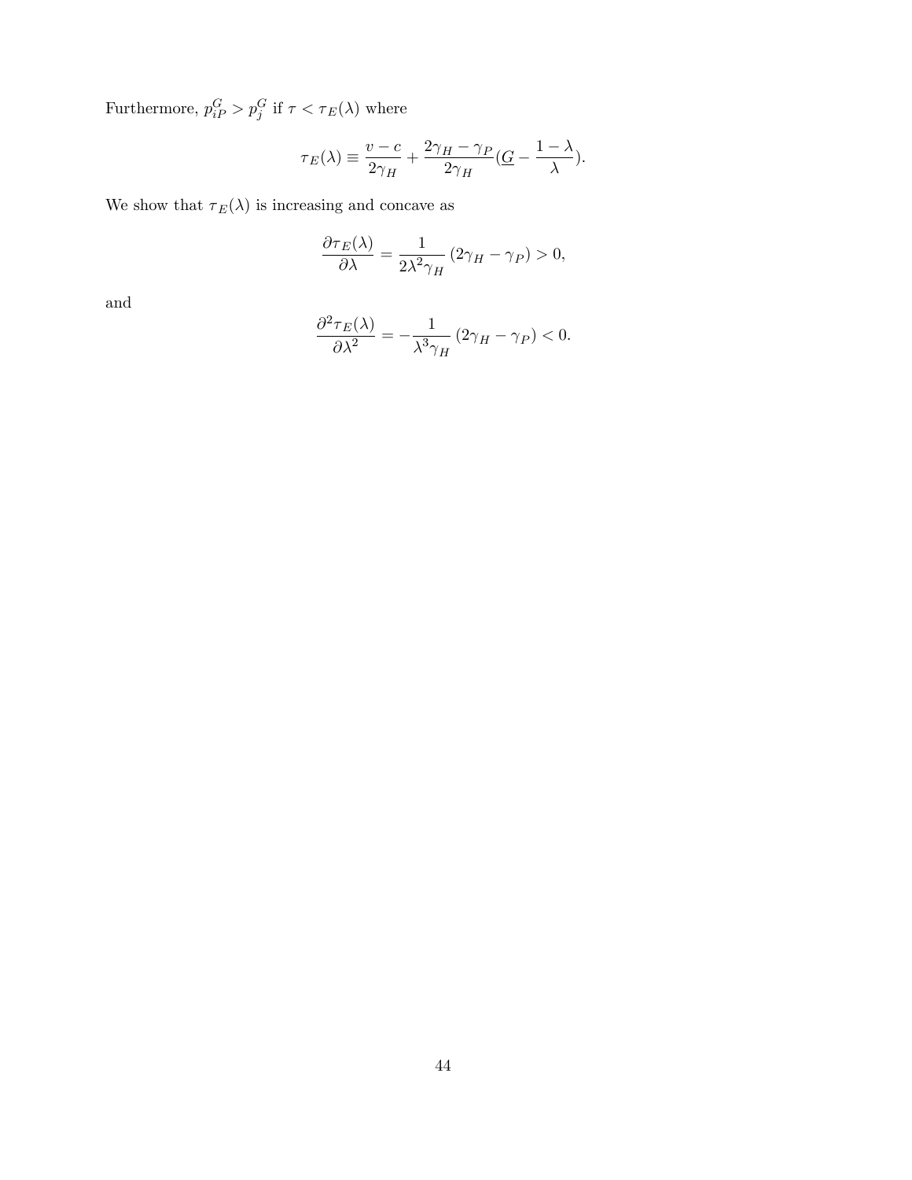Furthermore, $p_{iP}^G > p_j^G$ if $\tau < \tau_E(\lambda)$ where

$$\tau_E(\lambda) \equiv \frac{v-c}{2\gamma_H} + \frac{2\gamma_H - \gamma_P}{2\gamma_H}(\underline{G} - \frac{1-\lambda}{\lambda}).$$

We show that $\tau_E(\lambda)$ is increasing and concave as

$$\frac{\partial \tau_E(\lambda)}{\partial \lambda} = \frac{1}{2\lambda^2 \gamma_H}\left(2\gamma_H - \gamma_P\right) > 0,$$

and

$$\frac{\partial^2 \tau_E(\lambda)}{\partial \lambda^2} = -\frac{1}{\lambda^3 \gamma_H}\left(2\gamma_H - \gamma_P\right) < 0.$$